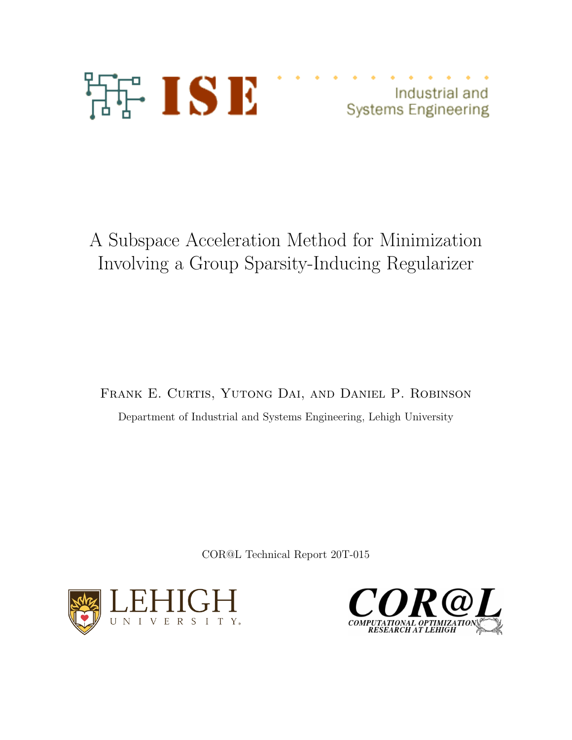ISE Industrial and Systems Engineering

# A Subspace Acceleration Method for Minimization Involving a Group Sparsity-Inducing Regularizer

Frank E. Curtis, Yutong Dai, and Daniel P. Robinson

Department of Industrial and Systems Engineering, Lehigh University

COR@L Technical Report 20T-015

LEHIGH UNIVERSITY

COR@L COMPUTATIONAL OPTIMIZATION RESEARCH AT LEHIGH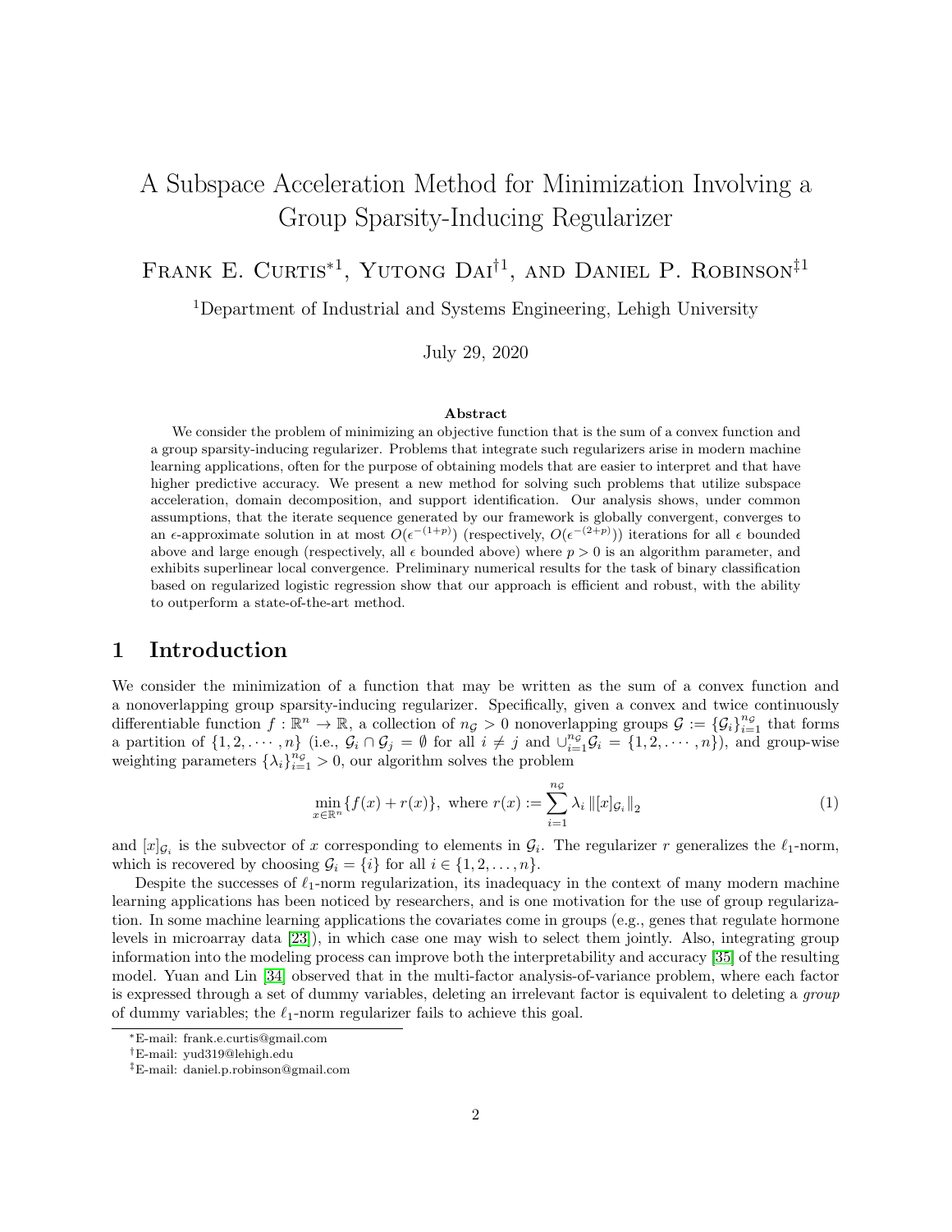# A Subspace Acceleration Method for Minimization Involving a Group Sparsity-Inducing Regularizer

Frank E. Curtis*[1], Yutong Dai†[1], and Daniel P. Robinson‡[1]

[1]Department of Industrial and Systems Engineering, Lehigh University

July 29, 2020

### Abstract

We consider the problem of minimizing an objective function that is the sum of a convex function and a group sparsity-inducing regularizer. Problems that integrate such regularizers arise in modern machine learning applications, often for the purpose of obtaining models that are easier to interpret and that have higher predictive accuracy. We present a new method for solving such problems that utilize subspace acceleration, domain decomposition, and support identification. Our analysis shows, under common assumptions, that the iterate sequence generated by our framework is globally convergent, converges to an $\epsilon$-approximate solution in at most $O(\epsilon^{-(1+p)})$ (respectively, $O(\epsilon^{-(2+p)})$) iterations for all $\epsilon$ bounded above and large enough (respectively, all $\epsilon$ bounded above) where $p > 0$ is an algorithm parameter, and exhibits superlinear local convergence. Preliminary numerical results for the task of binary classification based on regularized logistic regression show that our approach is efficient and robust, with the ability to outperform a state-of-the-art method.

## 1 Introduction

We consider the minimization of a function that may be written as the sum of a convex function and a nonoverlapping group sparsity-inducing regularizer. Specifically, given a convex and twice continuously differentiable function $f : \mathbb{R}^n \to \mathbb{R}$, a collection of $n_{\mathcal{G}} > 0$ nonoverlapping groups $\mathcal{G} := \{\mathcal{G}_i\}_{i=1}^{n_{\mathcal{G}}}$ that forms a partition of $\{1, 2, \cdots, n\}$ (i.e., $\mathcal{G}_i \cap \mathcal{G}_j = \emptyset$ for all $i \neq j$ and $\cup_{i=1}^{n_{\mathcal{G}}} \mathcal{G}_i = \{1, 2, \cdots, n\}$), and group-wise weighting parameters $\{\lambda_i\}_{i=1}^{n_{\mathcal{G}}} > 0$, our algorithm solves the problem

$$\min_{x \in \mathbb{R}^n} \{f(x) + r(x)\}, \text{ where } r(x) := \sum_{i=1}^{n_{\mathcal{G}}} \lambda_i \|[x]_{\mathcal{G}_i}\|_2 \tag{1}$$

and $[x]_{\mathcal{G}_i}$ is the subvector of $x$ corresponding to elements in $\mathcal{G}_i$. The regularizer $r$ generalizes the $\ell_1$-norm, which is recovered by choosing $\mathcal{G}_i = \{i\}$ for all $i \in \{1, 2, \ldots, n\}$.

Despite the successes of $\ell_1$-norm regularization, its inadequacy in the context of many modern machine learning applications has been noticed by researchers, and is one motivation for the use of group regularization. In some machine learning applications the covariates come in groups (e.g., genes that regulate hormone levels in microarray data [23]), in which case one may wish to select them jointly. Also, integrating group information into the modeling process can improve both the interpretability and accuracy [35] of the resulting model. Yuan and Lin [34] observed that in the multi-factor analysis-of-variance problem, where each factor is expressed through a set of dummy variables, deleting an irrelevant factor is equivalent to deleting a *group* of dummy variables; the $\ell_1$-norm regularizer fails to achieve this goal.

*E-mail: frank.e.curtis@gmail.com
†E-mail: yud319@lehigh.edu
‡E-mail: daniel.p.robinson@gmail.com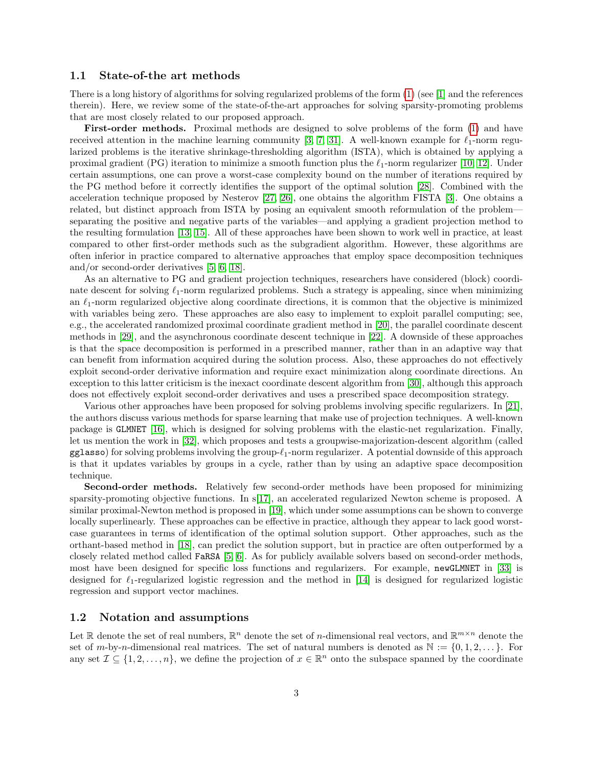### 1.1 State-of-the art methods

There is a long history of algorithms for solving regularized problems of the form (1) (see [1] and the references therein). Here, we review some of the state-of-the-art approaches for solving sparsity-promoting problems that are most closely related to our proposed approach.

**First-order methods.** Proximal methods are designed to solve problems of the form (1) and have received attention in the machine learning community [3, 7, 31]. A well-known example for $\ell_1$-norm regularized problems is the iterative shrinkage-thresholding algorithm (ISTA), which is obtained by applying a proximal gradient (PG) iteration to minimize a smooth function plus the $\ell_1$-norm regularizer [10, 12]. Under certain assumptions, one can prove a worst-case complexity bound on the number of iterations required by the PG method before it correctly identifies the support of the optimal solution [28]. Combined with the acceleration technique proposed by Nesterov [27, 26], one obtains the algorithm FISTA [3]. One obtains a related, but distinct approach from ISTA by posing an equivalent smooth reformulation of the problem—separating the positive and negative parts of the variables—and applying a gradient projection method to the resulting formulation [13, 15]. All of these approaches have been shown to work well in practice, at least compared to other first-order methods such as the subgradient algorithm. However, these algorithms are often inferior in practice compared to alternative approaches that employ space decomposition techniques and/or second-order derivatives [5, 6, 18].

As an alternative to PG and gradient projection techniques, researchers have considered (block) coordinate descent for solving $\ell_1$-norm regularized problems. Such a strategy is appealing, since when minimizing an $\ell_1$-norm regularized objective along coordinate directions, it is common that the objective is minimized with variables being zero. These approaches are also easy to implement to exploit parallel computing; see, e.g., the accelerated randomized proximal coordinate gradient method in [20], the parallel coordinate descent methods in [29], and the asynchronous coordinate descent technique in [22]. A downside of these approaches is that the space decomposition is performed in a prescribed manner, rather than in an adaptive way that can benefit from information acquired during the solution process. Also, these approaches do not effectively exploit second-order derivative information and require exact minimization along coordinate directions. An exception to this latter criticism is the inexact coordinate descent algorithm from [30], although this approach does not effectively exploit second-order derivatives and uses a prescribed space decomposition strategy.

Various other approaches have been proposed for solving problems involving specific regularizers. In [21], the authors discuss various methods for sparse learning that make use of projection techniques. A well-known package is `GLMNET` [16], which is designed for solving problems with the elastic-net regularization. Finally, let us mention the work in [32], which proposes and tests a groupwise-majorization-descent algorithm (called `gglasso`) for solving problems involving the group-$\ell_1$-norm regularizer. A potential downside of this approach is that it updates variables by groups in a cycle, rather than by using an adaptive space decomposition technique.

**Second-order methods.** Relatively few second-order methods have been proposed for minimizing sparsity-promoting objective functions. In s[17], an accelerated regularized Newton scheme is proposed. A similar proximal-Newton method is proposed in [19], which under some assumptions can be shown to converge locally superlinearly. These approaches can be effective in practice, although they appear to lack good worst-case guarantees in terms of identification of the optimal solution support. Other approaches, such as the orthant-based method in [18], can predict the solution support, but in practice are often outperformed by a closely related method called `FaRSA` [5, 6]. As for publicly available solvers based on second-order methods, most have been designed for specific loss functions and regularizers. For example, `newGLMNET` in [33] is designed for $\ell_1$-regularized logistic regression and the method in [14] is designed for regularized logistic regression and support vector machines.

### 1.2 Notation and assumptions

Let $\mathbb{R}$ denote the set of real numbers, $\mathbb{R}^n$ denote the set of $n$-dimensional real vectors, and $\mathbb{R}^{m\times n}$ denote the set of $m$-by-$n$-dimensional real matrices. The set of natural numbers is denoted as $\mathbb{N} := \{0, 1, 2, \ldots\}$. For any set $\mathcal{I} \subseteq \{1, 2, \ldots, n\}$, we define the projection of $x \in \mathbb{R}^n$ onto the subspace spanned by the coordinate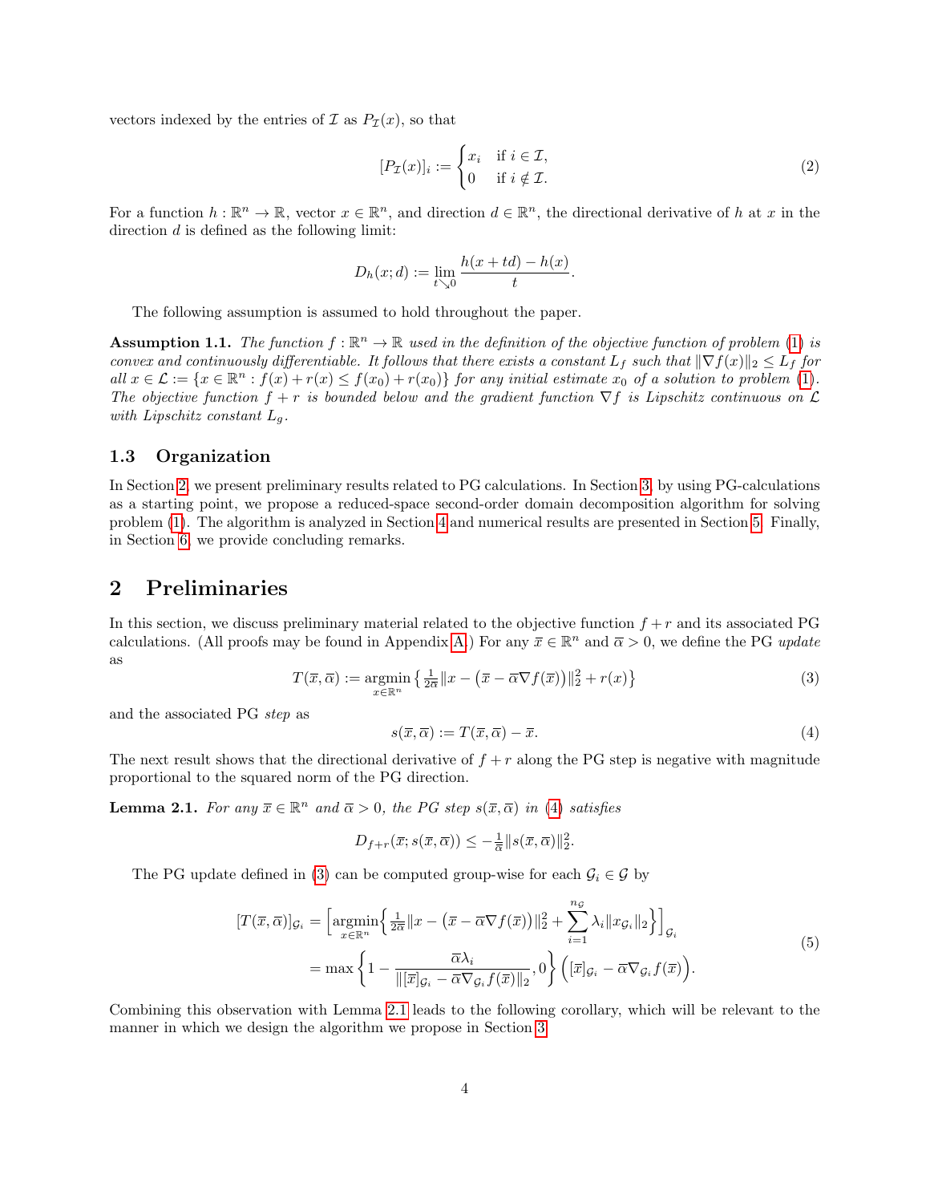vectors indexed by the entries of $\mathcal{I}$ as $P_{\mathcal{I}}(x)$, so that

$$[P_{\mathcal{I}}(x)]_i := \begin{cases} x_i & \text{if } i \in \mathcal{I}, \\ 0 & \text{if } i \notin \mathcal{I}. \end{cases} \tag{2}$$

For a function $h : \mathbb{R}^n \to \mathbb{R}$, vector $x \in \mathbb{R}^n$, and direction $d \in \mathbb{R}^n$, the directional derivative of $h$ at $x$ in the direction $d$ is defined as the following limit:

$$D_h(x; d) := \lim_{t \searrow 0} \frac{h(x + td) - h(x)}{t}.$$

The following assumption is assumed to hold throughout the paper.

**Assumption 1.1.** *The function $f : \mathbb{R}^n \to \mathbb{R}$ used in the definition of the objective function of problem (1) is convex and continuously differentiable. It follows that there exists a constant $L_f$ such that $\|\nabla f(x)\|_2 \leq L_f$ for all $x \in \mathcal{L} := \{x \in \mathbb{R}^n : f(x) + r(x) \leq f(x_0) + r(x_0)\}$ for any initial estimate $x_0$ of a solution to problem (1). The objective function $f + r$ is bounded below and the gradient function $\nabla f$ is Lipschitz continuous on $\mathcal{L}$ with Lipschitz constant $L_g$.*

### 1.3 Organization

In Section 2, we present preliminary results related to PG calculations. In Section 3, by using PG-calculations as a starting point, we propose a reduced-space second-order domain decomposition algorithm for solving problem (1). The algorithm is analyzed in Section 4 and numerical results are presented in Section 5. Finally, in Section 6, we provide concluding remarks.

## 2 Preliminaries

In this section, we discuss preliminary material related to the objective function $f + r$ and its associated PG calculations. (All proofs may be found in Appendix A.) For any $\overline{x} \in \mathbb{R}^n$ and $\overline{\alpha} > 0$, we define the PG *update* as

$$T(\overline{x}, \overline{\alpha}) := \underset{x \in \mathbb{R}^n}{\operatorname{argmin}} \left\{ \tfrac{1}{2\overline{\alpha}} \|x - \big(\overline{x} - \overline{\alpha} \nabla f(\overline{x})\big)\|_2^2 + r(x) \right\} \tag{3}$$

and the associated PG *step* as

$$s(\overline{x}, \overline{\alpha}) := T(\overline{x}, \overline{\alpha}) - \overline{x}. \tag{4}$$

The next result shows that the directional derivative of $f + r$ along the PG step is negative with magnitude proportional to the squared norm of the PG direction.

**Lemma 2.1.** *For any $\overline{x} \in \mathbb{R}^n$ and $\overline{\alpha} > 0$, the PG step $s(\overline{x}, \overline{\alpha})$ in (4) satisfies*

$$D_{f+r}(\overline{x}; s(\overline{x}, \overline{\alpha})) \leq -\tfrac{1}{\overline{\alpha}} \|s(\overline{x}, \overline{\alpha})\|_2^2.$$

The PG update defined in (3) can be computed group-wise for each $\mathcal{G}_i \in \mathcal{G}$ by

$$\begin{aligned} [T(\overline{x}, \overline{\alpha})]_{\mathcal{G}_i} &= \Big[ \underset{x \in \mathbb{R}^n}{\operatorname{argmin}} \Big\{ \tfrac{1}{2\overline{\alpha}} \|x - \big(\overline{x} - \overline{\alpha} \nabla f(\overline{x})\big)\|_2^2 + \sum_{i=1}^{n_{\mathcal{G}}} \lambda_i \|x_{\mathcal{G}_i}\|_2 \Big\} \Big]_{\mathcal{G}_i} \\ &= \max \left\{ 1 - \frac{\overline{\alpha} \lambda_i}{\|[\overline{x}]_{\mathcal{G}_i} - \overline{\alpha} \nabla_{\mathcal{G}_i} f(\overline{x})\|_2}, 0 \right\} \Big( [\overline{x}]_{\mathcal{G}_i} - \overline{\alpha} \nabla_{\mathcal{G}_i} f(\overline{x}) \Big). \end{aligned} \tag{5}$$

Combining this observation with Lemma 2.1 leads to the following corollary, which will be relevant to the manner in which we design the algorithm we propose in Section 3.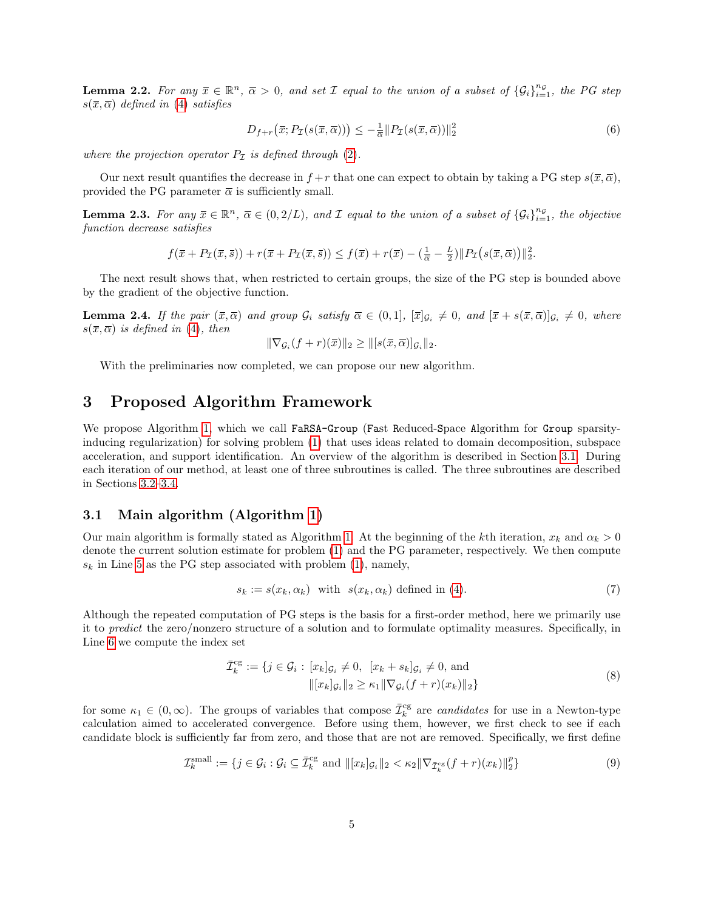**Lemma 2.2.** *For any $\overline{x} \in \mathbb{R}^n$, $\overline{\alpha} > 0$, and set $\mathcal{I}$ equal to the union of a subset of $\{\mathcal{G}_i\}_{i=1}^{n_\mathcal{G}}$, the PG step $s(\overline{x}, \overline{\alpha})$ defined in (4) satisfies*

$$
D_{f+r}\big(\overline{x}; P_\mathcal{I}(s(\overline{x}, \overline{\alpha}))\big) \leq -\tfrac{1}{\overline{\alpha}} \|P_\mathcal{I}(s(\overline{x}, \overline{\alpha}))\|_2^2 \tag{6}
$$

*where the projection operator $P_\mathcal{I}$ is defined through (2).*

Our next result quantifies the decrease in $f+r$ that one can expect to obtain by taking a PG step $s(\overline{x}, \overline{\alpha})$, provided the PG parameter $\overline{\alpha}$ is sufficiently small.

**Lemma 2.3.** *For any $\overline{x} \in \mathbb{R}^n$, $\overline{\alpha} \in (0, 2/L)$, and $\mathcal{I}$ equal to the union of a subset of $\{\mathcal{G}_i\}_{i=1}^{n_\mathcal{G}}$, the objective function decrease satisfies*

$$
f(\overline{x} + P_\mathcal{I}(\overline{x}, \overline{s})) + r(\overline{x} + P_\mathcal{I}(\overline{x}, \overline{s})) \leq f(\overline{x}) + r(\overline{x}) - (\tfrac{1}{\overline{\alpha}} - \tfrac{L}{2}) \|P_\mathcal{I}\big(s(\overline{x}, \overline{\alpha})\big)\|_2^2.
$$

The next result shows that, when restricted to certain groups, the size of the PG step is bounded above by the gradient of the objective function.

**Lemma 2.4.** *If the pair $(\overline{x}, \overline{\alpha})$ and group $\mathcal{G}_i$ satisfy $\overline{\alpha} \in (0, 1]$, $[\overline{x}]_{\mathcal{G}_i} \neq 0$, and $[\overline{x} + s(\overline{x}, \overline{\alpha})]_{\mathcal{G}_i} \neq 0$, where $s(\overline{x}, \overline{\alpha})$ is defined in (4), then*

$$
\|\nabla_{\mathcal{G}_i}(f+r)(\overline{x})\|_2 \geq \|[s(\overline{x}, \overline{\alpha})]_{\mathcal{G}_i}\|_2.
$$

With the preliminaries now completed, we can propose our new algorithm.

## 3 Proposed Algorithm Framework

We propose Algorithm 1, which we call `FaRSA-Group` (**Fa**st **R**educed-**S**pace **A**lgorithm for **Group** sparsity-inducing regularization) for solving problem (1) that uses ideas related to domain decomposition, subspace acceleration, and support identification. An overview of the algorithm is described in Section 3.1. During each iteration of our method, at least one of three subroutines is called. The three subroutines are described in Sections 3.2–3.4.

### 3.1 Main algorithm (Algorithm 1)

Our main algorithm is formally stated as Algorithm 1. At the beginning of the $k$th iteration, $x_k$ and $\alpha_k > 0$ denote the current solution estimate for problem (1) and the PG parameter, respectively. We then compute $s_k$ in Line 5 as the PG step associated with problem (1), namely,

$$
s_k := s(x_k, \alpha_k) \;\; \text{with} \;\; s(x_k, \alpha_k) \text{ defined in (4).} \tag{7}
$$

Although the repeated computation of PG steps is the basis for a first-order method, here we primarily use it to *predict* the zero/nonzero structure of a solution and to formulate optimality measures. Specifically, in Line 6 we compute the index set

$$
\begin{aligned}
\bar{\mathcal{I}}_k^{\text{cg}} := \{ j \in \mathcal{G}_i : \; & [x_k]_{\mathcal{G}_i} \neq 0, \;\; [x_k + s_k]_{\mathcal{G}_i} \neq 0, \text{ and} \\
& \|[x_k]_{\mathcal{G}_i}\|_2 \geq \kappa_1 \|\nabla_{\mathcal{G}_i}(f+r)(x_k)\|_2 \}
\end{aligned} \tag{8}
$$

for some $\kappa_1 \in (0, \infty)$. The groups of variables that compose $\bar{\mathcal{I}}_k^{\text{cg}}$ are *candidates* for use in a Newton-type calculation aimed to accelerated convergence. Before using them, however, we first check to see if each candidate block is sufficiently far from zero, and those that are not are removed. Specifically, we first define

$$
\mathcal{I}_k^{\text{small}} := \{ j \in \mathcal{G}_i : \mathcal{G}_i \subseteq \bar{\mathcal{I}}_k^{\text{cg}} \text{ and } \|[x_k]_{\mathcal{G}_i}\|_2 < \kappa_2 \|\nabla_{\bar{\mathcal{I}}_k^{\text{cg}}}(f+r)(x_k)\|_2^p \} \tag{9}
$$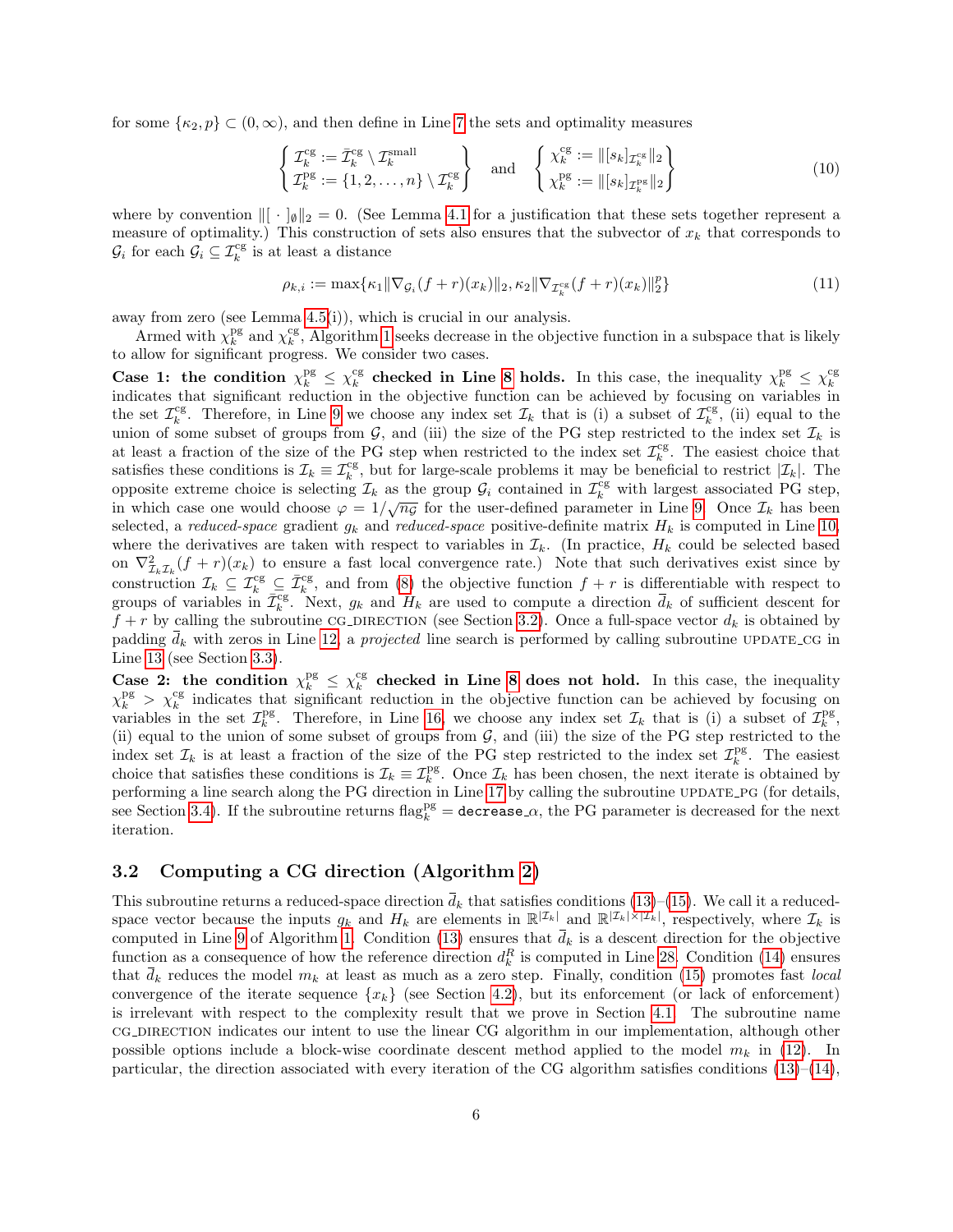for some $\{\kappa_2, p\} \subset (0, \infty)$, and then define in Line 7 the sets and optimality measures

$$\left\{ \begin{array}{l} \mathcal{I}_k^{\rm cg} := \bar{\mathcal{I}}_k^{\rm cg} \setminus \mathcal{I}_k^{\rm small} \\ \mathcal{I}_k^{\rm pg} := \{1, 2, \ldots, n\} \setminus \mathcal{I}_k^{\rm cg} \end{array} \right\} \quad \text{and} \quad \left\{ \begin{array}{l} \chi_k^{\rm cg} := \|[s_k]_{\mathcal{I}_k^{\rm cg}}\|_2 \\ \chi_k^{\rm pg} := \|[s_k]_{\mathcal{I}_k^{\rm pg}}\|_2 \end{array} \right\} \tag{10}$$

where by convention $\|[\,\cdot\,]_\emptyset\|_2 = 0$. (See Lemma 4.1 for a justification that these sets together represent a measure of optimality.) This construction of sets also ensures that the subvector of $x_k$ that corresponds to $\mathcal{G}_i$ for each $\mathcal{G}_i \subseteq \mathcal{I}_k^{\rm cg}$ is at least a distance

$$\rho_{k,i} := \max\{\kappa_1 \|\nabla_{\mathcal{G}_i}(f+r)(x_k)\|_2, \kappa_2 \|\nabla_{\mathcal{I}_k^{\rm cg}}(f+r)(x_k)\|_2^p\} \tag{11}$$

away from zero (see Lemma 4.5(i)), which is crucial in our analysis.

Armed with $\chi_k^{\rm pg}$ and $\chi_k^{\rm cg}$, Algorithm 1 seeks decrease in the objective function in a subspace that is likely to allow for significant progress. We consider two cases.

**Case 1: the condition $\chi_k^{\rm pg} \leq \chi_k^{\rm cg}$ checked in Line 8 holds.** In this case, the inequality $\chi_k^{\rm pg} \leq \chi_k^{\rm cg}$ indicates that significant reduction in the objective function can be achieved by focusing on variables in the set $\mathcal{I}_k^{\rm cg}$. Therefore, in Line 9 we choose any index set $\mathcal{I}_k$ that is (i) a subset of $\mathcal{I}_k^{\rm cg}$, (ii) equal to the union of some subset of groups from $\mathcal{G}$, and (iii) the size of the PG step restricted to the index set $\mathcal{I}_k$ is at least a fraction of the size of the PG step when restricted to the index set $\mathcal{I}_k^{\rm cg}$. The easiest choice that satisfies these conditions is $\mathcal{I}_k \equiv \mathcal{I}_k^{\rm cg}$, but for large-scale problems it may be beneficial to restrict $|\mathcal{I}_k|$. The opposite extreme choice is selecting $\mathcal{I}_k$ as the group $\mathcal{G}_i$ contained in $\mathcal{I}_k^{\rm cg}$ with largest associated PG step, in which case one would choose $\varphi = 1/\sqrt{n_\mathcal{G}}$ for the user-defined parameter in Line 9. Once $\mathcal{I}_k$ has been selected, a *reduced-space* gradient $g_k$ and *reduced-space* positive-definite matrix $H_k$ is computed in Line 10, where the derivatives are taken with respect to variables in $\mathcal{I}_k$. (In practice, $H_k$ could be selected based on $\nabla^2_{\mathcal{I}_k\mathcal{I}_k}(f+r)(x_k)$ to ensure a fast local convergence rate.) Note that such derivatives exist since by construction $\mathcal{I}_k \subseteq \mathcal{I}_k^{\rm cg} \subseteq \bar{\mathcal{I}}_k^{\rm cg}$, and from (8) the objective function $f + r$ is differentiable with respect to groups of variables in $\bar{\mathcal{I}}_k^{\rm cg}$. Next, $g_k$ and $H_k$ are used to compute a direction $\bar{d}_k$ of sufficient descent for $f + r$ by calling the subroutine CG_DIRECTION (see Section 3.2). Once a full-space vector $d_k$ is obtained by padding $\bar{d}_k$ with zeros in Line 12, a *projected* line search is performed by calling subroutine UPDATE_CG in Line 13 (see Section 3.3).

**Case 2: the condition $\chi_k^{\rm pg} \leq \chi_k^{\rm cg}$ checked in Line 8 does not hold.** In this case, the inequality $\chi_k^{\rm pg} > \chi_k^{\rm cg}$ indicates that significant reduction in the objective function can be achieved by focusing on variables in the set $\mathcal{I}_k^{\rm pg}$. Therefore, in Line 16, we choose any index set $\mathcal{I}_k$ that is (i) a subset of $\mathcal{I}_k^{\rm pg}$, (ii) equal to the union of some subset of groups from $\mathcal{G}$, and (iii) the size of the PG step restricted to the index set $\mathcal{I}_k$ is at least a fraction of the size of the PG step restricted to the index set $\mathcal{I}_k^{\rm pg}$. The easiest choice that satisfies these conditions is $\mathcal{I}_k \equiv \mathcal{I}_k^{\rm pg}$. Once $\mathcal{I}_k$ has been chosen, the next iterate is obtained by performing a line search along the PG direction in Line 17 by calling the subroutine UPDATE_PG (for details, see Section 3.4). If the subroutine returns $\text{flag}_k^{\rm pg} = \texttt{decrease\_}\alpha$, the PG parameter is decreased for the next iteration.

### 3.2 Computing a CG direction (Algorithm 2)

This subroutine returns a reduced-space direction $\bar{d}_k$ that satisfies conditions (13)–(15). We call it a reduced-space vector because the inputs $g_k$ and $H_k$ are elements in $\mathbb{R}^{|\mathcal{I}_k|}$ and $\mathbb{R}^{|\mathcal{I}_k| \times |\mathcal{I}_k|}$, respectively, where $\mathcal{I}_k$ is computed in Line 9 of Algorithm 1. Condition (13) ensures that $\bar{d}_k$ is a descent direction for the objective function as a consequence of how the reference direction $d_k^R$ is computed in Line 28. Condition (14) ensures that $\bar{d}_k$ reduces the model $m_k$ at least as much as a zero step. Finally, condition (15) promotes fast *local* convergence of the iterate sequence $\{x_k\}$ (see Section 4.2), but its enforcement (or lack of enforcement) is irrelevant with respect to the complexity result that we prove in Section 4.1. The subroutine name CG_DIRECTION indicates our intent to use the linear CG algorithm in our implementation, although other possible options include a block-wise coordinate descent method applied to the model $m_k$ in (12). In particular, the direction associated with every iteration of the CG algorithm satisfies conditions (13)–(14),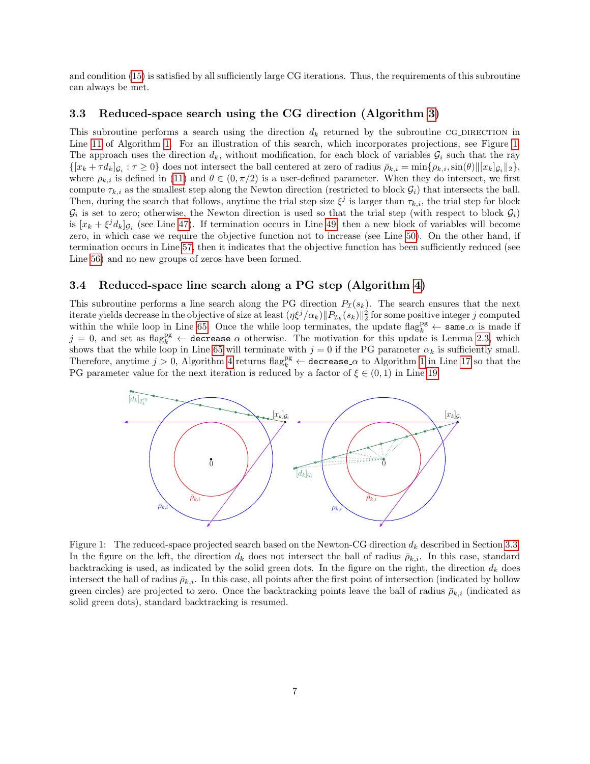and condition (15) is satisfied by all sufficiently large CG iterations. Thus, the requirements of this subroutine can always be met.

### 3.3 Reduced-space search using the CG direction (Algorithm 3)

This subroutine performs a search using the direction $d_k$ returned by the subroutine CG_DIRECTION in Line 11 of Algorithm 1. For an illustration of this search, which incorporates projections, see Figure 1. The approach uses the direction $d_k$, without modification, for each block of variables $\mathcal{G}_i$ such that the ray $\{[x_k + \tau d_k]_{\mathcal{G}_i} : \tau \geq 0\}$ does not intersect the ball centered at zero of radius $\bar{\rho}_{k,i} = \min\{\rho_{k,i}, \sin(\theta)\|[x_k]_{\mathcal{G}_i}\|_2\}$, where $\rho_{k,i}$ is defined in (11) and $\theta \in (0, \pi/2)$ is a user-defined parameter. When they do intersect, we first compute $\tau_{k,i}$ as the smallest step along the Newton direction (restricted to block $\mathcal{G}_i$) that intersects the ball. Then, during the search that follows, anytime the trial step size $\xi^j$ is larger than $\tau_{k,i}$, the trial step for block $\mathcal{G}_i$ is set to zero; otherwise, the Newton direction is used so that the trial step (with respect to block $\mathcal{G}_i$) is $[x_k + \xi^j d_k]_{\mathcal{G}_i}$ (see Line 47). If termination occurs in Line 49, then a new block of variables will become zero, in which case we require the objective function not to increase (see Line 50). On the other hand, if termination occurs in Line 57, then it indicates that the objective function has been sufficiently reduced (see Line 56) and no new groups of zeros have been formed.

### 3.4 Reduced-space line search along a PG step (Algorithm 4)

This subroutine performs a line search along the PG direction $P_{\mathcal{I}}(s_k)$. The search ensures that the next iterate yields decrease in the objective of size at least $(\eta\xi^j/\alpha_k)\|P_{\mathcal{I}_k}(s_k)\|_2^2$ for some positive integer $j$ computed within the while loop in Line 65. Once the while loop terminates, the update $\text{flag}_k^{\text{pg}} \leftarrow$ `same_`$\alpha$ is made if $j = 0$, and set as $\text{flag}_k^{\text{pg}} \leftarrow$ `decrease_`$\alpha$ otherwise. The motivation for this update is Lemma 2.3, which shows that the while loop in Line 65 will terminate with $j = 0$ if the PG parameter $\alpha_k$ is sufficiently small. Therefore, anytime $j > 0$, Algorithm 4 returns $\text{flag}_k^{\text{pg}} \leftarrow$ `decrease_`$\alpha$ to Algorithm 1 in Line 17 so that the PG parameter value for the next iteration is reduced by a factor of $\xi \in (0, 1)$ in Line 19.

Figure 1: The reduced-space projected search based on the Newton-CG direction $d_k$ described in Section 3.3. In the figure on the left, the direction $d_k$ does not intersect the ball of radius $\bar{\rho}_{k,i}$. In this case, standard backtracking is used, as indicated by the solid green dots. In the figure on the right, the direction $d_k$ does intersect the ball of radius $\bar{\rho}_{k,i}$. In this case, all points after the first point of intersection (indicated by hollow green circles) are projected to zero. Once the backtracking points leave the ball of radius $\bar{\rho}_{k,i}$ (indicated as solid green dots), standard backtracking is resumed.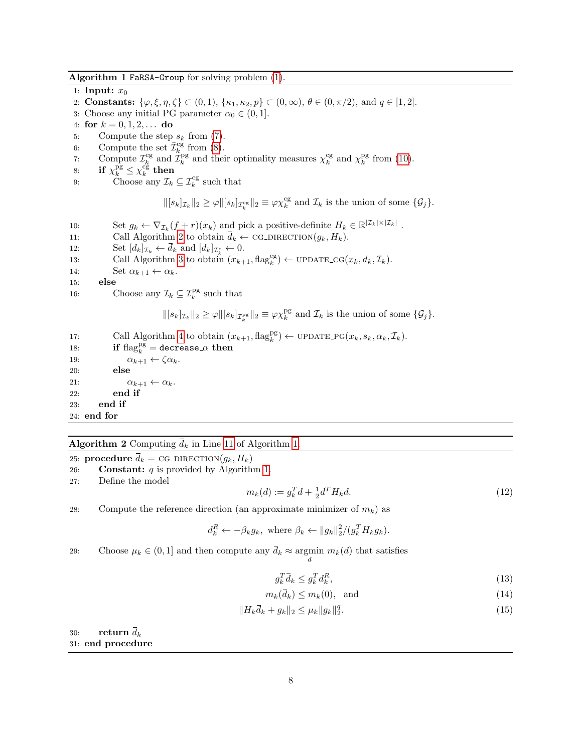**Algorithm 1** `FaRSA-Group` for solving problem (1).

1: **Input:** $x_0$
2: **Constants:** $\{\varphi, \xi, \eta, \zeta\} \subset (0,1)$, $\{\kappa_1, \kappa_2, p\} \subset (0,\infty)$, $\theta \in (0, \pi/2)$, and $q \in [1,2]$.
3: Choose any initial PG parameter $\alpha_0 \in (0,1]$.
4: **for** $k = 0, 1, 2, \ldots$ **do**
5: Compute the step $s_k$ from (7).
6: Compute the set $\overline{\mathcal{I}}_k^{\text{cg}}$ from (8).
7: Compute $\mathcal{I}_k^{\text{cg}}$ and $\mathcal{I}_k^{\text{pg}}$ and their optimality measures $\chi_k^{\text{cg}}$ and $\chi_k^{\text{pg}}$ from (10).
8: **if** $\chi_k^{\text{pg}} \le \chi_k^{\text{cg}}$ **then**
9: Choose any $\mathcal{I}_k \subseteq \mathcal{I}_k^{\text{cg}}$ such that

$$\|[s_k]_{\mathcal{I}_k}\|_2 \ge \varphi \|[s_k]_{\mathcal{I}_k^{\text{cg}}}\|_2 \equiv \varphi \chi_k^{\text{cg}} \text{ and } \mathcal{I}_k \text{ is the union of some } \{\mathcal{G}_j\}.$$

10: Set $g_k \leftarrow \nabla_{\mathcal{I}_k}(f + r)(x_k)$ and pick a positive-definite $H_k \in \mathbb{R}^{|\mathcal{I}_k| \times |\mathcal{I}_k|}$.
11: Call Algorithm 2 to obtain $\overline{d}_k \leftarrow \text{CG\_DIRECTION}(g_k, H_k)$.
12: Set $[d_k]_{\mathcal{I}_k} \leftarrow \overline{d}_k$ and $[d_k]_{\mathcal{I}_k^c} \leftarrow 0$.
13: Call Algorithm 3 to obtain $(x_{k+1}, \text{flag}_k^{\text{cg}}) \leftarrow \text{UPDATE\_CG}(x_k, d_k, \mathcal{I}_k)$.
14: Set $\alpha_{k+1} \leftarrow \alpha_k$.
15: **else**
16: Choose any $\mathcal{I}_k \subseteq \mathcal{I}_k^{\text{pg}}$ such that

$$\|[s_k]_{\mathcal{I}_k}\|_2 \ge \varphi \|[s_k]_{\mathcal{I}_k^{\text{pg}}}\|_2 \equiv \varphi \chi_k^{\text{pg}} \text{ and } \mathcal{I}_k \text{ is the union of some } \{\mathcal{G}_j\}.$$

17: Call Algorithm 4 to obtain $(x_{k+1}, \text{flag}_k^{\text{pg}}) \leftarrow \text{UPDATE\_PG}(x_k, s_k, \alpha_k, \mathcal{I}_k)$.
18: **if** $\text{flag}_k^{\text{pg}} = \texttt{decrease\_}\alpha$ **then**
19: $\alpha_{k+1} \leftarrow \zeta \alpha_k$.
20: **else**
21: $\alpha_{k+1} \leftarrow \alpha_k$.
22: **end if**
23: **end if**
24: **end for**

---

**Algorithm 2** Computing $\overline{d}_k$ in Line 11 of Algorithm 1.

25: **procedure** $\overline{d}_k = \text{CG\_DIRECTION}(g_k, H_k)$
26: **Constant:** $q$ is provided by Algorithm 1.
27: Define the model

$$m_k(d) := g_k^T d + \tfrac{1}{2} d^T H_k d. \tag{12}$$

28: Compute the reference direction (an approximate minimizer of $m_k$) as

$$d_k^R \leftarrow -\beta_k g_k, \text{ where } \beta_k \leftarrow \|g_k\|_2^2 / (g_k^T H_k g_k).$$

29: Choose $\mu_k \in (0,1]$ and then compute any $\overline{d}_k \approx \underset{d}{\operatorname{argmin}}\ m_k(d)$ that satisfies

$$g_k^T \overline{d}_k \le g_k^T d_k^R, \tag{13}$$

$$m_k(\overline{d}_k) \le m_k(0), \quad \text{and} \tag{14}$$

$$\|H_k \overline{d}_k + g_k\|_2 \le \mu_k \|g_k\|_2^q. \tag{15}$$

30: **return** $\overline{d}_k$
31: **end procedure**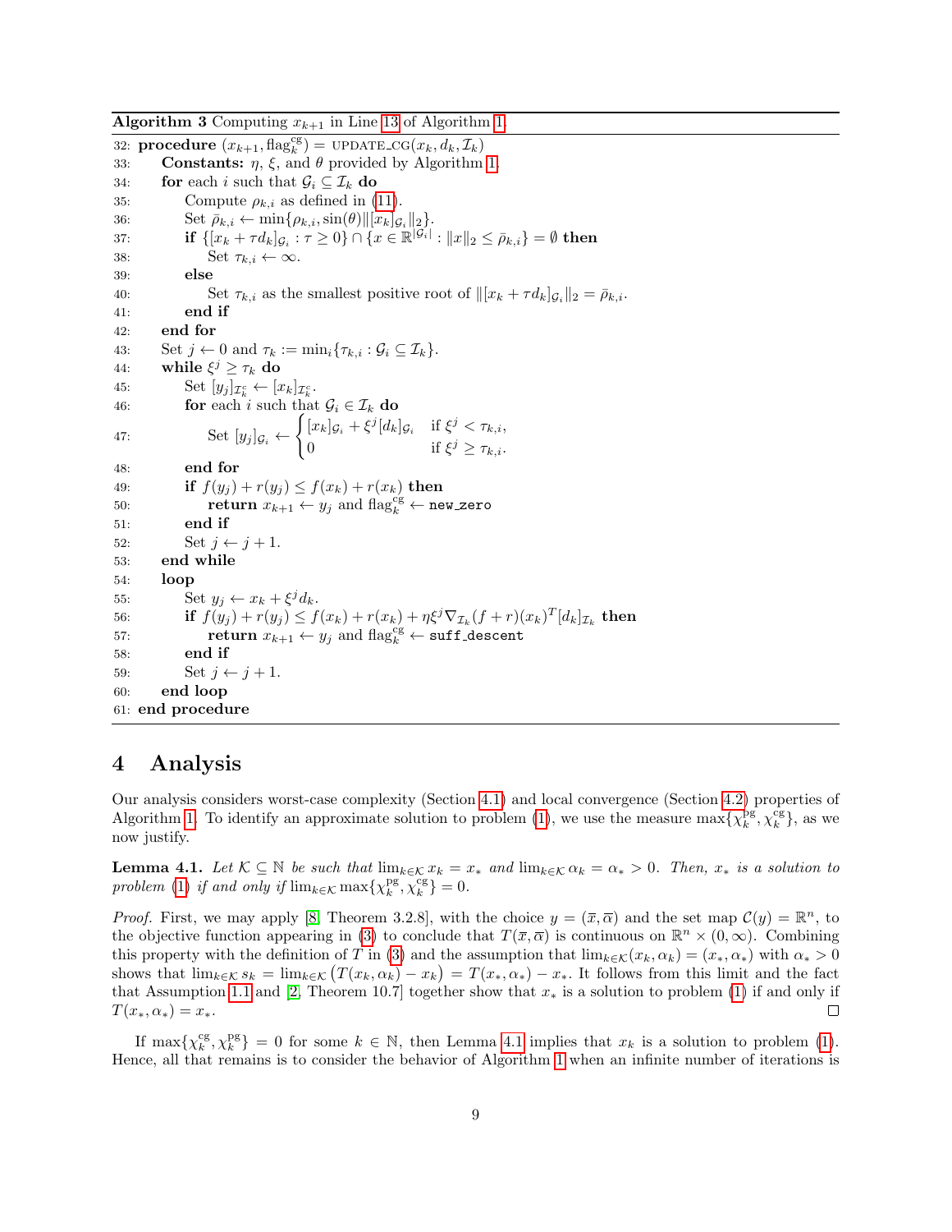**Algorithm 3** Computing $x_{k+1}$ in Line 13 of Algorithm 1.

```
32: procedure (x_{k+1}, flag_k^cg) = UPDATE_CG(x_k, d_k, I_k)
33:     Constants: η, ξ, and θ provided by Algorithm 1.
34:     for each i such that G_i ⊆ I_k do
35:         Compute ρ_{k,i} as defined in (11).
36:         Set ρ̄_{k,i} ← min{ρ_{k,i}, sin(θ)‖[x_k]_{G_i}‖_2}.
37:         if {[x_k + τd_k]_{G_i} : τ ≥ 0} ∩ {x ∈ R^{|G_i|} : ‖x‖_2 ≤ ρ̄_{k,i}} = ∅ then
38:             Set τ_{k,i} ← ∞.
39:         else
40:             Set τ_{k,i} as the smallest positive root of ‖[x_k + τd_k]_{G_i}‖_2 = ρ̄_{k,i}.
41:         end if
42:     end for
43:     Set j ← 0 and τ_k := min_i{τ_{k,i} : G_i ⊆ I_k}.
44:     while ξ^j ≥ τ_k do
45:         Set [y_j]_{I_k^c} ← [x_k]_{I_k^c}.
46:         for each i such that G_i ∈ I_k do
47:             Set [y_j]_{G_i} ← { [x_k]_{G_i} + ξ^j[d_k]_{G_i}   if ξ^j < τ_{k,i},
                                  { 0                             if ξ^j ≥ τ_{k,i}.
48:         end for
49:         if f(y_j) + r(y_j) ≤ f(x_k) + r(x_k) then
50:             return x_{k+1} ← y_j and flag_k^cg ← new_zero
51:         end if
52:         Set j ← j + 1.
53:     end while
54:     loop
55:         Set y_j ← x_k + ξ^j d_k.
56:         if f(y_j) + r(y_j) ≤ f(x_k) + r(x_k) + ηξ^j ∇_{I_k}(f + r)(x_k)^T [d_k]_{I_k} then
57:             return x_{k+1} ← y_j and flag_k^cg ← suff_descent
58:         end if
59:         Set j ← j + 1.
60:     end loop
61: end procedure
```

## 4 Analysis

Our analysis considers worst-case complexity (Section 4.1) and local convergence (Section 4.2) properties of Algorithm 1. To identify an approximate solution to problem (1), we use the measure $\max\{\chi_k^{\text{pg}}, \chi_k^{\text{cg}}\}$, as we now justify.

**Lemma 4.1.** *Let $\mathcal{K} \subseteq \mathbb{N}$ be such that $\lim_{k\in\mathcal{K}} x_k = x_*$ and $\lim_{k\in\mathcal{K}} \alpha_k = \alpha_* > 0$. Then, $x_*$ is a solution to problem (1) if and only if $\lim_{k\in\mathcal{K}} \max\{\chi_k^{\text{pg}}, \chi_k^{\text{cg}}\} = 0$.*

*Proof.* First, we may apply [8, Theorem 3.2.8], with the choice $y = (\overline{x}, \overline{\alpha})$ and the set map $\mathcal{C}(y) = \mathbb{R}^n$, to the objective function appearing in (3) to conclude that $T(\overline{x}, \overline{\alpha})$ is continuous on $\mathbb{R}^n \times (0, \infty)$. Combining this property with the definition of $T$ in (3) and the assumption that $\lim_{k\in\mathcal{K}}(x_k, \alpha_k) = (x_*, \alpha_*)$ with $\alpha_* > 0$ shows that $\lim_{k\in\mathcal{K}} s_k = \lim_{k\in\mathcal{K}} \big(T(x_k, \alpha_k) - x_k\big) = T(x_*, \alpha_*) - x_*$. It follows from this limit and the fact that Assumption 1.1 and [2, Theorem 10.7] together show that $x_*$ is a solution to problem (1) if and only if $T(x_*, \alpha_*) = x_*$. ◻

If $\max\{\chi_k^{\text{cg}}, \chi_k^{\text{pg}}\} = 0$ for some $k \in \mathbb{N}$, then Lemma 4.1 implies that $x_k$ is a solution to problem (1). Hence, all that remains is to consider the behavior of Algorithm 1 when an infinite number of iterations is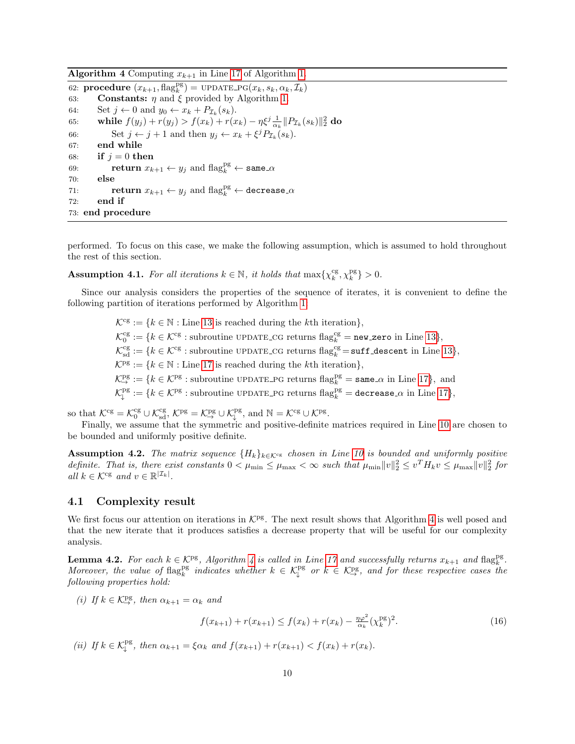**Algorithm 4** Computing $x_{k+1}$ in Line 17 of Algorithm 1.

```
62: procedure (x_{k+1}, flag_k^pg) = UPDATE_PG(x_k, s_k, α_k, I_k)
63:     Constants: η and ξ provided by Algorithm 1.
64:     Set j ← 0 and y_0 ← x_k + P_{I_k}(s_k).
65:     while f(y_j) + r(y_j) > f(x_k) + r(x_k) − ηξ^j (1/α_k) ‖P_{I_k}(s_k)‖_2^2 do
66:         Set j ← j + 1 and then y_j ← x_k + ξ^j P_{I_k}(s_k).
67:     end while
68:     if j = 0 then
69:         return x_{k+1} ← y_j and flag_k^pg ← same_α
70:     else
71:         return x_{k+1} ← y_j and flag_k^pg ← decrease_α
72:     end if
73: end procedure
```

performed. To focus on this case, we make the following assumption, which is assumed to hold throughout the rest of this section.

**Assumption 4.1.** *For all iterations $k \in \mathbb{N}$, it holds that $\max\{\chi_k^{\text{cg}}, \chi_k^{\text{pg}}\} > 0$.*

Since our analysis considers the properties of the sequence of iterates, it is convenient to define the following partition of iterations performed by Algorithm 1:

$$\begin{aligned}
\mathcal{K}^{\text{cg}} &:= \{k \in \mathbb{N} : \text{Line 13 is reached during the } k\text{th iteration}\},\\
\mathcal{K}^{\text{cg}}_0 &:= \{k \in \mathcal{K}^{\text{cg}} : \text{subroutine UPDATE\_CG returns flag}_k^{\text{cg}} = \texttt{new\_zero} \text{ in Line 13}\},\\
\mathcal{K}^{\text{cg}}_{\text{sd}} &:= \{k \in \mathcal{K}^{\text{cg}} : \text{subroutine UPDATE\_CG returns flag}_k^{\text{cg}} = \texttt{suff\_descent} \text{ in Line 13}\},\\
\mathcal{K}^{\text{pg}} &:= \{k \in \mathbb{N} : \text{Line 17 is reached during the } k\text{th iteration}\},\\
\mathcal{K}^{\text{pg}}_{\rightarrow} &:= \{k \in \mathcal{K}^{\text{pg}} : \text{subroutine UPDATE\_PG returns flag}_k^{\text{pg}} = \texttt{same\_}\alpha \text{ in Line 17}\}, \text{ and}\\
\mathcal{K}^{\text{pg}}_{\downarrow} &:= \{k \in \mathcal{K}^{\text{pg}} : \text{subroutine UPDATE\_PG returns flag}_k^{\text{pg}} = \texttt{decrease\_}\alpha \text{ in Line 17}\},
\end{aligned}$$

so that $\mathcal{K}^{\text{cg}} = \mathcal{K}^{\text{cg}}_0 \cup \mathcal{K}^{\text{cg}}_{\text{sd}}$, $\mathcal{K}^{\text{pg}} = \mathcal{K}^{\text{pg}}_{\rightarrow} \cup \mathcal{K}^{\text{pg}}_{\downarrow}$, and $\mathbb{N} = \mathcal{K}^{\text{cg}} \cup \mathcal{K}^{\text{pg}}$.

Finally, we assume that the symmetric and positive-definite matrices required in Line 10 are chosen to be bounded and uniformly positive definite.

**Assumption 4.2.** *The matrix sequence $\{H_k\}_{k \in \mathcal{K}^{\text{cg}}}$ chosen in Line 10 is bounded and uniformly positive definite. That is, there exist constants $0 < \mu_{\min} \le \mu_{\max} < \infty$ such that $\mu_{\min}\|v\|_2^2 \le v^T H_k v \le \mu_{\max}\|v\|_2^2$ for all $k \in \mathcal{K}^{\text{cg}}$ and $v \in \mathbb{R}^{|\mathcal{I}_k|}$.*

## 4.1 Complexity result

We first focus our attention on iterations in $\mathcal{K}^{\text{pg}}$. The next result shows that Algorithm 4 is well posed and that the new iterate that it produces satisfies a decrease property that will be useful for our complexity analysis.

**Lemma 4.2.** *For each $k \in \mathcal{K}^{\text{pg}}$, Algorithm 4 is called in Line 17 and successfully returns $x_{k+1}$ and $\text{flag}_k^{\text{pg}}$. Moreover, the value of $\text{flag}_k^{\text{pg}}$ indicates whether $k \in \mathcal{K}^{\text{pg}}_{\downarrow}$ or $k \in \mathcal{K}^{\text{pg}}_{\rightarrow}$, and for these respective cases the following properties hold:*

*(i) If $k \in \mathcal{K}^{\text{pg}}_{\rightarrow}$, then $\alpha_{k+1} = \alpha_k$ and*

$$f(x_{k+1}) + r(x_{k+1}) \le f(x_k) + r(x_k) - \tfrac{\eta\varphi^2}{\alpha_k}(\chi_k^{\text{pg}})^2. \tag{16}$$

*(ii) If $k \in \mathcal{K}^{\text{pg}}_{\downarrow}$, then $\alpha_{k+1} = \xi\alpha_k$ and $f(x_{k+1}) + r(x_{k+1}) < f(x_k) + r(x_k)$.*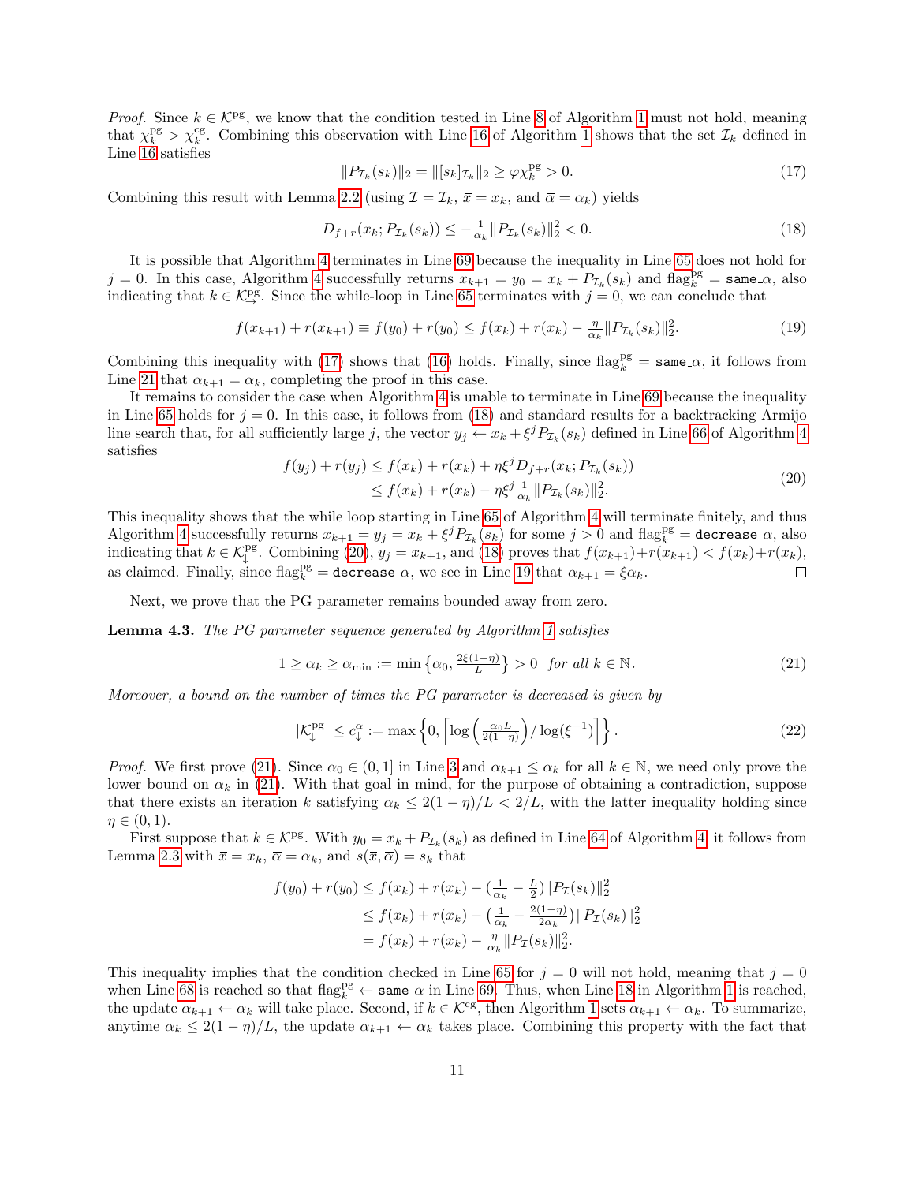*Proof.* Since $k \in \mathcal{K}^{\rm pg}$, we know that the condition tested in Line 8 of Algorithm 1 must not hold, meaning that $\chi_k^{\rm pg} > \chi_k^{\rm cg}$. Combining this observation with Line 16 of Algorithm 1 shows that the set $\mathcal{I}_k$ defined in Line 16 satisfies

$$\|P_{\mathcal{I}_k}(s_k)\|_2 = \|[s_k]_{\mathcal{I}_k}\|_2 \geq \varphi \chi_k^{\rm pg} > 0. \tag{17}$$

Combining this result with Lemma 2.2 (using $\mathcal{I} = \mathcal{I}_k$, $\overline{x} = x_k$, and $\overline{\alpha} = \alpha_k$) yields

$$D_{f+r}(x_k; P_{\mathcal{I}_k}(s_k)) \leq -\tfrac{1}{\alpha_k}\|P_{\mathcal{I}_k}(s_k)\|_2^2 < 0. \tag{18}$$

It is possible that Algorithm 4 terminates in Line 69 because the inequality in Line 65 does not hold for $j = 0$. In this case, Algorithm 4 successfully returns $x_{k+1} = y_0 = x_k + P_{\mathcal{I}_k}(s_k)$ and $\text{flag}_k^{\rm pg} = \texttt{same\_}\alpha$, also indicating that $k \in \mathcal{K}^{\rm pg}_{\rightarrow}$. Since the while-loop in Line 65 terminates with $j = 0$, we can conclude that

$$f(x_{k+1}) + r(x_{k+1}) \equiv f(y_0) + r(y_0) \leq f(x_k) + r(x_k) - \tfrac{\eta}{\alpha_k}\|P_{\mathcal{I}_k}(s_k)\|_2^2. \tag{19}$$

Combining this inequality with (17) shows that (16) holds. Finally, since $\text{flag}_k^{\rm pg} = \texttt{same\_}\alpha$, it follows from Line 21 that $\alpha_{k+1} = \alpha_k$, completing the proof in this case.

It remains to consider the case when Algorithm 4 is unable to terminate in Line 69 because the inequality in Line 65 holds for $j = 0$. In this case, it follows from (18) and standard results for a backtracking Armijo line search that, for all sufficiently large $j$, the vector $y_j \leftarrow x_k + \xi^j P_{\mathcal{I}_k}(s_k)$ defined in Line 66 of Algorithm 4 satisfies

$$\begin{aligned} f(y_j) + r(y_j) &\leq f(x_k) + r(x_k) + \eta \xi^j D_{f+r}(x_k; P_{\mathcal{I}_k}(s_k)) \\ &\leq f(x_k) + r(x_k) - \eta \xi^j \tfrac{1}{\alpha_k}\|P_{\mathcal{I}_k}(s_k)\|_2^2. \end{aligned} \tag{20}$$

This inequality shows that the while loop starting in Line 65 of Algorithm 4 will terminate finitely, and thus Algorithm 4 successfully returns $x_{k+1} = y_j = x_k + \xi^j P_{\mathcal{I}_k}(s_k)$ for some $j > 0$ and $\text{flag}_k^{\rm pg} = \texttt{decrease\_}\alpha$, also indicating that $k \in \mathcal{K}^{\rm pg}_{\downarrow}$. Combining (20), $y_j = x_{k+1}$, and (18) proves that $f(x_{k+1}) + r(x_{k+1}) < f(x_k) + r(x_k)$, as claimed. Finally, since $\text{flag}_k^{\rm pg} = \texttt{decrease\_}\alpha$, we see in Line 19 that $\alpha_{k+1} = \xi\alpha_k$. □

Next, we prove that the PG parameter remains bounded away from zero.

**Lemma 4.3.** *The PG parameter sequence generated by Algorithm 1 satisfies*

$$1 \geq \alpha_k \geq \alpha_{\min} := \min\left\{\alpha_0, \tfrac{2\xi(1-\eta)}{L}\right\} > 0 \quad \textit{for all } k \in \mathbb{N}. \tag{21}$$

*Moreover, a bound on the number of times the PG parameter is decreased is given by*

$$|\mathcal{K}^{\rm pg}_{\downarrow}| \leq c_{\downarrow}^{\alpha} := \max\left\{0, \left\lceil \log\left(\tfrac{\alpha_0 L}{2(1-\eta)}\right) / \log(\xi^{-1}) \right\rceil\right\}. \tag{22}$$

*Proof.* We first prove (21). Since $\alpha_0 \in (0, 1]$ in Line 3 and $\alpha_{k+1} \leq \alpha_k$ for all $k \in \mathbb{N}$, we need only prove the lower bound on $\alpha_k$ in (21). With that goal in mind, for the purpose of obtaining a contradiction, suppose that there exists an iteration $k$ satisfying $\alpha_k \leq 2(1-\eta)/L < 2/L$, with the latter inequality holding since $\eta \in (0, 1)$.

First suppose that $k \in \mathcal{K}^{\rm pg}$. With $y_0 = x_k + P_{\mathcal{I}_k}(s_k)$ as defined in Line 64 of Algorithm 4, it follows from Lemma 2.3 with $\overline{x} = x_k$, $\overline{\alpha} = \alpha_k$, and $s(\overline{x}, \overline{\alpha}) = s_k$ that

$$\begin{aligned} f(y_0) + r(y_0) &\leq f(x_k) + r(x_k) - \left(\tfrac{1}{\alpha_k} - \tfrac{L}{2}\right)\|P_{\mathcal{I}}(s_k)\|_2^2 \\ &\leq f(x_k) + r(x_k) - \left(\tfrac{1}{\alpha_k} - \tfrac{2(1-\eta)}{2\alpha_k}\right)\|P_{\mathcal{I}}(s_k)\|_2^2 \\ &= f(x_k) + r(x_k) - \tfrac{\eta}{\alpha_k}\|P_{\mathcal{I}}(s_k)\|_2^2. \end{aligned}$$

This inequality implies that the condition checked in Line 65 for $j = 0$ will not hold, meaning that $j = 0$ when Line 68 is reached so that $\text{flag}_k^{\rm pg} \leftarrow \texttt{same\_}\alpha$ in Line 69. Thus, when Line 18 in Algorithm 1 is reached, the update $\alpha_{k+1} \leftarrow \alpha_k$ will take place. Second, if $k \in \mathcal{K}^{\rm cg}$, then Algorithm 1 sets $\alpha_{k+1} \leftarrow \alpha_k$. To summarize, anytime $\alpha_k \leq 2(1-\eta)/L$, the update $\alpha_{k+1} \leftarrow \alpha_k$ takes place. Combining this property with the fact that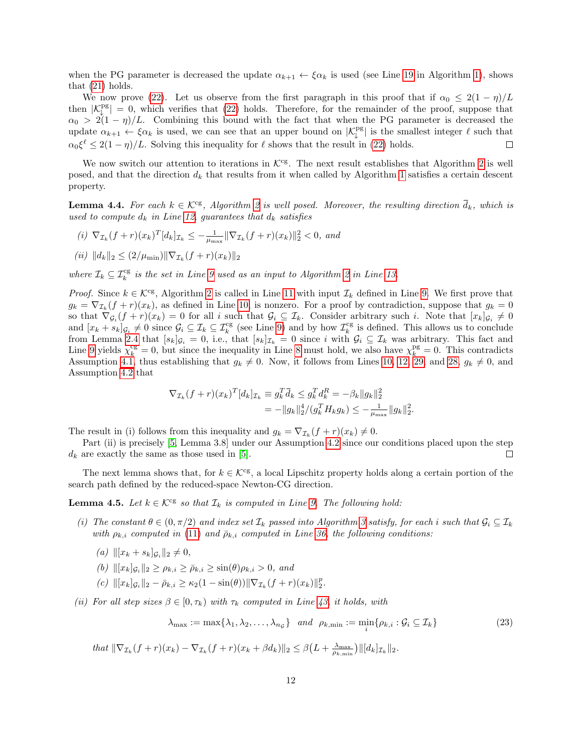when the PG parameter is decreased the update $\alpha_{k+1} \leftarrow \xi\alpha_k$ is used (see Line 19 in Algorithm 1), shows that (21) holds.

We now prove (22). Let us observe from the first paragraph in this proof that if $\alpha_0 \leq 2(1-\eta)/L$ then $|\mathcal{K}_{\downarrow}^{\rm pg}| = 0$, which verifies that (22) holds. Therefore, for the remainder of the proof, suppose that $\alpha_0 > 2(1-\eta)/L$. Combining this bound with the fact that when the PG parameter is decreased the update $\alpha_{k+1} \leftarrow \xi\alpha_k$ is used, we can see that an upper bound on $|\mathcal{K}_{\downarrow}^{\rm pg}|$ is the smallest integer $\ell$ such that $\alpha_0\xi^\ell \leq 2(1-\eta)/L$. Solving this inequality for $\ell$ shows that the result in (22) holds. □

We now switch our attention to iterations in $\mathcal{K}^{\rm cg}$. The next result establishes that Algorithm 2 is well posed, and that the direction $d_k$ that results from it when called by Algorithm 1 satisfies a certain descent property.

**Lemma 4.4.** *For each $k \in \mathcal{K}^{\rm cg}$, Algorithm 2 is well posed. Moreover, the resulting direction $\bar{d}_k$, which is used to compute $d_k$ in Line 12, guarantees that $d_k$ satisfies*

*(i) $\nabla_{\mathcal{I}_k}(f+r)(x_k)^T[d_k]_{\mathcal{I}_k} \leq -\frac{1}{\mu_{\max}}\|\nabla_{\mathcal{I}_k}(f+r)(x_k)\|_2^2 < 0$, and*

*(ii) $\|d_k\|_2 \leq (2/\mu_{\min})\|\nabla_{\mathcal{I}_k}(f+r)(x_k)\|_2$*

*where $\mathcal{I}_k \subseteq \mathcal{I}_k^{\rm cg}$ is the set in Line 9 used as an input to Algorithm 2 in Line 13.*

*Proof.* Since $k \in \mathcal{K}^{\rm cg}$, Algorithm 2 is called in Line 11 with input $\mathcal{I}_k$ defined in Line 9. We first prove that $g_k = \nabla_{\mathcal{I}_k}(f+r)(x_k)$, as defined in Line 10, is nonzero. For a proof by contradiction, suppose that $g_k = 0$ so that $\nabla_{\mathcal{G}_i}(f+r)(x_k) = 0$ for all $i$ such that $\mathcal{G}_i \subseteq \mathcal{I}_k$. Consider arbitrary such $i$. Note that $[x_k]_{\mathcal{G}_i} \neq 0$ and $[x_k+s_k]_{\mathcal{G}_i} \neq 0$ since $\mathcal{G}_i \subseteq \mathcal{I}_k \subseteq \mathcal{I}_k^{\rm cg}$ (see Line 9) and by how $\mathcal{I}_k^{\rm cg}$ is defined. This allows us to conclude from Lemma 2.4 that $[s_k]_{\mathcal{G}_i} = 0$, i.e., that $[s_k]_{\mathcal{I}_k} = 0$ since $i$ with $\mathcal{G}_i \subseteq \mathcal{I}_k$ was arbitrary. This fact and Line 9 yields $\chi_k^{\rm cg} = 0$, but since the inequality in Line 8 must hold, we also have $\chi_k^{\rm pg} = 0$. This contradicts Assumption 4.1, thus establishing that $g_k \neq 0$. Now, it follows from Lines 10, 12, 29, and 28, $g_k \neq 0$, and Assumption 4.2 that

$$
\begin{aligned}
\nabla_{\mathcal{I}_k}(f+r)(x_k)^T[d_k]_{\mathcal{I}_k} &\equiv g_k^T\bar{d}_k \leq g_k^T d_k^R = -\beta_k\|g_k\|_2^2 \\
&= -\|g_k\|_2^4/(g_k^T H_k g_k) \leq -\tfrac{1}{\mu_{\max}}\|g_k\|_2^2.
\end{aligned}
$$

The result in (i) follows from this inequality and $g_k = \nabla_{\mathcal{I}_k}(f+r)(x_k) \neq 0$.

Part (ii) is precisely [5, Lemma 3.8] under our Assumption 4.2 since our conditions placed upon the step $d_k$ are exactly the same as those used in [5]. □

The next lemma shows that, for $k \in \mathcal{K}^{\rm cg}$, a local Lipschitz property holds along a certain portion of the search path defined by the reduced-space Newton-CG direction.

**Lemma 4.5.** *Let $k \in \mathcal{K}^{\rm cg}$ so that $\mathcal{I}_k$ is computed in Line 9. The following hold:*

*(i) The constant $\theta \in (0,\pi/2)$ and index set $\mathcal{I}_k$ passed into Algorithm 3 satisfy, for each $i$ such that $\mathcal{G}_i \subseteq \mathcal{I}_k$ with $\rho_{k,i}$ computed in (11) and $\bar{\rho}_{k,i}$ computed in Line 36, the following conditions:*

*(a) $\|[x_k+s_k]_{\mathcal{G}_i}\|_2 \neq 0$,*

*(b) $\|[x_k]_{\mathcal{G}_i}\|_2 \geq \rho_{k,i} \geq \bar{\rho}_{k,i} \geq \sin(\theta)\rho_{k,i} > 0$, and*

*(c) $\|[x_k]_{\mathcal{G}_i}\|_2 - \bar{\rho}_{k,i} \geq \kappa_2(1-\sin(\theta))\|\nabla_{\mathcal{I}_k}(f+r)(x_k)\|_2^p$.*

*(ii) For all step sizes $\beta \in [0,\tau_k)$ with $\tau_k$ computed in Line 43, it holds, with*

$$
\lambda_{\max} := \max\{\lambda_1, \lambda_2, \ldots, \lambda_{n_{\mathcal{G}}}\} \quad \text{and} \quad \rho_{k,\min} := \min_i\{\rho_{k,i} : \mathcal{G}_i \subseteq \mathcal{I}_k\} \tag{23}
$$

*that $\|\nabla_{\mathcal{I}_k}(f+r)(x_k) - \nabla_{\mathcal{I}_k}(f+r)(x_k+\beta d_k)\|_2 \leq \beta\big(L + \frac{\lambda_{\max}}{\rho_{k,\min}}\big)\|[d_k]_{\mathcal{I}_k}\|_2$.*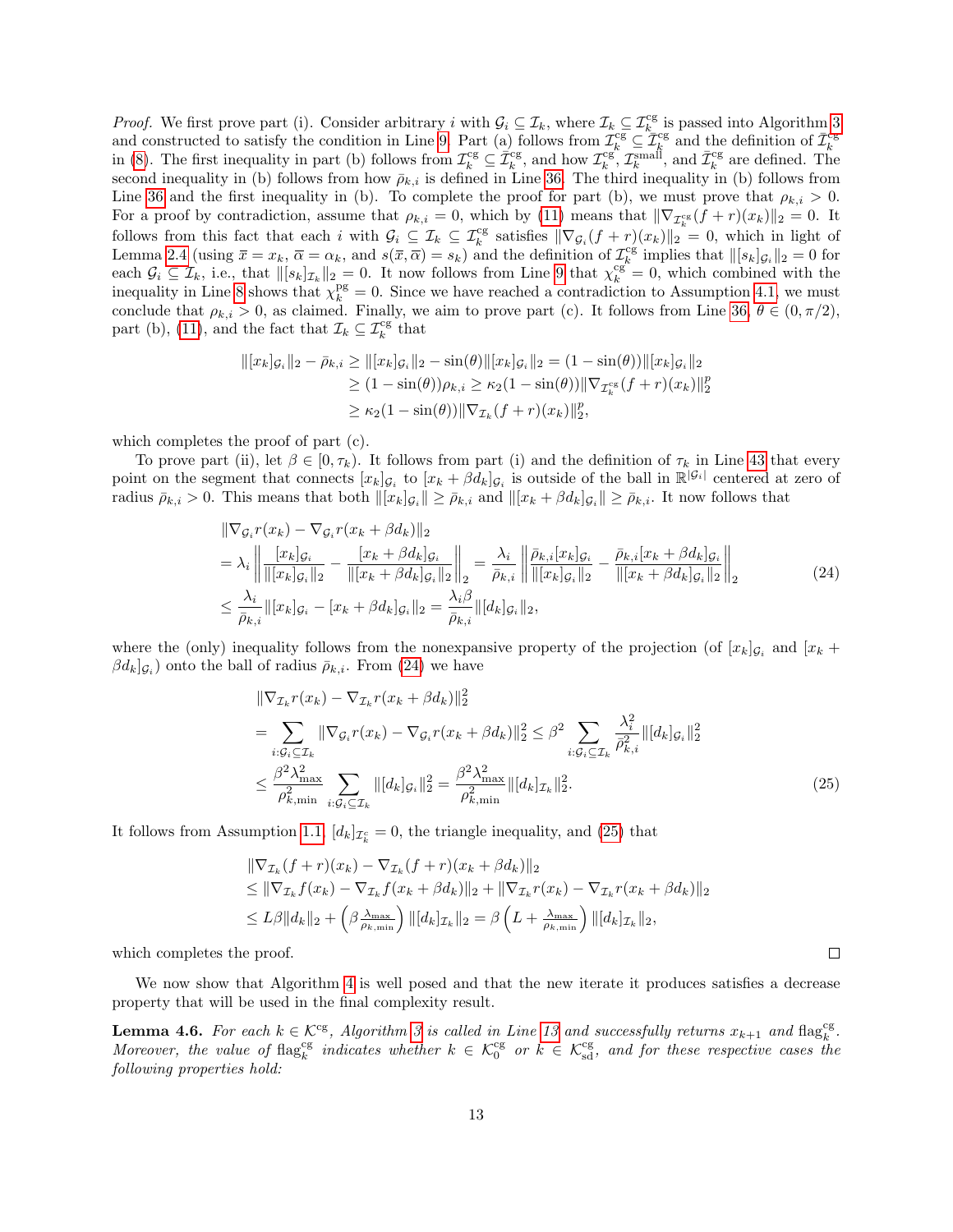*Proof.* We first prove part (i). Consider arbitrary $i$ with $\mathcal{G}_i \subseteq \mathcal{I}_k$, where $\mathcal{I}_k \subseteq \mathcal{I}_k^{\rm cg}$ is passed into Algorithm 3 and constructed to satisfy the condition in Line 9. Part (a) follows from $\mathcal{I}_k^{\rm cg} \subseteq \bar{\mathcal{I}}_k^{\rm cg}$ and the definition of $\bar{\mathcal{I}}_k^{\rm cg}$ in (8). The first inequality in part (b) follows from $\mathcal{I}_k^{\rm cg} \subseteq \bar{\mathcal{I}}_k^{\rm cg}$, and how $\mathcal{I}_k^{\rm cg}$, $\mathcal{I}_k^{\rm small}$, and $\bar{\mathcal{I}}_k^{\rm cg}$ are defined. The second inequality in (b) follows from how $\bar{\rho}_{k,i}$ is defined in Line 36. The third inequality in (b) follows from Line 36 and the first inequality in (b). To complete the proof for part (b), we must prove that $\rho_{k,i} > 0$. For a proof by contradiction, assume that $\rho_{k,i} = 0$, which by (11) means that $\|\nabla_{\mathcal{I}_k^{\rm cg}}(f+r)(x_k)\|_2 = 0$. It follows from this fact that each $i$ with $\mathcal{G}_i \subseteq \mathcal{I}_k \subseteq \mathcal{I}_k^{\rm cg}$ satisfies $\|\nabla_{\mathcal{G}_i}(f+r)(x_k)\|_2 = 0$, which in light of Lemma 2.4 (using $\overline{x} = x_k$, $\overline{\alpha} = \alpha_k$, and $s(\overline{x}, \overline{\alpha}) = s_k$) and the definition of $\mathcal{I}_k^{\rm cg}$ implies that $\|[s_k]_{\mathcal{G}_i}\|_2 = 0$ for each $\mathcal{G}_i \subseteq \mathcal{I}_k$, i.e., that $\|[s_k]_{\mathcal{I}_k}\|_2 = 0$. It now follows from Line 9 that $\chi_k^{\rm cg} = 0$, which combined with the inequality in Line 8 shows that $\chi_k^{\rm pg} = 0$. Since we have reached a contradiction to Assumption 4.1, we must conclude that $\rho_{k,i} > 0$, as claimed. Finally, we aim to prove part (c). It follows from Line 36, $\theta \in (0, \pi/2)$, part (b), (11), and the fact that $\mathcal{I}_k \subseteq \mathcal{I}_k^{\rm cg}$ that

$$
\begin{aligned}
\|[x_k]_{\mathcal{G}_i}\|_2 - \bar{\rho}_{k,i} &\geq \|[x_k]_{\mathcal{G}_i}\|_2 - \sin(\theta)\|[x_k]_{\mathcal{G}_i}\|_2 = (1 - \sin(\theta))\|[x_k]_{\mathcal{G}_i}\|_2 \\
&\geq (1 - \sin(\theta))\rho_{k,i} \geq \kappa_2(1 - \sin(\theta))\|\nabla_{\mathcal{I}_k^{\rm cg}}(f+r)(x_k)\|_2^p \\
&\geq \kappa_2(1 - \sin(\theta))\|\nabla_{\mathcal{I}_k}(f+r)(x_k)\|_2^p,
\end{aligned}
$$

which completes the proof of part (c).

To prove part (ii), let $\beta \in [0, \tau_k)$. It follows from part (i) and the definition of $\tau_k$ in Line 43 that every point on the segment that connects $[x_k]_{\mathcal{G}_i}$ to $[x_k + \beta d_k]_{\mathcal{G}_i}$ is outside of the ball in $\mathbb{R}^{|\mathcal{G}_i|}$ centered at zero of radius $\bar{\rho}_{k,i} > 0$. This means that both $\|[x_k]_{\mathcal{G}_i}\| \geq \bar{\rho}_{k,i}$ and $\|[x_k + \beta d_k]_{\mathcal{G}_i}\| \geq \bar{\rho}_{k,i}$. It now follows that

$$
\begin{aligned}
&\|\nabla_{\mathcal{G}_i} r(x_k) - \nabla_{\mathcal{G}_i} r(x_k + \beta d_k)\|_2 \\
&= \lambda_i \left\| \frac{[x_k]_{\mathcal{G}_i}}{\|[x_k]_{\mathcal{G}_i}\|_2} - \frac{[x_k + \beta d_k]_{\mathcal{G}_i}}{\|[x_k + \beta d_k]_{\mathcal{G}_i}\|_2} \right\|_2 = \frac{\lambda_i}{\bar{\rho}_{k,i}} \left\| \frac{\bar{\rho}_{k,i}[x_k]_{\mathcal{G}_i}}{\|[x_k]_{\mathcal{G}_i}\|_2} - \frac{\bar{\rho}_{k,i}[x_k + \beta d_k]_{\mathcal{G}_i}}{\|[x_k + \beta d_k]_{\mathcal{G}_i}\|_2} \right\|_2 \\
&\leq \frac{\lambda_i}{\bar{\rho}_{k,i}} \|[x_k]_{\mathcal{G}_i} - [x_k + \beta d_k]_{\mathcal{G}_i}\|_2 = \frac{\lambda_i \beta}{\bar{\rho}_{k,i}} \|[d_k]_{\mathcal{G}_i}\|_2,
\end{aligned}
\tag{24}
$$

where the (only) inequality follows from the nonexpansive property of the projection (of $[x_k]_{\mathcal{G}_i}$ and $[x_k + \beta d_k]_{\mathcal{G}_i}$) onto the ball of radius $\bar{\rho}_{k,i}$. From (24) we have

$$
\begin{aligned}
&\|\nabla_{\mathcal{I}_k} r(x_k) - \nabla_{\mathcal{I}_k} r(x_k + \beta d_k)\|_2^2 \\
&= \sum_{i:\mathcal{G}_i \subseteq \mathcal{I}_k} \|\nabla_{\mathcal{G}_i} r(x_k) - \nabla_{\mathcal{G}_i} r(x_k + \beta d_k)\|_2^2 \leq \beta^2 \sum_{i:\mathcal{G}_i \subseteq \mathcal{I}_k} \frac{\lambda_i^2}{\bar{\rho}_{k,i}^2} \|[d_k]_{\mathcal{G}_i}\|_2^2 \\
&\leq \frac{\beta^2 \lambda_{\max}^2}{\rho_{k,\min}^2} \sum_{i:\mathcal{G}_i \subseteq \mathcal{I}_k} \|[d_k]_{\mathcal{G}_i}\|_2^2 = \frac{\beta^2 \lambda_{\max}^2}{\rho_{k,\min}^2} \|[d_k]_{\mathcal{I}_k}\|_2^2.
\end{aligned}
\tag{25}
$$

It follows from Assumption 1.1, $[d_k]_{\mathcal{I}_k^c} = 0$, the triangle inequality, and (25) that

$$
\begin{aligned}
&\|\nabla_{\mathcal{I}_k}(f+r)(x_k) - \nabla_{\mathcal{I}_k}(f+r)(x_k + \beta d_k)\|_2 \\
&\leq \|\nabla_{\mathcal{I}_k} f(x_k) - \nabla_{\mathcal{I}_k} f(x_k + \beta d_k)\|_2 + \|\nabla_{\mathcal{I}_k} r(x_k) - \nabla_{\mathcal{I}_k} r(x_k + \beta d_k)\|_2 \\
&\leq L\beta\|d_k\|_2 + \left(\beta \tfrac{\lambda_{\max}}{\rho_{k,\min}}\right) \|[d_k]_{\mathcal{I}_k}\|_2 = \beta \left(L + \tfrac{\lambda_{\max}}{\rho_{k,\min}}\right) \|[d_k]_{\mathcal{I}_k}\|_2,
\end{aligned}
$$

which completes the proof. $\square$

We now show that Algorithm 4 is well posed and that the new iterate it produces satisfies a decrease property that will be used in the final complexity result.

**Lemma 4.6.** *For each $k \in \mathcal{K}^{\rm cg}$, Algorithm 3 is called in Line 13 and successfully returns $x_{k+1}$ and $\text{flag}_k^{\rm cg}$. Moreover, the value of $\text{flag}_k^{\rm cg}$ indicates whether $k \in \mathcal{K}_0^{\rm cg}$ or $k \in \mathcal{K}_{\rm sd}^{\rm cg}$, and for these respective cases the following properties hold:*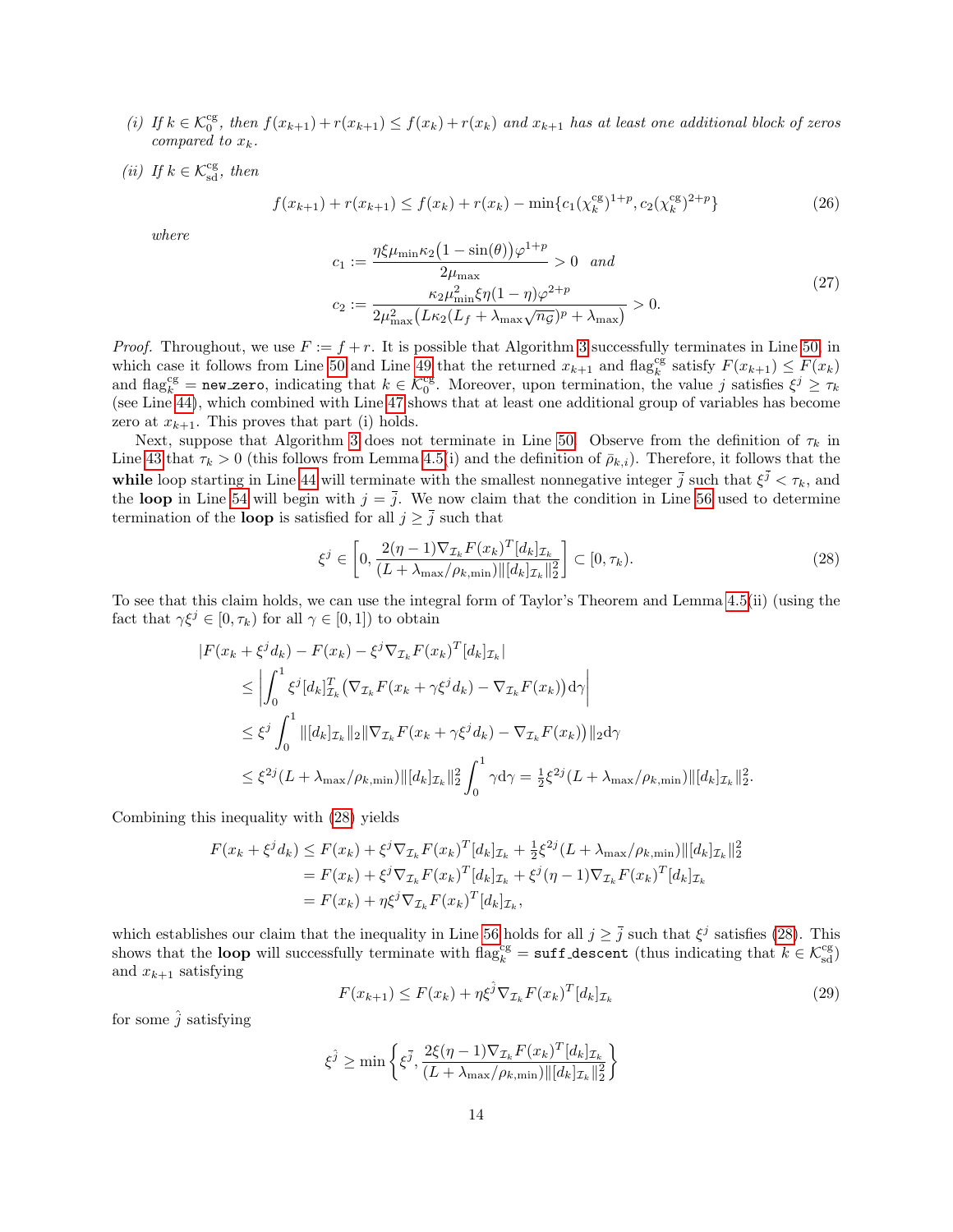*(i) If $k \in \mathcal{K}_0^{\rm cg}$, then $f(x_{k+1}) + r(x_{k+1}) \leq f(x_k) + r(x_k)$ and $x_{k+1}$ has at least one additional block of zeros compared to $x_k$.*

*(ii) If $k \in \mathcal{K}_{\rm sd}^{\rm cg}$, then*

$$f(x_{k+1}) + r(x_{k+1}) \leq f(x_k) + r(x_k) - \min\{c_1(\chi_k^{\rm cg})^{1+p}, c_2(\chi_k^{\rm cg})^{2+p}\} \tag{26}$$

*where*

$$\begin{aligned} c_1 &:= \frac{\eta\xi\mu_{\min}\kappa_2\big(1-\sin(\theta)\big)\varphi^{1+p}}{2\mu_{\max}} > 0 \quad \text{and} \\ c_2 &:= \frac{\kappa_2\mu_{\min}^2\xi\eta(1-\eta)\varphi^{2+p}}{2\mu_{\max}^2\big(L\kappa_2(L_f+\lambda_{\max}\sqrt{n_{\mathcal{G}}})^p+\lambda_{\max}\big)} > 0. \end{aligned} \tag{27}$$

*Proof.* Throughout, we use $F := f + r$. It is possible that Algorithm 3 successfully terminates in Line 50, in which case it follows from Line 50 and Line 49 that the returned $x_{k+1}$ and $\text{flag}_k^{\rm cg}$ satisfy $F(x_{k+1}) \leq F(x_k)$ and $\text{flag}_k^{\rm cg} = \texttt{new\_zero}$, indicating that $k \in \mathcal{K}_0^{\rm cg}$. Moreover, upon termination, the value $j$ satisfies $\xi^j \geq \tau_k$ (see Line 44), which combined with Line 47 shows that at least one additional group of variables has become zero at $x_{k+1}$. This proves that part (i) holds.

Next, suppose that Algorithm 3 does not terminate in Line 50. Observe from the definition of $\tau_k$ in Line 43 that $\tau_k > 0$ (this follows from Lemma 4.5(i) and the definition of $\bar\rho_{k,i}$). Therefore, it follows that the **while** loop starting in Line 44 will terminate with the smallest nonnegative integer $\bar j$ such that $\xi^{\bar j} < \tau_k$, and the **loop** in Line 54 will begin with $j = \bar j$. We now claim that the condition in Line 56 used to determine termination of the **loop** is satisfied for all $j \geq \bar j$ such that

$$\xi^j \in \left[0, \frac{2(\eta-1)\nabla_{\mathcal{I}_k}F(x_k)^T[d_k]_{\mathcal{I}_k}}{(L+\lambda_{\max}/\rho_{k,\min})\|[d_k]_{\mathcal{I}_k}\|_2^2}\right] \subset [0,\tau_k). \tag{28}$$

To see that this claim holds, we can use the integral form of Taylor's Theorem and Lemma 4.5(ii) (using the fact that $\gamma\xi^j \in [0,\tau_k)$ for all $\gamma \in [0,1]$) to obtain

$$\begin{aligned} &|F(x_k+\xi^j d_k) - F(x_k) - \xi^j \nabla_{\mathcal{I}_k}F(x_k)^T[d_k]_{\mathcal{I}_k}| \\ &\leq \left|\int_0^1 \xi^j[d_k]_{\mathcal{I}_k}^T\big(\nabla_{\mathcal{I}_k}F(x_k+\gamma\xi^j d_k) - \nabla_{\mathcal{I}_k}F(x_k)\big)\mathrm{d}\gamma\right| \\ &\leq \xi^j\int_0^1 \|[d_k]_{\mathcal{I}_k}\|_2\|\nabla_{\mathcal{I}_k}F(x_k+\gamma\xi^j d_k) - \nabla_{\mathcal{I}_k}F(x_k))\|_2\mathrm{d}\gamma \\ &\leq \xi^{2j}(L+\lambda_{\max}/\rho_{k,\min})\|[d_k]_{\mathcal{I}_k}\|_2^2\int_0^1\gamma\,\mathrm{d}\gamma = \tfrac{1}{2}\xi^{2j}(L+\lambda_{\max}/\rho_{k,\min})\|[d_k]_{\mathcal{I}_k}\|_2^2. \end{aligned}$$

Combining this inequality with (28) yields

$$\begin{aligned} F(x_k+\xi^j d_k) &\leq F(x_k) + \xi^j\nabla_{\mathcal{I}_k}F(x_k)^T[d_k]_{\mathcal{I}_k} + \tfrac{1}{2}\xi^{2j}(L+\lambda_{\max}/\rho_{k,\min})\|[d_k]_{\mathcal{I}_k}\|_2^2 \\ &= F(x_k) + \xi^j\nabla_{\mathcal{I}_k}F(x_k)^T[d_k]_{\mathcal{I}_k} + \xi^j(\eta-1)\nabla_{\mathcal{I}_k}F(x_k)^T[d_k]_{\mathcal{I}_k} \\ &= F(x_k) + \eta\xi^j\nabla_{\mathcal{I}_k}F(x_k)^T[d_k]_{\mathcal{I}_k}, \end{aligned}$$

which establishes our claim that the inequality in Line 56 holds for all $j \geq \bar j$ such that $\xi^j$ satisfies (28). This shows that the **loop** will successfully terminate with $\text{flag}_k^{\rm cg} = \texttt{suff\_descent}$ (thus indicating that $k \in \mathcal{K}_{\rm sd}^{\rm cg}$) and $x_{k+1}$ satisfying

$$F(x_{k+1}) \leq F(x_k) + \eta\xi^{\hat j}\nabla_{\mathcal{I}_k}F(x_k)^T[d_k]_{\mathcal{I}_k} \tag{29}$$

for some $\hat j$ satisfying

$$\xi^{\hat j} \geq \min\left\{\xi^{\bar j}, \frac{2\xi(\eta-1)\nabla_{\mathcal{I}_k}F(x_k)^T[d_k]_{\mathcal{I}_k}}{(L+\lambda_{\max}/\rho_{k,\min})\|[d_k]_{\mathcal{I}_k}\|_2^2}\right\}$$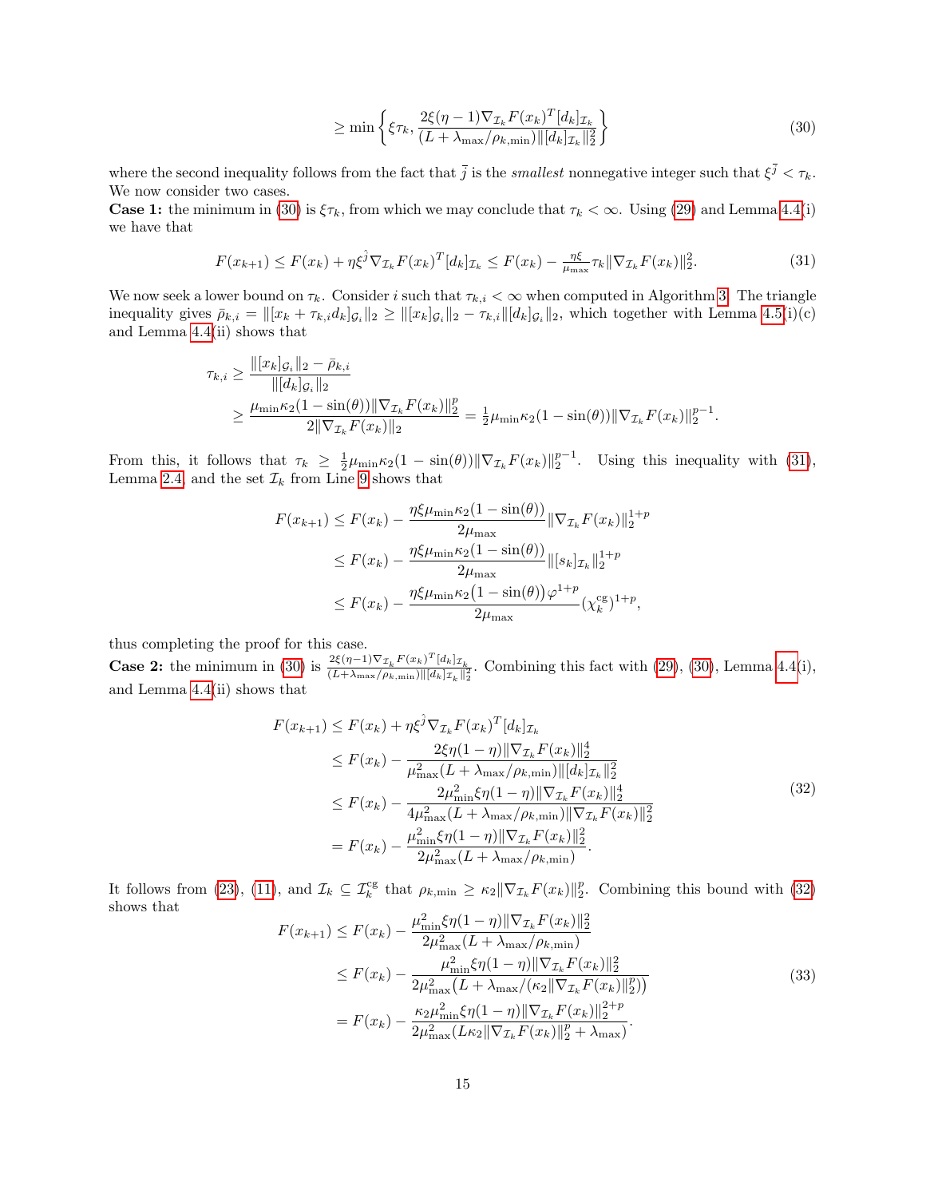$$\geq \min\left\{\xi\tau_k, \frac{2\xi(\eta-1)\nabla_{\mathcal{I}_k}F(x_k)^T[d_k]_{\mathcal{I}_k}}{(L+\lambda_{\max}/\rho_{k,\min})\|[d_k]_{\mathcal{I}_k}\|_2^2}\right\} \tag{30}$$

where the second inequality follows from the fact that $\bar{j}$ is the *smallest* nonnegative integer such that $\xi^{\bar{j}} < \tau_k$. We now consider two cases.

**Case 1:** the minimum in (30) is $\xi\tau_k$, from which we may conclude that $\tau_k < \infty$. Using (29) and Lemma 4.4(i) we have that

$$F(x_{k+1}) \leq F(x_k) + \eta\xi^{\hat{j}}\nabla_{\mathcal{I}_k}F(x_k)^T[d_k]_{\mathcal{I}_k} \leq F(x_k) - \tfrac{\eta\xi}{\mu_{\max}}\tau_k\|\nabla_{\mathcal{I}_k}F(x_k)\|_2^2. \tag{31}$$

We now seek a lower bound on $\tau_k$. Consider $i$ such that $\tau_{k,i} < \infty$ when computed in Algorithm 3. The triangle inequality gives $\bar{\rho}_{k,i} = \|[x_k + \tau_{k,i}d_k]_{\mathcal{G}_i}\|_2 \geq \|[x_k]_{\mathcal{G}_i}\|_2 - \tau_{k,i}\|[d_k]_{\mathcal{G}_i}\|_2$, which together with Lemma 4.5(i)(c) and Lemma 4.4(ii) shows that

$$\begin{aligned}
\tau_{k,i} &\geq \frac{\|[x_k]_{\mathcal{G}_i}\|_2 - \bar{\rho}_{k,i}}{\|[d_k]_{\mathcal{G}_i}\|_2} \\
&\geq \frac{\mu_{\min}\kappa_2(1-\sin(\theta))\|\nabla_{\mathcal{I}_k}F(x_k)\|_2^p}{2\|\nabla_{\mathcal{I}_k}F(x_k)\|_2} = \tfrac{1}{2}\mu_{\min}\kappa_2(1-\sin(\theta))\|\nabla_{\mathcal{I}_k}F(x_k)\|_2^{p-1}.
\end{aligned}$$

From this, it follows that $\tau_k \geq \frac{1}{2}\mu_{\min}\kappa_2(1-\sin(\theta))\|\nabla_{\mathcal{I}_k}F(x_k)\|_2^{p-1}$. Using this inequality with (31), Lemma 2.4, and the set $\mathcal{I}_k$ from Line 9 shows that

$$\begin{aligned}
F(x_{k+1}) &\leq F(x_k) - \frac{\eta\xi\mu_{\min}\kappa_2(1-\sin(\theta))}{2\mu_{\max}}\|\nabla_{\mathcal{I}_k}F(x_k)\|_2^{1+p} \\
&\leq F(x_k) - \frac{\eta\xi\mu_{\min}\kappa_2(1-\sin(\theta))}{2\mu_{\max}}\|[s_k]_{\mathcal{I}_k}\|_2^{1+p} \\
&\leq F(x_k) - \frac{\eta\xi\mu_{\min}\kappa_2\big(1-\sin(\theta)\big)\varphi^{1+p}}{2\mu_{\max}}(\chi_k^{\text{cg}})^{1+p},
\end{aligned}$$

thus completing the proof for this case.

**Case 2:** the minimum in (30) is $\frac{2\xi(\eta-1)\nabla_{\mathcal{I}_k}F(x_k)^T[d_k]_{\mathcal{I}_k}}{(L+\lambda_{\max}/\rho_{k,\min})\|[d_k]_{\mathcal{I}_k}\|_2^2}$. Combining this fact with (29), (30), Lemma 4.4(i), and Lemma 4.4(ii) shows that

$$\begin{aligned}
F(x_{k+1}) &\leq F(x_k) + \eta\xi^{\hat{j}}\nabla_{\mathcal{I}_k}F(x_k)^T[d_k]_{\mathcal{I}_k} \\
&\leq F(x_k) - \frac{2\xi\eta(1-\eta)\|\nabla_{\mathcal{I}_k}F(x_k)\|_2^4}{\mu_{\max}^2(L+\lambda_{\max}/\rho_{k,\min})\|[d_k]_{\mathcal{I}_k}\|_2^2} \\
&\leq F(x_k) - \frac{2\mu_{\min}^2\xi\eta(1-\eta)\|\nabla_{\mathcal{I}_k}F(x_k)\|_2^4}{4\mu_{\max}^2(L+\lambda_{\max}/\rho_{k,\min})\|\nabla_{\mathcal{I}_k}F(x_k)\|_2^2} \\
&= F(x_k) - \frac{\mu_{\min}^2\xi\eta(1-\eta)\|\nabla_{\mathcal{I}_k}F(x_k)\|_2^2}{2\mu_{\max}^2(L+\lambda_{\max}/\rho_{k,\min})}.
\end{aligned} \tag{32}$$

It follows from (23), (11), and $\mathcal{I}_k \subseteq \mathcal{I}_k^{\text{cg}}$ that $\rho_{k,\min} \geq \kappa_2\|\nabla_{\mathcal{I}_k}F(x_k)\|_2^p$. Combining this bound with (32) shows that

$$\begin{aligned}
F(x_{k+1}) &\leq F(x_k) - \frac{\mu_{\min}^2\xi\eta(1-\eta)\|\nabla_{\mathcal{I}_k}F(x_k)\|_2^2}{2\mu_{\max}^2(L+\lambda_{\max}/\rho_{k,\min})} \\
&\leq F(x_k) - \frac{\mu_{\min}^2\xi\eta(1-\eta)\|\nabla_{\mathcal{I}_k}F(x_k)\|_2^2}{2\mu_{\max}^2\big(L+\lambda_{\max}/(\kappa_2\|\nabla_{\mathcal{I}_k}F(x_k)\|_2^p)\big)} \\
&= F(x_k) - \frac{\kappa_2\mu_{\min}^2\xi\eta(1-\eta)\|\nabla_{\mathcal{I}_k}F(x_k)\|_2^{2+p}}{2\mu_{\max}^2(L\kappa_2\|\nabla_{\mathcal{I}_k}F(x_k)\|_2^p + \lambda_{\max})}.
\end{aligned} \tag{33}$$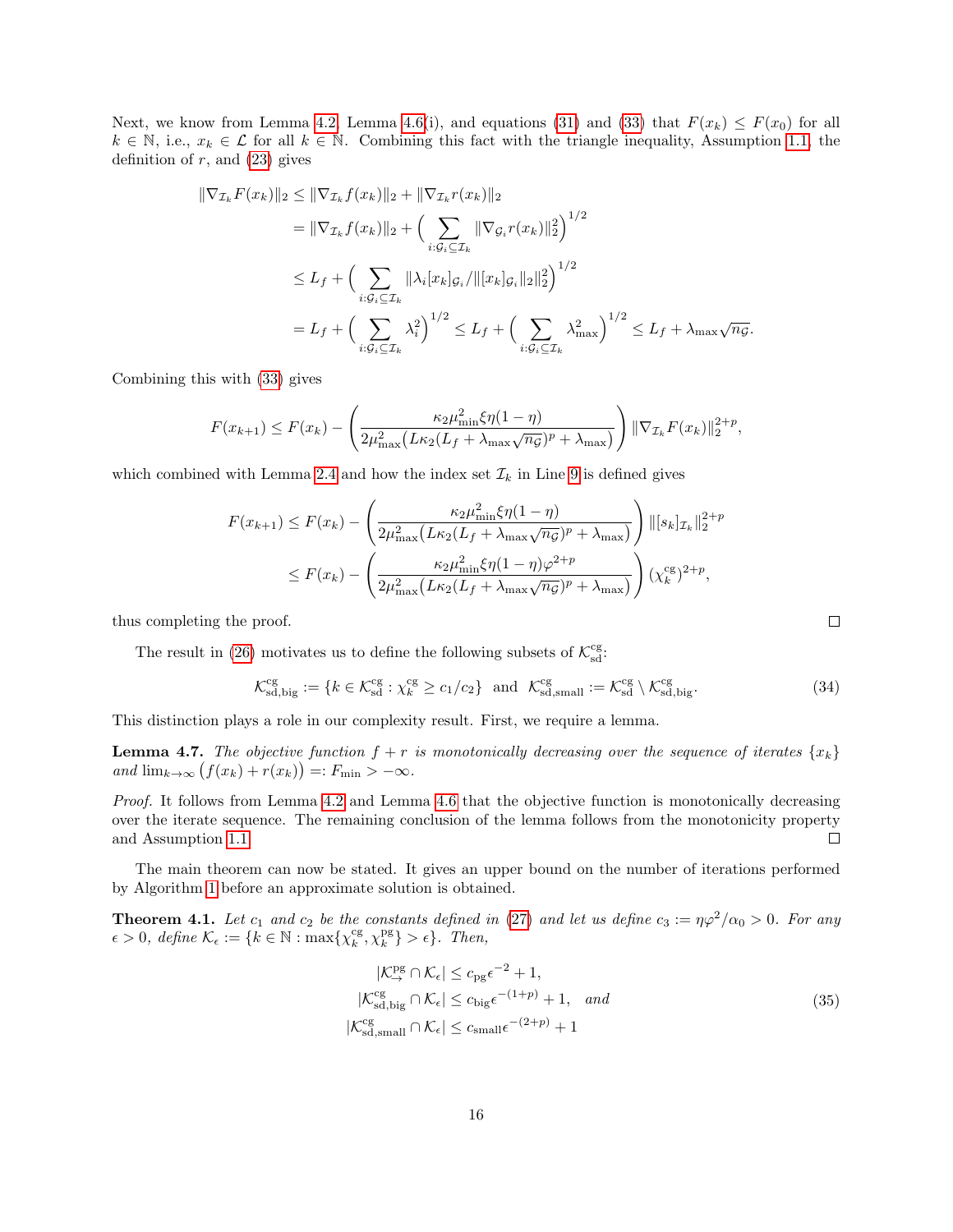Next, we know from Lemma 4.2, Lemma 4.6(i), and equations (31) and (33) that $F(x_k) \le F(x_0)$ for all $k \in \mathbb{N}$, i.e., $x_k \in \mathcal{L}$ for all $k \in \mathbb{N}$. Combining this fact with the triangle inequality, Assumption 1.1, the definition of $r$, and (23) gives

$$
\begin{aligned}
\|\nabla_{\mathcal{I}_k} F(x_k)\|_2 &\le \|\nabla_{\mathcal{I}_k} f(x_k)\|_2 + \|\nabla_{\mathcal{I}_k} r(x_k)\|_2 \\
&= \|\nabla_{\mathcal{I}_k} f(x_k)\|_2 + \Big( \sum_{i:\mathcal{G}_i \subseteq \mathcal{I}_k} \|\nabla_{\mathcal{G}_i} r(x_k)\|_2^2 \Big)^{1/2} \\
&\le L_f + \Big( \sum_{i:\mathcal{G}_i \subseteq \mathcal{I}_k} \|\lambda_i [x_k]_{\mathcal{G}_i} / \|[x_k]_{\mathcal{G}_i}\|_2\|_2^2 \Big)^{1/2} \\
&= L_f + \Big( \sum_{i:\mathcal{G}_i \subseteq \mathcal{I}_k} \lambda_i^2 \Big)^{1/2} \le L_f + \Big( \sum_{i:\mathcal{G}_i \subseteq \mathcal{I}_k} \lambda_{\max}^2 \Big)^{1/2} \le L_f + \lambda_{\max}\sqrt{n_{\mathcal{G}}}.
\end{aligned}
$$

Combining this with (33) gives

$$
F(x_{k+1}) \le F(x_k) - \left( \frac{\kappa_2 \mu_{\min}^2 \xi \eta (1-\eta)}{2\mu_{\max}^2 \big( L\kappa_2 (L_f + \lambda_{\max}\sqrt{n_{\mathcal{G}}})^p + \lambda_{\max} \big)} \right) \|\nabla_{\mathcal{I}_k} F(x_k)\|_2^{2+p},
$$

which combined with Lemma 2.4 and how the index set $\mathcal{I}_k$ in Line 9 is defined gives

$$
\begin{aligned}
F(x_{k+1}) &\le F(x_k) - \left( \frac{\kappa_2 \mu_{\min}^2 \xi \eta (1-\eta)}{2\mu_{\max}^2 \big( L\kappa_2 (L_f + \lambda_{\max}\sqrt{n_{\mathcal{G}}})^p + \lambda_{\max} \big)} \right) \|[s_k]_{\mathcal{I}_k}\|_2^{2+p} \\
&\le F(x_k) - \left( \frac{\kappa_2 \mu_{\min}^2 \xi \eta (1-\eta) \varphi^{2+p}}{2\mu_{\max}^2 \big( L\kappa_2 (L_f + \lambda_{\max}\sqrt{n_{\mathcal{G}}})^p + \lambda_{\max} \big)} \right) (\chi_k^{\text{cg}})^{2+p},
\end{aligned}
$$

thus completing the proof. ∎

The result in (26) motivates us to define the following subsets of $\mathcal{K}_{\text{sd}}^{\text{cg}}$:

$$
\mathcal{K}_{\text{sd,big}}^{\text{cg}} := \{k \in \mathcal{K}_{\text{sd}}^{\text{cg}} : \chi_k^{\text{cg}} \ge c_1/c_2\} \ \text{ and } \ \mathcal{K}_{\text{sd,small}}^{\text{cg}} := \mathcal{K}_{\text{sd}}^{\text{cg}} \setminus \mathcal{K}_{\text{sd,big}}^{\text{cg}}. \tag{34}
$$

This distinction plays a role in our complexity result. First, we require a lemma.

**Lemma 4.7.** *The objective function $f + r$ is monotonically decreasing over the sequence of iterates $\{x_k\}$ and $\lim_{k\to\infty} \big(f(x_k) + r(x_k)\big) =: F_{\min} > -\infty$.*

*Proof.* It follows from Lemma 4.2 and Lemma 4.6 that the objective function is monotonically decreasing over the iterate sequence. The remaining conclusion of the lemma follows from the monotonicity property and Assumption 1.1. ∎

The main theorem can now be stated. It gives an upper bound on the number of iterations performed by Algorithm 1 before an approximate solution is obtained.

**Theorem 4.1.** *Let $c_1$ and $c_2$ be the constants defined in (27) and let us define $c_3 := \eta\varphi^2/\alpha_0 > 0$. For any $\epsilon > 0$, define $\mathcal{K}_\epsilon := \{k \in \mathbb{N} : \max\{\chi_k^{\text{cg}}, \chi_k^{\text{pg}}\} > \epsilon\}$. Then,*

$$
\begin{aligned}
|\mathcal{K}_{\rightarrow}^{\text{pg}} \cap \mathcal{K}_\epsilon| &\le c_{\text{pg}}\epsilon^{-2} + 1, \\
|\mathcal{K}_{\text{sd,big}}^{\text{cg}} \cap \mathcal{K}_\epsilon| &\le c_{\text{big}}\epsilon^{-(1+p)} + 1, \quad \textit{and} \\
|\mathcal{K}_{\text{sd,small}}^{\text{cg}} \cap \mathcal{K}_\epsilon| &\le c_{\text{small}}\epsilon^{-(2+p)} + 1
\end{aligned}
\tag{35}
$$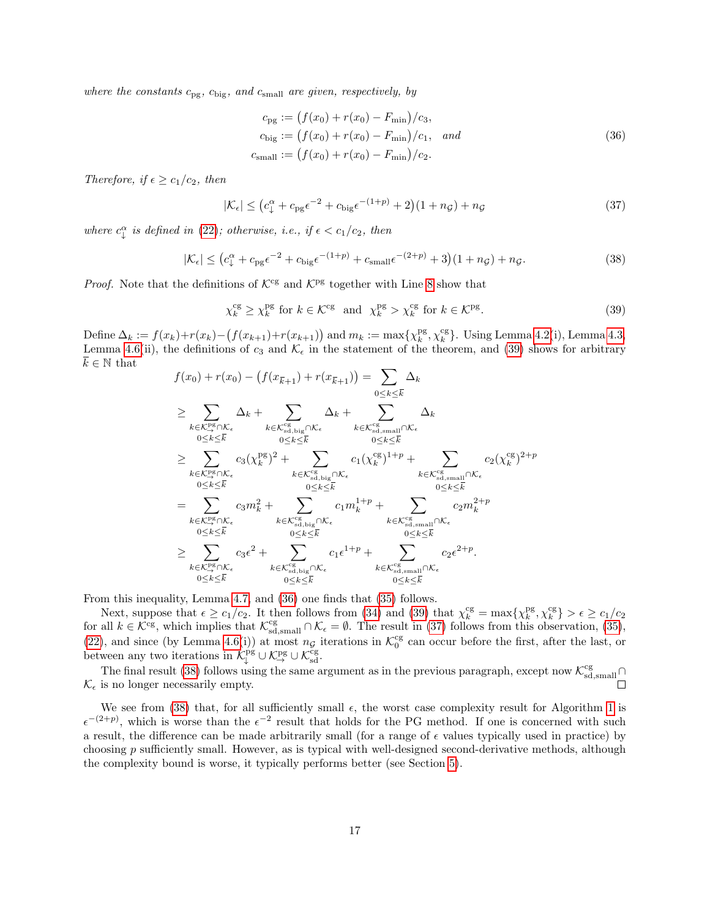*where the constants $c_{\text{pg}}$, $c_{\text{big}}$, and $c_{\text{small}}$ are given, respectively, by*

$$
\begin{aligned}
c_{\text{pg}} &:= \big(f(x_0) + r(x_0) - F_{\min}\big)/c_3, \\
c_{\text{big}} &:= \big(f(x_0) + r(x_0) - F_{\min}\big)/c_1, \quad \textit{and} \\
c_{\text{small}} &:= \big(f(x_0) + r(x_0) - F_{\min}\big)/c_2.
\end{aligned}
\tag{36}
$$

*Therefore, if $\epsilon \geq c_1/c_2$, then*

$$
|\mathcal{K}_\epsilon| \leq \big(c_\downarrow^\alpha + c_{\text{pg}}\epsilon^{-2} + c_{\text{big}}\epsilon^{-(1+p)} + 2\big)(1 + n_{\mathcal{G}}) + n_{\mathcal{G}} \tag{37}
$$

*where $c_\downarrow^\alpha$ is defined in (22); otherwise, i.e., if $\epsilon < c_1/c_2$, then*

$$
|\mathcal{K}_\epsilon| \leq \big(c_\downarrow^\alpha + c_{\text{pg}}\epsilon^{-2} + c_{\text{big}}\epsilon^{-(1+p)} + c_{\text{small}}\epsilon^{-(2+p)} + 3\big)(1 + n_{\mathcal{G}}) + n_{\mathcal{G}}. \tag{38}
$$

*Proof.* Note that the definitions of $\mathcal{K}^{\text{cg}}$ and $\mathcal{K}^{\text{pg}}$ together with Line 8 show that

$$
\chi_k^{\text{cg}} \geq \chi_k^{\text{pg}} \text{ for } k \in \mathcal{K}^{\text{cg}} \quad \text{and} \quad \chi_k^{\text{pg}} > \chi_k^{\text{cg}} \text{ for } k \in \mathcal{K}^{\text{pg}}. \tag{39}
$$

Define $\Delta_k := f(x_k) + r(x_k) - \big(f(x_{k+1}) + r(x_{k+1})\big)$ and $m_k := \max\{\chi_k^{\text{pg}}, \chi_k^{\text{cg}}\}$. Using Lemma 4.2(i), Lemma 4.3, Lemma 4.6(ii), the definitions of $c_3$ and $\mathcal{K}_\epsilon$ in the statement of the theorem, and (39) shows for arbitrary $\overline{k} \in \mathbb{N}$ that

$$
\begin{aligned}
&f(x_0) + r(x_0) - \big(f(x_{\overline{k}+1}) + r(x_{\overline{k}+1})\big) = \sum_{0 \leq k \leq \overline{k}} \Delta_k \\
&\geq \sum_{\substack{k \in \mathcal{K}_\rightarrow^{\text{pg}} \cap \mathcal{K}_\epsilon \\ 0 \leq k \leq \overline{k}}} \Delta_k + \sum_{\substack{k \in \mathcal{K}_{\text{sd,big}}^{\text{cg}} \cap \mathcal{K}_\epsilon \\ 0 \leq k \leq \overline{k}}} \Delta_k + \sum_{\substack{k \in \mathcal{K}_{\text{sd,small}}^{\text{cg}} \cap \mathcal{K}_\epsilon \\ 0 \leq k \leq \overline{k}}} \Delta_k \\
&\geq \sum_{\substack{k \in \mathcal{K}_\rightarrow^{\text{pg}} \cap \mathcal{K}_\epsilon \\ 0 \leq k \leq \overline{k}}} c_3(\chi_k^{\text{pg}})^2 + \sum_{\substack{k \in \mathcal{K}_{\text{sd,big}}^{\text{cg}} \cap \mathcal{K}_\epsilon \\ 0 \leq k \leq \overline{k}}} c_1(\chi_k^{\text{cg}})^{1+p} + \sum_{\substack{k \in \mathcal{K}_{\text{sd,small}}^{\text{cg}} \cap \mathcal{K}_\epsilon \\ 0 \leq k \leq \overline{k}}} c_2(\chi_k^{\text{cg}})^{2+p} \\
&= \sum_{\substack{k \in \mathcal{K}_\rightarrow^{\text{pg}} \cap \mathcal{K}_\epsilon \\ 0 \leq k \leq \overline{k}}} c_3 m_k^2 + \sum_{\substack{k \in \mathcal{K}_{\text{sd,big}}^{\text{cg}} \cap \mathcal{K}_\epsilon \\ 0 \leq k \leq \overline{k}}} c_1 m_k^{1+p} + \sum_{\substack{k \in \mathcal{K}_{\text{sd,small}}^{\text{cg}} \cap \mathcal{K}_\epsilon \\ 0 \leq k \leq \overline{k}}} c_2 m_k^{2+p} \\
&\geq \sum_{\substack{k \in \mathcal{K}_\rightarrow^{\text{pg}} \cap \mathcal{K}_\epsilon \\ 0 \leq k \leq \overline{k}}} c_3\epsilon^2 + \sum_{\substack{k \in \mathcal{K}_{\text{sd,big}}^{\text{cg}} \cap \mathcal{K}_\epsilon \\ 0 \leq k \leq \overline{k}}} c_1\epsilon^{1+p} + \sum_{\substack{k \in \mathcal{K}_{\text{sd,small}}^{\text{cg}} \cap \mathcal{K}_\epsilon \\ 0 \leq k \leq \overline{k}}} c_2\epsilon^{2+p}.
\end{aligned}
$$

From this inequality, Lemma 4.7, and (36) one finds that (35) follows.

Next, suppose that $\epsilon \geq c_1/c_2$. It then follows from (34) and (39) that $\chi_k^{\text{cg}} = \max\{\chi_k^{\text{pg}}, \chi_k^{\text{cg}}\} > \epsilon \geq c_1/c_2$ for all $k \in \mathcal{K}^{\text{cg}}$, which implies that $\mathcal{K}_{\text{sd,small}}^{\text{cg}} \cap \mathcal{K}_\epsilon = \emptyset$. The result in (37) follows from this observation, (35), (22), and since (by Lemma 4.6(i)) at most $n_{\mathcal{G}}$ iterations in $\mathcal{K}_0^{\text{cg}}$ can occur before the first, after the last, or between any two iterations in $\mathcal{K}_\downarrow^{\text{pg}} \cup \mathcal{K}_\rightarrow^{\text{pg}} \cup \mathcal{K}_{\text{sd}}^{\text{cg}}$.

The final result (38) follows using the same argument as in the previous paragraph, except now $\mathcal{K}_{\text{sd,small}}^{\text{cg}} \cap \mathcal{K}_\epsilon$ is no longer necessarily empty. $\square$

We see from (38) that, for all sufficiently small $\epsilon$, the worst case complexity result for Algorithm 1 is $\epsilon^{-(2+p)}$, which is worse than the $\epsilon^{-2}$ result that holds for the PG method. If one is concerned with such a result, the difference can be made arbitrarily small (for a range of $\epsilon$ values typically used in practice) by choosing $p$ sufficiently small. However, as is typical with well-designed second-derivative methods, although the complexity bound is worse, it typically performs better (see Section 5).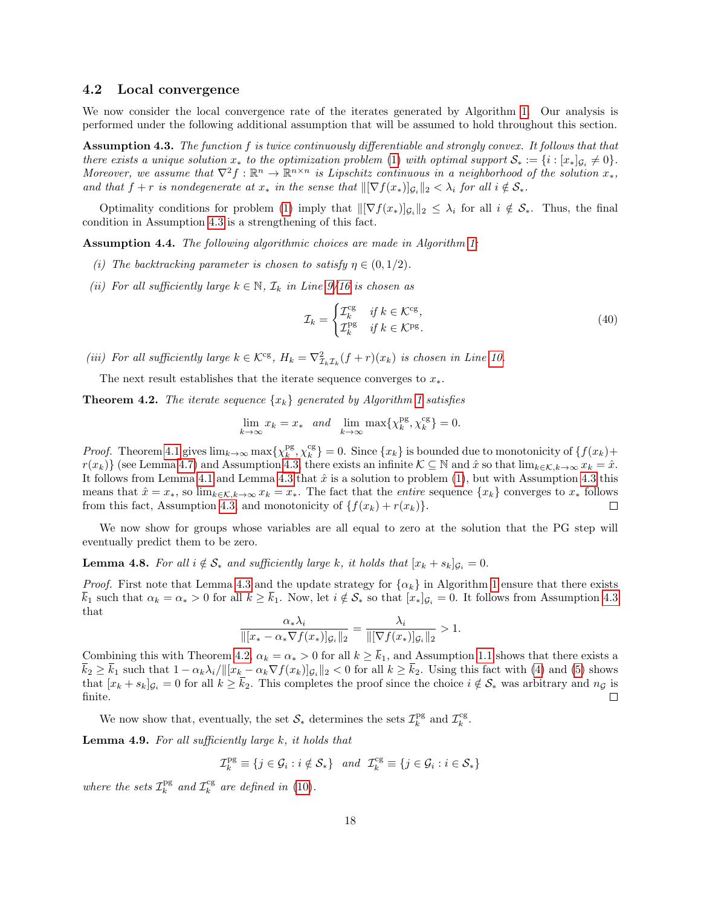### 4.2 Local convergence

We now consider the local convergence rate of the iterates generated by Algorithm 1. Our analysis is performed under the following additional assumption that will be assumed to hold throughout this section.

**Assumption 4.3.** *The function $f$ is twice continuously differentiable and strongly convex. It follows that that there exists a unique solution $x_*$ to the optimization problem (1) with optimal support $\mathcal{S}_* := \{i : [x_*]_{\mathcal{G}_i} \neq 0\}$. Moreover, we assume that $\nabla^2 f : \mathbb{R}^n \to \mathbb{R}^{n \times n}$ is Lipschitz continuous in a neighborhood of the solution $x_*$, and that $f + r$ is nondegenerate at $x_*$ in the sense that $\|[\nabla f(x_*)]_{\mathcal{G}_i}\|_2 < \lambda_i$ for all $i \notin \mathcal{S}_*$.*

Optimality conditions for problem (1) imply that $\|[\nabla f(x_*)]_{\mathcal{G}_i}\|_2 \leq \lambda_i$ for all $i \notin \mathcal{S}_*$. Thus, the final condition in Assumption 4.3 is a strengthening of this fact.

**Assumption 4.4.** *The following algorithmic choices are made in Algorithm 1:*

*(i) The backtracking parameter is chosen to satisfy $\eta \in (0, 1/2)$.*

*(ii) For all sufficiently large $k \in \mathbb{N}$, $\mathcal{I}_k$ in Line 9/16 is chosen as*

$$\mathcal{I}_k = \begin{cases} \mathcal{I}_k^{\text{cg}} & \text{if } k \in \mathcal{K}^{\text{cg}}, \\ \mathcal{I}_k^{\text{pg}} & \text{if } k \in \mathcal{K}^{\text{pg}}. \end{cases} \tag{40}$$

*(iii) For all sufficiently large $k \in \mathcal{K}^{\text{cg}}$, $H_k = \nabla^2_{\mathcal{I}_k \mathcal{I}_k}(f + r)(x_k)$ is chosen in Line 10.*

The next result establishes that the iterate sequence converges to $x_*$.

**Theorem 4.2.** *The iterate sequence $\{x_k\}$ generated by Algorithm 1 satisfies*

$$\lim_{k \to \infty} x_k = x_* \quad \text{and} \quad \lim_{k \to \infty} \max\{\chi_k^{\text{pg}}, \chi_k^{\text{cg}}\} = 0.$$

*Proof.* Theorem 4.1 gives $\lim_{k \to \infty} \max\{\chi_k^{\text{pg}}, \chi_k^{\text{cg}}\} = 0$. Since $\{x_k\}$ is bounded due to monotonicity of $\{f(x_k) + r(x_k)\}$ (see Lemma 4.7) and Assumption 4.3, there exists an infinite $\mathcal{K} \subseteq \mathbb{N}$ and $\hat{x}$ so that $\lim_{k \in \mathcal{K}, k \to \infty} x_k = \hat{x}$. It follows from Lemma 4.1 and Lemma 4.3 that $\hat{x}$ is a solution to problem (1), but with Assumption 4.3 this means that $\hat{x} = x_*$, so $\lim_{k \in \mathcal{K}, k \to \infty} x_k = x_*$. The fact that the *entire* sequence $\{x_k\}$ converges to $x_*$ follows from this fact, Assumption 4.3, and monotonicity of $\{f(x_k) + r(x_k)\}$. $\square$

We now show for groups whose variables are all equal to zero at the solution that the PG step will eventually predict them to be zero.

**Lemma 4.8.** *For all $i \notin \mathcal{S}_*$ and sufficiently large $k$, it holds that $[x_k + s_k]_{\mathcal{G}_i} = 0$.*

*Proof.* First note that Lemma 4.3 and the update strategy for $\{\alpha_k\}$ in Algorithm 1 ensure that there exists $\overline{k}_1$ such that $\alpha_k = \alpha_* > 0$ for all $k \geq \overline{k}_1$. Now, let $i \notin \mathcal{S}_*$ so that $[x_*]_{\mathcal{G}_i} = 0$. It follows from Assumption 4.3 that

$$\frac{\alpha_* \lambda_i}{\|[x_* - \alpha_* \nabla f(x_*)]_{\mathcal{G}_i}\|_2} = \frac{\lambda_i}{\|[\nabla f(x_*)]_{\mathcal{G}_i}\|_2} > 1.$$

Combining this with Theorem 4.2, $\alpha_k = \alpha_* > 0$ for all $k \geq \overline{k}_1$, and Assumption 1.1 shows that there exists a $\overline{k}_2 \geq \overline{k}_1$ such that $1 - \alpha_k \lambda_i / \|[x_k - \alpha_k \nabla f(x_k)]_{\mathcal{G}_i}\|_2 < 0$ for all $k \geq \overline{k}_2$. Using this fact with (4) and (5) shows that $[x_k + s_k]_{\mathcal{G}_i} = 0$ for all $k \geq \overline{k}_2$. This completes the proof since the choice $i \notin \mathcal{S}_*$ was arbitrary and $n_{\mathcal{G}}$ is finite. $\square$

We now show that, eventually, the set $\mathcal{S}_*$ determines the sets $\mathcal{I}_k^{\text{pg}}$ and $\mathcal{I}_k^{\text{cg}}$.

**Lemma 4.9.** *For all sufficiently large $k$, it holds that*

$$\mathcal{I}_k^{\text{pg}} \equiv \{j \in \mathcal{G}_i : i \notin \mathcal{S}_*\} \quad \text{and} \quad \mathcal{I}_k^{\text{cg}} \equiv \{j \in \mathcal{G}_i : i \in \mathcal{S}_*\}$$

*where the sets $\mathcal{I}_k^{\text{pg}}$ and $\mathcal{I}_k^{\text{cg}}$ are defined in (10).*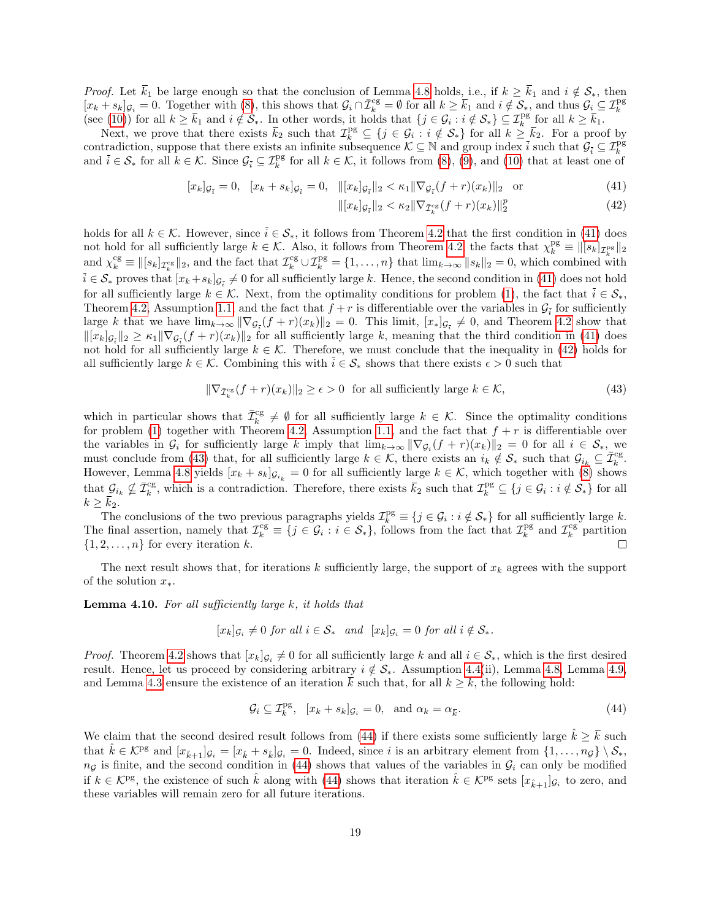*Proof.* Let $\bar{k}_1$ be large enough so that the conclusion of Lemma 4.8 holds, i.e., if $k \geq \bar{k}_1$ and $i \notin \mathcal{S}_*$, then $[x_k + s_k]_{\mathcal{G}_i} = 0$. Together with (8), this shows that $\mathcal{G}_i \cap \bar{\mathcal{I}}_k^{\rm cg} = \emptyset$ for all $k \geq \bar{k}_1$ and $i \notin \mathcal{S}_*$, and thus $\mathcal{G}_i \subseteq \mathcal{I}_k^{\rm pg}$ (see (10)) for all $k \geq \bar{k}_1$ and $i \notin \mathcal{S}_*$. In other words, it holds that $\{j \in \mathcal{G}_i : i \notin \mathcal{S}_*\} \subseteq \mathcal{I}_k^{\rm pg}$ for all $k \geq \bar{k}_1$.

Next, we prove that there exists $\bar{k}_2$ such that $\mathcal{I}_k^{\rm pg} \subseteq \{j \in \mathcal{G}_i : i \notin \mathcal{S}_*\}$ for all $k \geq \bar{k}_2$. For a proof by contradiction, suppose that there exists an infinite subsequence $\mathcal{K} \subseteq \mathbb{N}$ and group index $\bar{i}$ such that $\mathcal{G}_{\bar{i}} \subseteq \mathcal{I}_k^{\rm pg}$ and $\bar{i} \in \mathcal{S}_*$ for all $k \in \mathcal{K}$. Since $\mathcal{G}_{\bar{i}} \subseteq \mathcal{I}_k^{\rm pg}$ for all $k \in \mathcal{K}$, it follows from (8), (9), and (10) that at least one of

$$[x_k]_{\mathcal{G}_{\bar{i}}} = 0, \quad [x_k + s_k]_{\mathcal{G}_{\bar{i}}} = 0, \quad \|[x_k]_{\mathcal{G}_{\bar{i}}}\|_2 < \kappa_1 \|\nabla_{\mathcal{G}_{\bar{i}}}(f + r)(x_k)\|_2 \quad \text{or} \tag{41}$$

$$\|[x_k]_{\mathcal{G}_{\bar{i}}}\|_2 < \kappa_2 \|\nabla_{\bar{\mathcal{I}}_k^{\rm cg}}(f + r)(x_k)\|_2^p \tag{42}$$

holds for all $k \in \mathcal{K}$. However, since $\bar{i} \in \mathcal{S}_*$, it follows from Theorem 4.2 that the first condition in (41) does not hold for all sufficiently large $k \in \mathcal{K}$. Also, it follows from Theorem 4.2, the facts that $\chi_k^{\rm pg} \equiv \|[s_k]_{\mathcal{I}_k^{\rm pg}}\|_2$ and $\chi_k^{\rm cg} \equiv \|[s_k]_{\mathcal{I}_k^{\rm cg}}\|_2$, and the fact that $\mathcal{I}_k^{\rm cg} \cup \mathcal{I}_k^{\rm pg} = \{1, \dots, n\}$ that $\lim_{k\to\infty} \|s_k\|_2 = 0$, which combined with $\bar{i} \in \mathcal{S}_*$ proves that $[x_k + s_k]_{\mathcal{G}_{\bar{i}}} \neq 0$ for all sufficiently large $k$. Hence, the second condition in (41) does not hold for all sufficiently large $k \in \mathcal{K}$. Next, from the optimality conditions for problem (1), the fact that $\bar{i} \in \mathcal{S}_*$, Theorem 4.2, Assumption 1.1, and the fact that $f + r$ is differentiable over the variables in $\mathcal{G}_{\bar{i}}$ for sufficiently large $k$ that we have $\lim_{k\to\infty} \|\nabla_{\mathcal{G}_{\bar{i}}}(f + r)(x_k)\|_2 = 0$. This limit, $[x_*]_{\mathcal{G}_{\bar{i}}} \neq 0$, and Theorem 4.2 show that $\|[x_k]_{\mathcal{G}_{\bar{i}}}\|_2 \geq \kappa_1 \|\nabla_{\mathcal{G}_{\bar{i}}}(f + r)(x_k)\|_2$ for all sufficiently large $k$, meaning that the third condition in (41) does not hold for all sufficiently large $k \in \mathcal{K}$. Therefore, we must conclude that the inequality in (42) holds for all sufficiently large $k \in \mathcal{K}$. Combining this with $\bar{i} \in \mathcal{S}_*$ shows that there exists $\epsilon > 0$ such that

$$\|\nabla_{\bar{\mathcal{I}}_k^{\rm cg}}(f + r)(x_k)\|_2 \geq \epsilon > 0 \ \text{ for all sufficiently large } k \in \mathcal{K}, \tag{43}$$

which in particular shows that $\bar{\mathcal{I}}_k^{\rm cg} \neq \emptyset$ for all sufficiently large $k \in \mathcal{K}$. Since the optimality conditions for problem (1) together with Theorem 4.2, Assumption 1.1, and the fact that $f + r$ is differentiable over the variables in $\mathcal{G}_i$ for sufficiently large $k$ imply that $\lim_{k\to\infty} \|\nabla_{\mathcal{G}_i}(f + r)(x_k)\|_2 = 0$ for all $i \in \mathcal{S}_*$, we must conclude from (43) that, for all sufficiently large $k \in \mathcal{K}$, there exists an $i_k \notin \mathcal{S}_*$ such that $\mathcal{G}_{i_k} \subseteq \bar{\mathcal{I}}_k^{\rm cg}$. However, Lemma 4.8 yields $[x_k + s_k]_{\mathcal{G}_{i_k}} = 0$ for all sufficiently large $k \in \mathcal{K}$, which together with (8) shows that $\mathcal{G}_{i_k} \not\subseteq \bar{\mathcal{I}}_k^{\rm cg}$, which is a contradiction. Therefore, there exists $\bar{k}_2$ such that $\mathcal{I}_k^{\rm pg} \subseteq \{j \in \mathcal{G}_i : i \notin \mathcal{S}_*\}$ for all $k \geq \bar{k}_2$.

The conclusions of the two previous paragraphs yields $\mathcal{I}_k^{\rm pg} \equiv \{j \in \mathcal{G}_i : i \notin \mathcal{S}_*\}$ for all sufficiently large $k$. The final assertion, namely that $\mathcal{I}_k^{\rm cg} \equiv \{j \in \mathcal{G}_i : i \in \mathcal{S}_*\}$, follows from the fact that $\mathcal{I}_k^{\rm pg}$ and $\mathcal{I}_k^{\rm cg}$ partition $\{1, 2, \dots, n\}$ for every iteration $k$. $\square$

The next result shows that, for iterations $k$ sufficiently large, the support of $x_k$ agrees with the support of the solution $x_*$.

**Lemma 4.10.** *For all sufficiently large $k$, it holds that*

$$[x_k]_{\mathcal{G}_i} \neq 0 \text{ for all } i \in \mathcal{S}_* \ \text{ and } \ [x_k]_{\mathcal{G}_i} = 0 \text{ for all } i \notin \mathcal{S}_*.$$

*Proof.* Theorem 4.2 shows that $[x_k]_{\mathcal{G}_i} \neq 0$ for all sufficiently large $k$ and all $i \in \mathcal{S}_*$, which is the first desired result. Hence, let us proceed by considering arbitrary $i \notin \mathcal{S}_*$. Assumption 4.4(ii), Lemma 4.8, Lemma 4.9, and Lemma 4.3 ensure the existence of an iteration $\bar{k}$ such that, for all $k \geq \bar{k}$, the following hold:

$$\mathcal{G}_i \subseteq \mathcal{I}_k^{\rm pg}, \quad [x_k + s_k]_{\mathcal{G}_i} = 0, \quad \text{and } \alpha_k = \alpha_{\bar{k}}. \tag{44}$$

We claim that the second desired result follows from (44) if there exists some sufficiently large $\hat{k} \geq \bar{k}$ such that $\hat{k} \in \mathcal{K}^{\rm pg}$ and $[x_{\hat{k}+1}]_{\mathcal{G}_i} = [x_{\hat{k}} + s_{\hat{k}}]_{\mathcal{G}_i} = 0$. Indeed, since $i$ is an arbitrary element from $\{1, \dots, n_{\mathcal{G}}\} \setminus \mathcal{S}_*$, $n_{\mathcal{G}}$ is finite, and the second condition in (44) shows that values of the variables in $\mathcal{G}_i$ can only be modified if $k \in \mathcal{K}^{\rm pg}$, the existence of such $\hat{k}$ along with (44) shows that iteration $\hat{k} \in \mathcal{K}^{\rm pg}$ sets $[x_{\hat{k}+1}]_{\mathcal{G}_i}$ to zero, and these variables will remain zero for all future iterations.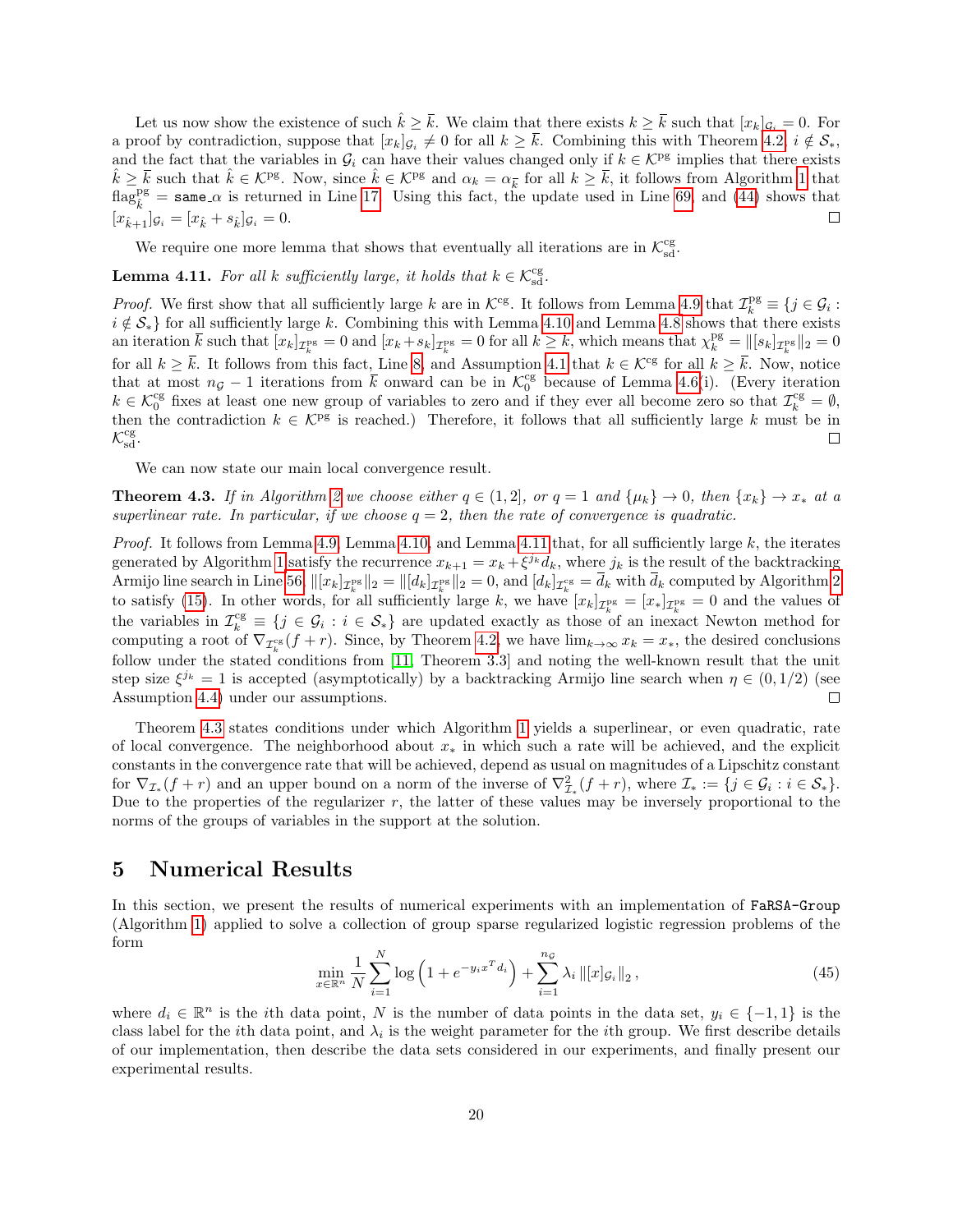Let us now show the existence of such $\hat{k} \geq \bar{k}$. We claim that there exists $k \geq \bar{k}$ such that $[x_k]_{\mathcal{G}_i} = 0$. For a proof by contradiction, suppose that $[x_k]_{\mathcal{G}_i} \neq 0$ for all $k \geq \bar{k}$. Combining this with Theorem 4.2, $i \notin \mathcal{S}_*$, and the fact that the variables in $\mathcal{G}_i$ can have their values changed only if $k \in \mathcal{K}^{\text{pg}}$ implies that there exists $\hat{k} \geq \bar{k}$ such that $\hat{k} \in \mathcal{K}^{\text{pg}}$. Now, since $\hat{k} \in \mathcal{K}^{\text{pg}}$ and $\alpha_k = \alpha_{\bar{k}}$ for all $k \geq \bar{k}$, it follows from Algorithm 1 that $\text{flag}^{\text{pg}}_{\hat{k}} = \texttt{same\_}\alpha$ is returned in Line 17. Using this fact, the update used in Line 69, and (44) shows that $[x_{\hat{k}+1}]_{\mathcal{G}_i} = [x_{\hat{k}} + s_{\hat{k}}]_{\mathcal{G}_i} = 0$. □

We require one more lemma that shows that eventually all iterations are in $\mathcal{K}^{\text{cg}}_{\text{sd}}$.

**Lemma 4.11.** *For all $k$ sufficiently large, it holds that $k \in \mathcal{K}^{\text{cg}}_{\text{sd}}$.*

*Proof.* We first show that all sufficiently large $k$ are in $\mathcal{K}^{\text{cg}}$. It follows from Lemma 4.9 that $\mathcal{I}^{\text{pg}}_k \equiv \{j \in \mathcal{G}_i : i \notin \mathcal{S}_*\}$ for all sufficiently large $k$. Combining this with Lemma 4.10 and Lemma 4.8 shows that there exists an iteration $\bar{k}$ such that $[x_k]_{\mathcal{I}^{\text{pg}}_k} = 0$ and $[x_k + s_k]_{\mathcal{I}^{\text{pg}}_k} = 0$ for all $k \geq \bar{k}$, which means that $\chi^{\text{pg}}_k = \|[s_k]_{\mathcal{I}^{\text{pg}}_k}\|_2 = 0$ for all $k \geq \bar{k}$. It follows from this fact, Line 8, and Assumption 4.1 that $k \in \mathcal{K}^{\text{cg}}$ for all $k \geq \bar{k}$. Now, notice that at most $n_{\mathcal{G}} - 1$ iterations from $\bar{k}$ onward can be in $\mathcal{K}^{\text{cg}}_0$ because of Lemma 4.6(i). (Every iteration $k \in \mathcal{K}^{\text{cg}}_0$ fixes at least one new group of variables to zero and if they ever all become zero so that $\mathcal{I}^{\text{cg}}_k = \emptyset$, then the contradiction $k \in \mathcal{K}^{\text{pg}}$ is reached.) Therefore, it follows that all sufficiently large $k$ must be in $\mathcal{K}^{\text{cg}}_{\text{sd}}$. □

We can now state our main local convergence result.

**Theorem 4.3.** *If in Algorithm 2 we choose either $q \in (1, 2]$, or $q = 1$ and $\{\mu_k\} \to 0$, then $\{x_k\} \to x_*$ at a superlinear rate. In particular, if we choose $q = 2$, then the rate of convergence is quadratic.*

*Proof.* It follows from Lemma 4.9, Lemma 4.10, and Lemma 4.11 that, for all sufficiently large $k$, the iterates generated by Algorithm 1 satisfy the recurrence $x_{k+1} = x_k + \xi^{j_k} d_k$, where $j_k$ is the result of the backtracking Armijo line search in Line 56, $\|[x_k]_{\mathcal{I}^{\text{pg}}_k}\|_2 = \|[d_k]_{\mathcal{I}^{\text{pg}}_k}\|_2 = 0$, and $[d_k]_{\mathcal{I}^{\text{cg}}_k} = \bar{d}_k$ with $\bar{d}_k$ computed by Algorithm 2 to satisfy (15). In other words, for all sufficiently large $k$, we have $[x_k]_{\mathcal{I}^{\text{pg}}_k} = [x_*]_{\mathcal{I}^{\text{pg}}_k} = 0$ and the values of the variables in $\mathcal{I}^{\text{cg}}_k \equiv \{j \in \mathcal{G}_i : i \in \mathcal{S}_*\}$ are updated exactly as those of an inexact Newton method for computing a root of $\nabla_{\mathcal{I}^{\text{cg}}_k}(f + r)$. Since, by Theorem 4.2, we have $\lim_{k\to\infty} x_k = x_*$, the desired conclusions follow under the stated conditions from [11, Theorem 3.3] and noting the well-known result that the unit step size $\xi^{j_k} = 1$ is accepted (asymptotically) by a backtracking Armijo line search when $\eta \in (0, 1/2)$ (see Assumption 4.4) under our assumptions. □

Theorem 4.3 states conditions under which Algorithm 1 yields a superlinear, or even quadratic, rate of local convergence. The neighborhood about $x_*$ in which such a rate will be achieved, and the explicit constants in the convergence rate that will be achieved, depend as usual on magnitudes of a Lipschitz constant for $\nabla_{\mathcal{I}_*}(f + r)$ and an upper bound on a norm of the inverse of $\nabla^2_{\mathcal{I}_*}(f + r)$, where $\mathcal{I}_* := \{j \in \mathcal{G}_i : i \in \mathcal{S}_*\}$. Due to the properties of the regularizer $r$, the latter of these values may be inversely proportional to the norms of the groups of variables in the support at the solution.

# 5 Numerical Results

In this section, we present the results of numerical experiments with an implementation of `FaRSA-Group` (Algorithm 1) applied to solve a collection of group sparse regularized logistic regression problems of the form

$$\min_{x \in \mathbb{R}^n} \frac{1}{N} \sum_{i=1}^{N} \log\left(1 + e^{-y_i x^T d_i}\right) + \sum_{i=1}^{n_{\mathcal{G}}} \lambda_i \|[x]_{\mathcal{G}_i}\|_2, \tag{45}$$

where $d_i \in \mathbb{R}^n$ is the $i$th data point, $N$ is the number of data points in the data set, $y_i \in \{-1, 1\}$ is the class label for the $i$th data point, and $\lambda_i$ is the weight parameter for the $i$th group. We first describe details of our implementation, then describe the data sets considered in our experiments, and finally present our experimental results.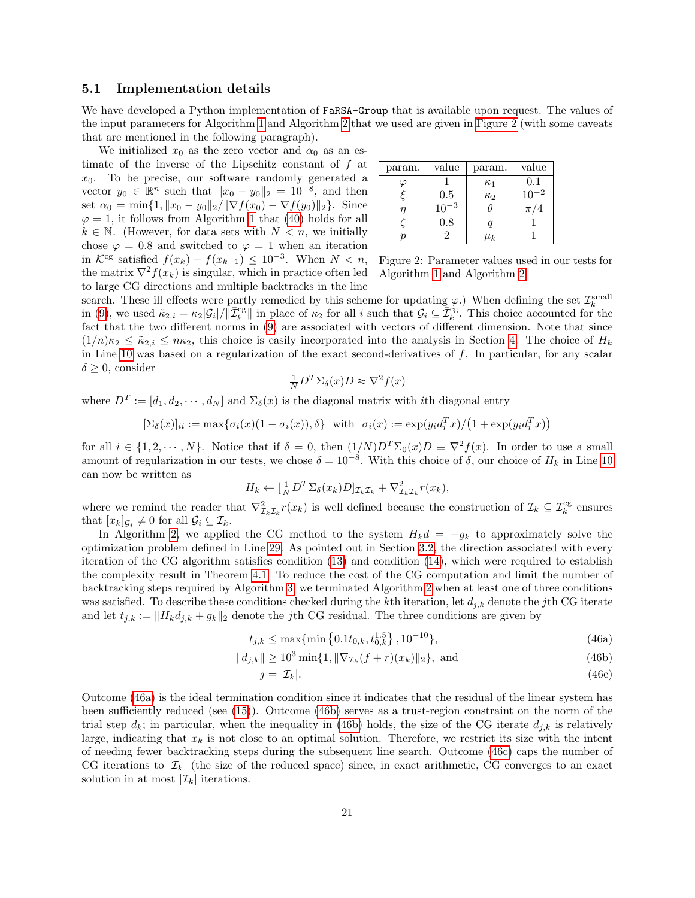### 5.1 Implementation details

We have developed a Python implementation of `FaRSA-Group` that is available upon request. The values of the input parameters for Algorithm 1 and Algorithm 2 that we used are given in Figure 2 (with some caveats that are mentioned in the following paragraph).

We initialized $x_0$ as the zero vector and $\alpha_0$ as an estimate of the inverse of the Lipschitz constant of $f$ at $x_0$. To be precise, our software randomly generated a vector $y_0 \in \mathbb{R}^n$ such that $\|x_0 - y_0\|_2 = 10^{-8}$, and then set $\alpha_0 = \min\{1, \|x_0 - y_0\|_2 / \|\nabla f(x_0) - \nabla f(y_0)\|_2\}$. Since $\varphi = 1$, it follows from Algorithm 1 that (40) holds for all $k \in \mathbb{N}$. (However, for data sets with $N < n$, we initially chose $\varphi = 0.8$ and switched to $\varphi = 1$ when an iteration in $\mathcal{K}^{\text{cg}}$ satisfied $f(x_k) - f(x_{k+1}) \leq 10^{-3}$. When $N < n$, the matrix $\nabla^2 f(x_k)$ is singular, which in practice often led to large CG directions and multiple backtracks in the line search. These ill effects were partly remedied by this scheme for updating $\varphi$.) When defining the set $\mathcal{I}_k^{\text{small}}$ in (9), we used $\tilde{\kappa}_{2,i} = \kappa_2 |\mathcal{G}_i| / \|\mathcal{I}_k^{\text{cg}}\|$ in place of $\kappa_2$ for all $i$ such that $\mathcal{G}_i \subseteq \mathcal{I}_k^{\text{cg}}$. This choice accounted for the fact that the two different norms in (9) are associated with vectors of different dimension. Note that since $(1/n)\kappa_2 \leq \tilde{\kappa}_{2,i} \leq n\kappa_2$, this choice is easily incorporated into the analysis in Section 4. The choice of $H_k$ in Line 10 was based on a regularization of the exact second-derivatives of $f$. In particular, for any scalar $\delta \geq 0$, consider

| param. | value | param. | value |
|---|---|---|---|
| $\varphi$ | 1 | $\kappa_1$ | 0.1 |
| $\xi$ | 0.5 | $\kappa_2$ | $10^{-2}$ |
| $\eta$ | $10^{-3}$ | $\theta$ | $\pi/4$ |
| $\zeta$ | 0.8 | $q$ | 1 |
| $p$ | 2 | $\mu_k$ | 1 |

Figure 2: Parameter values used in our tests for Algorithm 1 and Algorithm 2.

$$\tfrac{1}{N} D^T \Sigma_\delta(x) D \approx \nabla^2 f(x)$$

where $D^T := [d_1, d_2, \cdots, d_N]$ and $\Sigma_\delta(x)$ is the diagonal matrix with $i$th diagonal entry

$$[\Sigma_\delta(x)]_{ii} := \max\{\sigma_i(x)(1 - \sigma_i(x)), \delta\} \;\; \text{with} \;\; \sigma_i(x) := \exp(y_i d_i^T x) / \big(1 + \exp(y_i d_i^T x)\big)$$

for all $i \in \{1, 2, \cdots, N\}$. Notice that if $\delta = 0$, then $(1/N) D^T \Sigma_0(x) D \equiv \nabla^2 f(x)$. In order to use a small amount of regularization in our tests, we chose $\delta = 10^{-8}$. With this choice of $\delta$, our choice of $H_k$ in Line 10 can now be written as

$$H_k \leftarrow [\tfrac{1}{N} D^T \Sigma_\delta(x_k) D]_{\mathcal{I}_k \mathcal{I}_k} + \nabla^2_{\mathcal{I}_k \mathcal{I}_k} r(x_k),$$

where we remind the reader that $\nabla^2_{\mathcal{I}_k \mathcal{I}_k} r(x_k)$ is well defined because the construction of $\mathcal{I}_k \subseteq \mathcal{I}_k^{\text{cg}}$ ensures that $[x_k]_{\mathcal{G}_i} \neq 0$ for all $\mathcal{G}_i \subseteq \mathcal{I}_k$.

In Algorithm 2, we applied the CG method to the system $H_k d = -g_k$ to approximately solve the optimization problem defined in Line 29. As pointed out in Section 3.2, the direction associated with every iteration of the CG algorithm satisfies condition (13) and condition (14), which were required to establish the complexity result in Theorem 4.1. To reduce the cost of the CG computation and limit the number of backtracking steps required by Algorithm 3, we terminated Algorithm 2 when at least one of three conditions was satisfied. To describe these conditions checked during the $k$th iteration, let $d_{j,k}$ denote the $j$th CG iterate and let $t_{j,k} := \|H_k d_{j,k} + g_k\|_2$ denote the $j$th CG residual. The three conditions are given by

$$t_{j,k} \leq \max\{\min\{0.1 t_{0,k}, t_{0,k}^{1.5}\}, 10^{-10}\}, \tag{46a}$$

$$\|d_{j,k}\| \geq 10^3 \min\{1, \|\nabla_{\mathcal{I}_k}(f + r)(x_k)\|_2\}, \text{ and} \tag{46b}$$

$$j = |\mathcal{I}_k|. \tag{46c}$$

Outcome (46a) is the ideal termination condition since it indicates that the residual of the linear system has been sufficiently reduced (see (15)). Outcome (46b) serves as a trust-region constraint on the norm of the trial step $d_k$; in particular, when the inequality in (46b) holds, the size of the CG iterate $d_{j,k}$ is relatively large, indicating that $x_k$ is not close to an optimal solution. Therefore, we restrict its size with the intent of needing fewer backtracking steps during the subsequent line search. Outcome (46c) caps the number of CG iterations to $|\mathcal{I}_k|$ (the size of the reduced space) since, in exact arithmetic, CG converges to an exact solution in at most $|\mathcal{I}_k|$ iterations.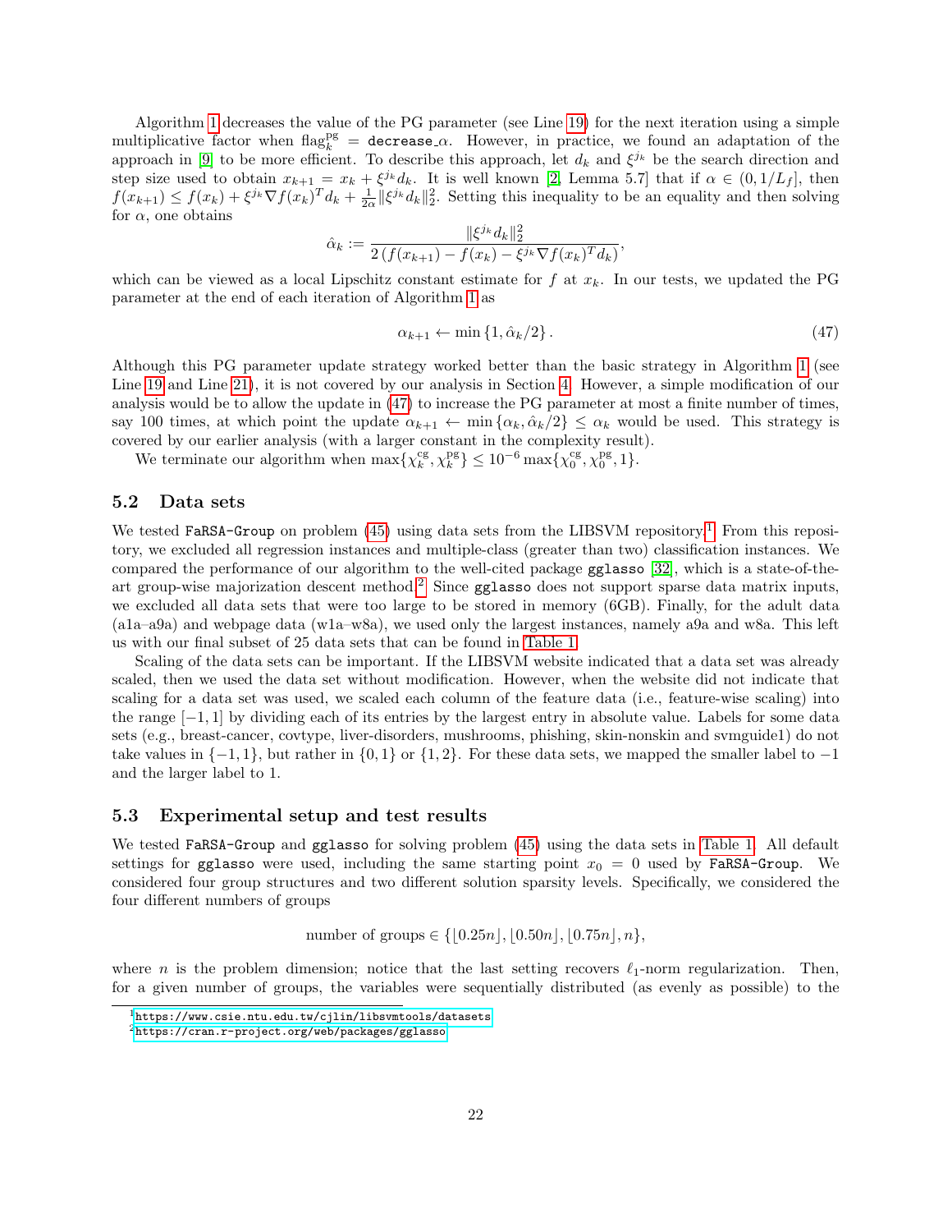Algorithm 1 decreases the value of the PG parameter (see Line 19) for the next iteration using a simple multiplicative factor when $\text{flag}_k^{\text{pg}} = \texttt{decrease\_}\alpha$. However, in practice, we found an adaptation of the approach in [9] to be more efficient. To describe this approach, let $d_k$ and $\xi^{j_k}$ be the search direction and step size used to obtain $x_{k+1} = x_k + \xi^{j_k} d_k$. It is well known [2, Lemma 5.7] that if $\alpha \in (0, 1/L_f]$, then $f(x_{k+1}) \leq f(x_k) + \xi^{j_k} \nabla f(x_k)^T d_k + \frac{1}{2\alpha}\|\xi^{j_k} d_k\|_2^2$. Setting this inequality to be an equality and then solving for $\alpha$, one obtains

$$\hat{\alpha}_k := \frac{\|\xi^{j_k} d_k\|_2^2}{2\left(f(x_{k+1}) - f(x_k) - \xi^{j_k} \nabla f(x_k)^T d_k\right)},$$

which can be viewed as a local Lipschitz constant estimate for $f$ at $x_k$. In our tests, we updated the PG parameter at the end of each iteration of Algorithm 1 as

$$\alpha_{k+1} \leftarrow \min\{1, \hat{\alpha}_k/2\}. \tag{47}$$

Although this PG parameter update strategy worked better than the basic strategy in Algorithm 1 (see Line 19 and Line 21), it is not covered by our analysis in Section 4. However, a simple modification of our analysis would be to allow the update in (47) to increase the PG parameter at most a finite number of times, say 100 times, at which point the update $\alpha_{k+1} \leftarrow \min\{\alpha_k, \hat{\alpha}_k/2\} \leq \alpha_k$ would be used. This strategy is covered by our earlier analysis (with a larger constant in the complexity result).

We terminate our algorithm when $\max\{\chi_k^{\text{cg}}, \chi_k^{\text{pg}}\} \leq 10^{-6} \max\{\chi_0^{\text{cg}}, \chi_0^{\text{pg}}, 1\}$.

### 5.2 Data sets

We tested `FaRSA-Group` on problem (45) using data sets from the LIBSVM repository.[1] From this repository, we excluded all regression instances and multiple-class (greater than two) classification instances. We compared the performance of our algorithm to the well-cited package `gglasso` [32], which is a state-of-the-art group-wise majorization descent method.[2] Since `gglasso` does not support sparse data matrix inputs, we excluded all data sets that were too large to be stored in memory (6GB). Finally, for the adult data (a1a–a9a) and webpage data (w1a–w8a), we used only the largest instances, namely a9a and w8a. This left us with our final subset of 25 data sets that can be found in Table 1.

Scaling of the data sets can be important. If the LIBSVM website indicated that a data set was already scaled, then we used the data set without modification. However, when the website did not indicate that scaling for a data set was used, we scaled each column of the feature data (i.e., feature-wise scaling) into the range $[-1, 1]$ by dividing each of its entries by the largest entry in absolute value. Labels for some data sets (e.g., breast-cancer, covtype, liver-disorders, mushrooms, phishing, skin-nonskin and svmguide1) do not take values in $\{-1, 1\}$, but rather in $\{0, 1\}$ or $\{1, 2\}$. For these data sets, we mapped the smaller label to $-1$ and the larger label to 1.

### 5.3 Experimental setup and test results

We tested `FaRSA-Group` and `gglasso` for solving problem (45) using the data sets in Table 1. All default settings for `gglasso` were used, including the same starting point $x_0 = 0$ used by `FaRSA-Group`. We considered four group structures and two different solution sparsity levels. Specifically, we considered the four different numbers of groups

$$\text{number of groups} \in \{\lfloor 0.25n \rfloor, \lfloor 0.50n \rfloor, \lfloor 0.75n \rfloor, n\},$$

where $n$ is the problem dimension; notice that the last setting recovers $\ell_1$-norm regularization. Then, for a given number of groups, the variables were sequentially distributed (as evenly as possible) to the

[1] https://www.csie.ntu.edu.tw/cjlin/libsvmtools/datasets

[2] https://cran.r-project.org/web/packages/gglasso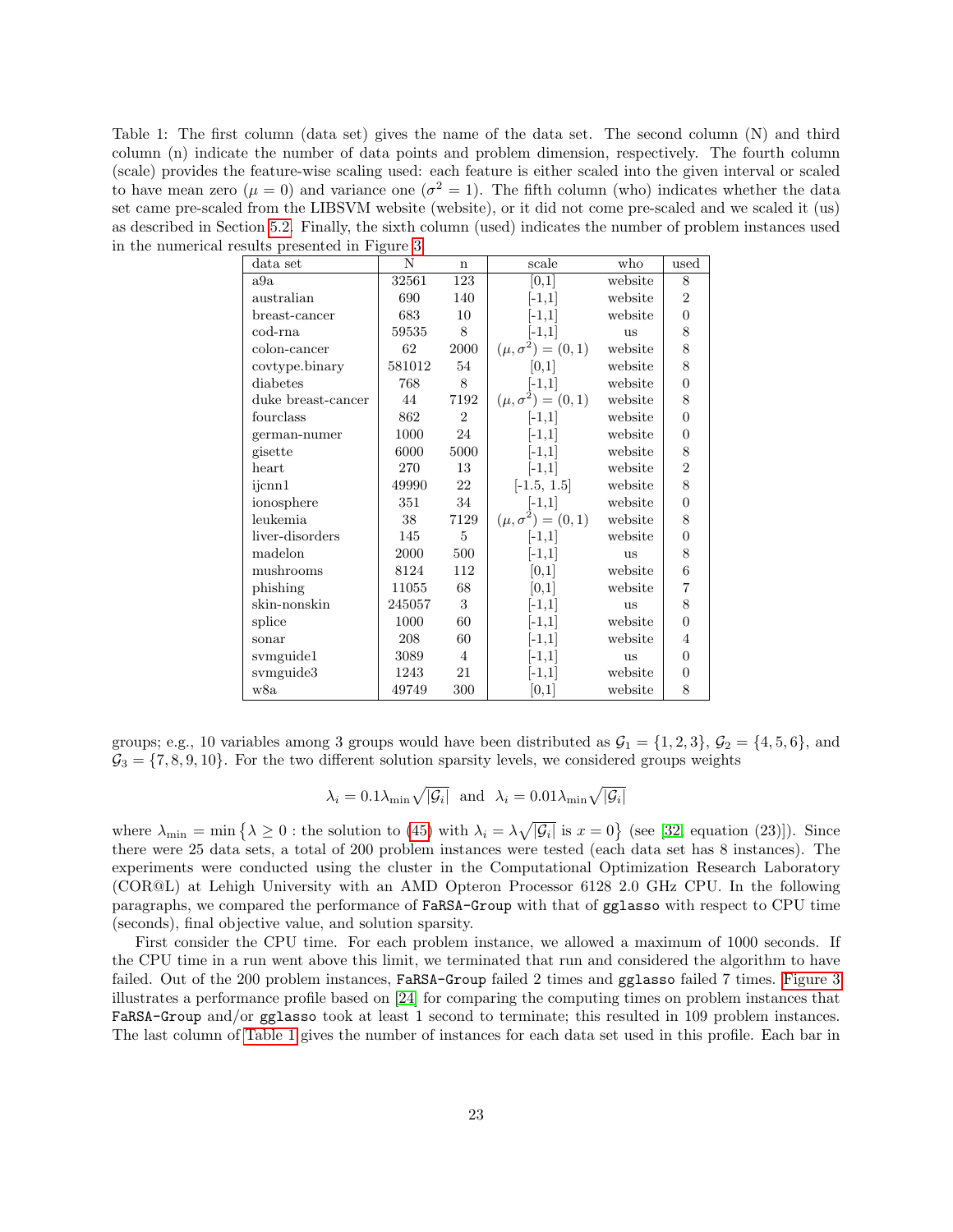Table 1: The first column (data set) gives the name of the data set. The second column (N) and third column (n) indicate the number of data points and problem dimension, respectively. The fourth column (scale) provides the feature-wise scaling used: each feature is either scaled into the given interval or scaled to have mean zero ($\mu = 0$) and variance one ($\sigma^2 = 1$). The fifth column (who) indicates whether the data set came pre-scaled from the LIBSVM website (website), or it did not come pre-scaled and we scaled it (us) as described in Section 5.2. Finally, the sixth column (used) indicates the number of problem instances used in the numerical results presented in Figure 3.

| data set | N | n | scale | who | used |
|---|---|---|---|---|---|
| a9a | 32561 | 123 | [0,1] | website | 8 |
| australian | 690 | 140 | [-1,1] | website | 2 |
| breast-cancer | 683 | 10 | [-1,1] | website | 0 |
| cod-rna | 59535 | 8 | [-1,1] | us | 8 |
| colon-cancer | 62 | 2000 | $(\mu, \sigma^2) = (0, 1)$ | website | 8 |
| covtype.binary | 581012 | 54 | [0,1] | website | 8 |
| diabetes | 768 | 8 | [-1,1] | website | 0 |
| duke breast-cancer | 44 | 7192 | $(\mu, \sigma^2) = (0, 1)$ | website | 8 |
| fourclass | 862 | 2 | [-1,1] | website | 0 |
| german-numer | 1000 | 24 | [-1,1] | website | 0 |
| gisette | 6000 | 5000 | [-1,1] | website | 8 |
| heart | 270 | 13 | [-1,1] | website | 2 |
| ijcnn1 | 49990 | 22 | [-1.5, 1.5] | website | 8 |
| ionosphere | 351 | 34 | [-1,1] | website | 0 |
| leukemia | 38 | 7129 | $(\mu, \sigma^2) = (0, 1)$ | website | 8 |
| liver-disorders | 145 | 5 | [-1,1] | website | 0 |
| madelon | 2000 | 500 | [-1,1] | us | 8 |
| mushrooms | 8124 | 112 | [0,1] | website | 6 |
| phishing | 11055 | 68 | [0,1] | website | 7 |
| skin-nonskin | 245057 | 3 | [-1,1] | us | 8 |
| splice | 1000 | 60 | [-1,1] | website | 0 |
| sonar | 208 | 60 | [-1,1] | website | 4 |
| svmguide1 | 3089 | 4 | [-1,1] | us | 0 |
| svmguide3 | 1243 | 21 | [-1,1] | website | 0 |
| w8a | 49749 | 300 | [0,1] | website | 8 |

groups; e.g., 10 variables among 3 groups would have been distributed as $\mathcal{G}_1 = \{1, 2, 3\}$, $\mathcal{G}_2 = \{4, 5, 6\}$, and $\mathcal{G}_3 = \{7, 8, 9, 10\}$. For the two different solution sparsity levels, we considered groups weights

$$\lambda_i = 0.1\lambda_{\min}\sqrt{|\mathcal{G}_i|} \ \text{ and } \ \lambda_i = 0.01\lambda_{\min}\sqrt{|\mathcal{G}_i|}$$

where $\lambda_{\min} = \min\{\lambda \geq 0 : \text{the solution to (45) with } \lambda_i = \lambda\sqrt{|\mathcal{G}_i|} \text{ is } x = 0\}$ (see [32, equation (23)]). Since there were 25 data sets, a total of 200 problem instances were tested (each data set has 8 instances). The experiments were conducted using the cluster in the Computational Optimization Research Laboratory (COR@L) at Lehigh University with an AMD Opteron Processor 6128 2.0 GHz CPU. In the following paragraphs, we compared the performance of `FaRSA-Group` with that of `gglasso` with respect to CPU time (seconds), final objective value, and solution sparsity.

First consider the CPU time. For each problem instance, we allowed a maximum of 1000 seconds. If the CPU time in a run went above this limit, we terminated that run and considered the algorithm to have failed. Out of the 200 problem instances, `FaRSA-Group` failed 2 times and `gglasso` failed 7 times. Figure 3 illustrates a performance profile based on [24] for comparing the computing times on problem instances that `FaRSA-Group` and/or `gglasso` took at least 1 second to terminate; this resulted in 109 problem instances. The last column of Table 1 gives the number of instances for each data set used in this profile. Each bar in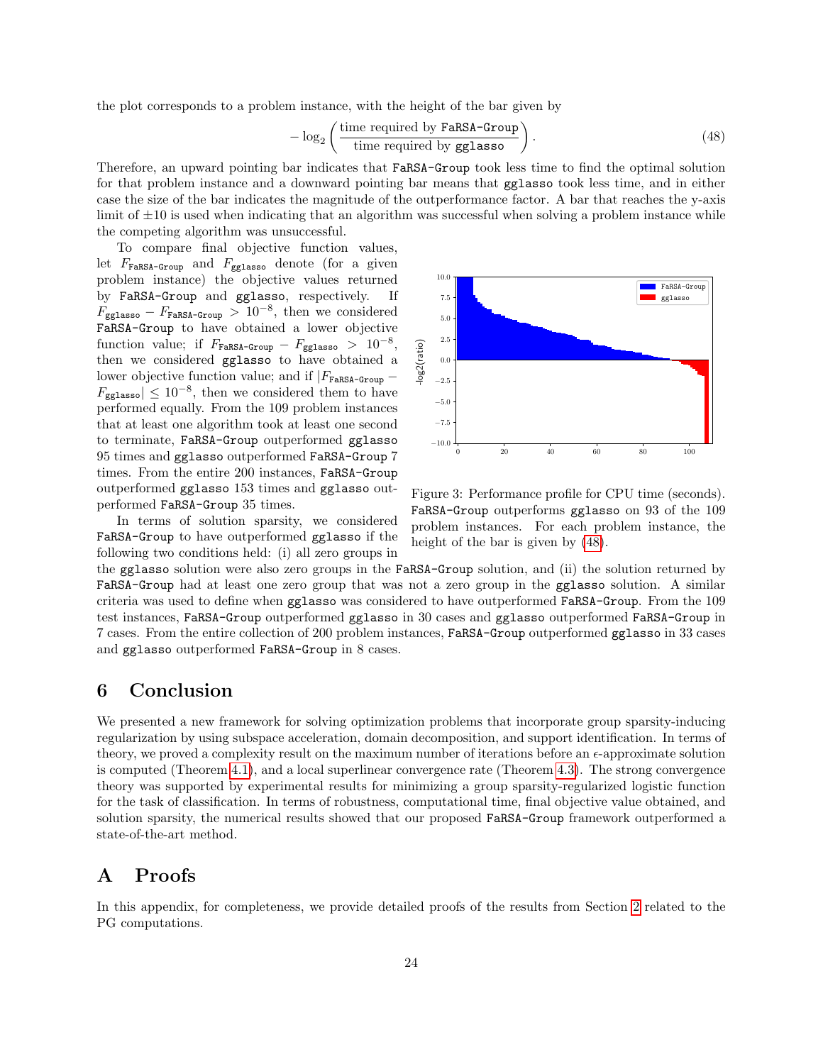the plot corresponds to a problem instance, with the height of the bar given by

$$-\log_2\left(\frac{\text{time required by } \texttt{FaRSA-Group}}{\text{time required by } \texttt{gglasso}}\right). \tag{48}$$

Therefore, an upward pointing bar indicates that FaRSA-Group took less time to find the optimal solution for that problem instance and a downward pointing bar means that gglasso took less time, and in either case the size of the bar indicates the magnitude of the outperformance factor. A bar that reaches the y-axis limit of $\pm 10$ is used when indicating that an algorithm was successful when solving a problem instance while the competing algorithm was unsuccessful.

To compare final objective function values, let $F_{\texttt{FaRSA-Group}}$ and $F_{\texttt{gglasso}}$ denote (for a given problem instance) the objective values returned by FaRSA-Group and gglasso, respectively. If $F_{\texttt{gglasso}} - F_{\texttt{FaRSA-Group}} > 10^{-8}$, then we considered FaRSA-Group to have obtained a lower objective function value; if $F_{\texttt{FaRSA-Group}} - F_{\texttt{gglasso}} > 10^{-8}$, then we considered gglasso to have obtained a lower objective function value; and if $|F_{\texttt{FaRSA-Group}} - F_{\texttt{gglasso}}| \leq 10^{-8}$, then we considered them to have performed equally. From the 109 problem instances that at least one algorithm took at least one second to terminate, FaRSA-Group outperformed gglasso 95 times and gglasso outperformed FaRSA-Group 7 times. From the entire 200 instances, FaRSA-Group outperformed gglasso 153 times and gglasso outperformed FaRSA-Group 35 times.

Figure 3: Performance profile for CPU time (seconds). FaRSA-Group outperforms gglasso on 93 of the 109 problem instances. For each problem instance, the height of the bar is given by (48).

In terms of solution sparsity, we considered FaRSA-Group to have outperformed gglasso if the following two conditions held: (i) all zero groups in the gglasso solution were also zero groups in the FaRSA-Group solution, and (ii) the solution returned by FaRSA-Group had at least one zero group that was not a zero group in the gglasso solution. A similar criteria was used to define when gglasso was considered to have outperformed FaRSA-Group. From the 109 test instances, FaRSA-Group outperformed gglasso in 30 cases and gglasso outperformed FaRSA-Group in 7 cases. From the entire collection of 200 problem instances, FaRSA-Group outperformed gglasso in 33 cases and gglasso outperformed FaRSA-Group in 8 cases.

## 6 Conclusion

We presented a new framework for solving optimization problems that incorporate group sparsity-inducing regularization by using subspace acceleration, domain decomposition, and support identification. In terms of theory, we proved a complexity result on the maximum number of iterations before an $\epsilon$-approximate solution is computed (Theorem 4.1), and a local superlinear convergence rate (Theorem 4.3). The strong convergence theory was supported by experimental results for minimizing a group sparsity-regularized logistic function for the task of classification. In terms of robustness, computational time, final objective value obtained, and solution sparsity, the numerical results showed that our proposed FaRSA-Group framework outperformed a state-of-the-art method.

## A Proofs

In this appendix, for completeness, we provide detailed proofs of the results from Section 2 related to the PG computations.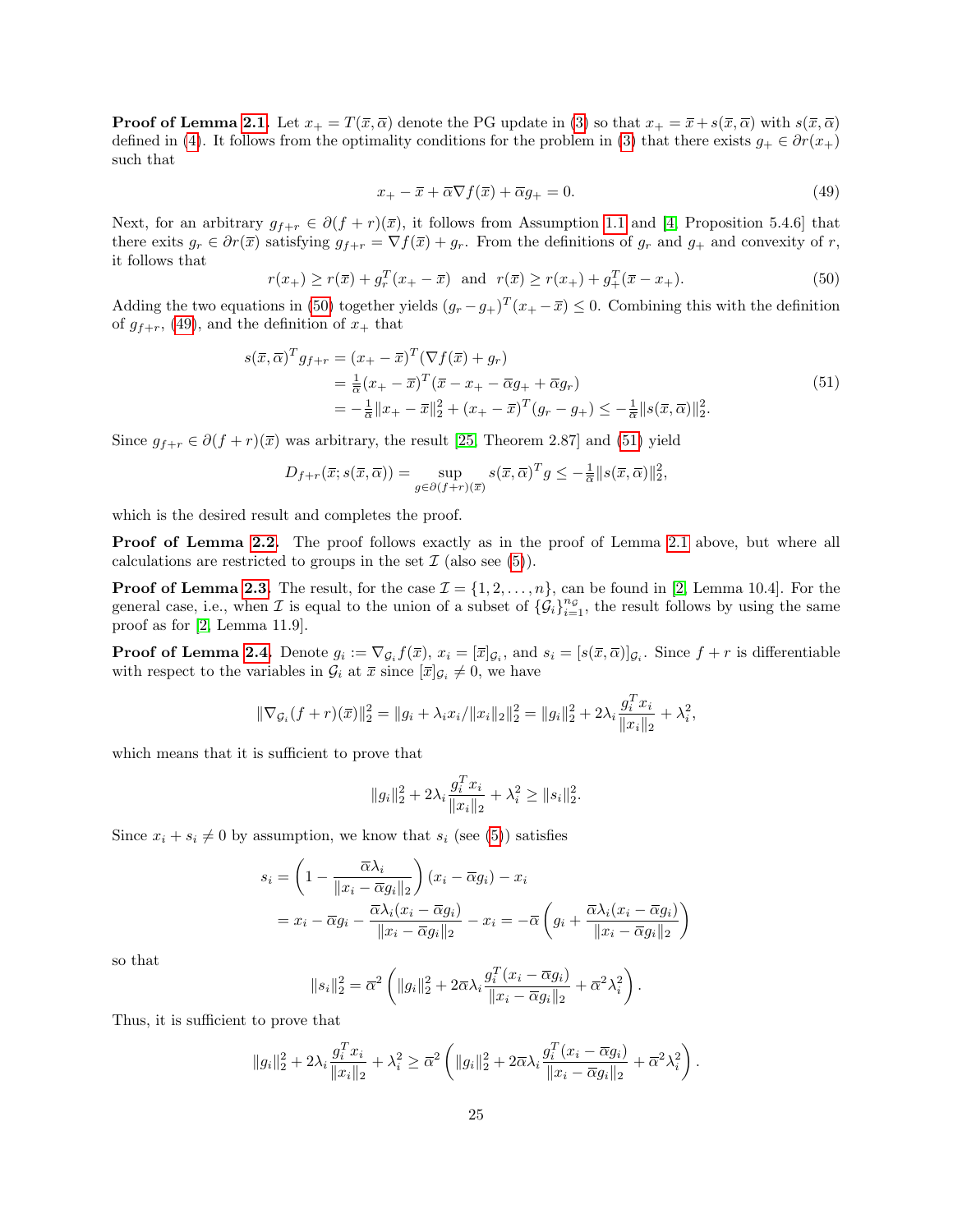**Proof of Lemma 2.1.** Let $x_+ = T(\overline{x}, \overline{\alpha})$ denote the PG update in (3) so that $x_+ = \overline{x} + s(\overline{x}, \overline{\alpha})$ with $s(\overline{x}, \overline{\alpha})$ defined in (4). It follows from the optimality conditions for the problem in (3) that there exists $g_+ \in \partial r(x_+)$ such that

$$x_+ - \overline{x} + \overline{\alpha}\nabla f(\overline{x}) + \overline{\alpha} g_+ = 0. \tag{49}$$

Next, for an arbitrary $g_{f+r} \in \partial(f+r)(\overline{x})$, it follows from Assumption 1.1 and [4, Proposition 5.4.6] that there exits $g_r \in \partial r(\overline{x})$ satisfying $g_{f+r} = \nabla f(\overline{x}) + g_r$. From the definitions of $g_r$ and $g_+$ and convexity of $r$, it follows that

$$r(x_+) \geq r(\overline{x}) + g_r^T(x_+ - \overline{x}) \ \text{ and } \ r(\overline{x}) \geq r(x_+) + g_+^T(\overline{x} - x_+). \tag{50}$$

Adding the two equations in (50) together yields $(g_r - g_+)^T(x_+ - \overline{x}) \leq 0$. Combining this with the definition of $g_{f+r}$, (49), and the definition of $x_+$ that

$$\begin{aligned} s(\overline{x}, \overline{\alpha})^T g_{f+r} &= (x_+ - \overline{x})^T(\nabla f(\overline{x}) + g_r) \\ &= \tfrac{1}{\overline{\alpha}}(x_+ - \overline{x})^T(\overline{x} - x_+ - \overline{\alpha} g_+ + \overline{\alpha} g_r) \\ &= -\tfrac{1}{\overline{\alpha}}\|x_+ - \overline{x}\|_2^2 + (x_+ - \overline{x})^T(g_r - g_+) \leq -\tfrac{1}{\overline{\alpha}}\|s(\overline{x}, \overline{\alpha})\|_2^2. \end{aligned} \tag{51}$$

Since $g_{f+r} \in \partial(f+r)(\overline{x})$ was arbitrary, the result [25, Theorem 2.87] and (51) yield

$$D_{f+r}(\overline{x}; s(\overline{x}, \overline{\alpha})) = \sup_{g \in \partial(f+r)(\overline{x})} s(\overline{x}, \overline{\alpha})^T g \leq -\tfrac{1}{\overline{\alpha}}\|s(\overline{x}, \overline{\alpha})\|_2^2,$$

which is the desired result and completes the proof.

**Proof of Lemma 2.2.** The proof follows exactly as in the proof of Lemma 2.1 above, but where all calculations are restricted to groups in the set $\mathcal{I}$ (also see (5)).

**Proof of Lemma 2.3.** The result, for the case $\mathcal{I} = \{1, 2, \ldots, n\}$, can be found in [2, Lemma 10.4]. For the general case, i.e., when $\mathcal{I}$ is equal to the union of a subset of $\{\mathcal{G}_i\}_{i=1}^{n_\mathcal{G}}$, the result follows by using the same proof as for [2, Lemma 11.9].

**Proof of Lemma 2.4.** Denote $g_i := \nabla_{\mathcal{G}_i} f(\overline{x})$, $x_i = [\overline{x}]_{\mathcal{G}_i}$, and $s_i = [s(\overline{x}, \overline{\alpha})]_{\mathcal{G}_i}$. Since $f + r$ is differentiable with respect to the variables in $\mathcal{G}_i$ at $\overline{x}$ since $[\overline{x}]_{\mathcal{G}_i} \neq 0$, we have

$$\|\nabla_{\mathcal{G}_i}(f+r)(\overline{x})\|_2^2 = \|g_i + \lambda_i x_i / \|x_i\|_2\|_2^2 = \|g_i\|_2^2 + 2\lambda_i \frac{g_i^T x_i}{\|x_i\|_2} + \lambda_i^2,$$

which means that it is sufficient to prove that

$$\|g_i\|_2^2 + 2\lambda_i \frac{g_i^T x_i}{\|x_i\|_2} + \lambda_i^2 \geq \|s_i\|_2^2.$$

Since $x_i + s_i \neq 0$ by assumption, we know that $s_i$ (see (5)) satisfies

$$\begin{aligned} s_i &= \left(1 - \frac{\overline{\alpha}\lambda_i}{\|x_i - \overline{\alpha} g_i\|_2}\right)(x_i - \overline{\alpha} g_i) - x_i \\ &= x_i - \overline{\alpha} g_i - \frac{\overline{\alpha}\lambda_i(x_i - \overline{\alpha} g_i)}{\|x_i - \overline{\alpha} g_i\|_2} - x_i = -\overline{\alpha}\left(g_i + \frac{\overline{\alpha}\lambda_i(x_i - \overline{\alpha} g_i)}{\|x_i - \overline{\alpha} g_i\|_2}\right) \end{aligned}$$

so that

$$\|s_i\|_2^2 = \overline{\alpha}^2\left(\|g_i\|_2^2 + 2\overline{\alpha}\lambda_i \frac{g_i^T(x_i - \overline{\alpha} g_i)}{\|x_i - \overline{\alpha} g_i\|_2} + \overline{\alpha}^2\lambda_i^2\right).$$

Thus, it is sufficient to prove that

$$\|g_i\|_2^2 + 2\lambda_i \frac{g_i^T x_i}{\|x_i\|_2} + \lambda_i^2 \geq \overline{\alpha}^2\left(\|g_i\|_2^2 + 2\overline{\alpha}\lambda_i \frac{g_i^T(x_i - \overline{\alpha} g_i)}{\|x_i - \overline{\alpha} g_i\|_2} + \overline{\alpha}^2\lambda_i^2\right).$$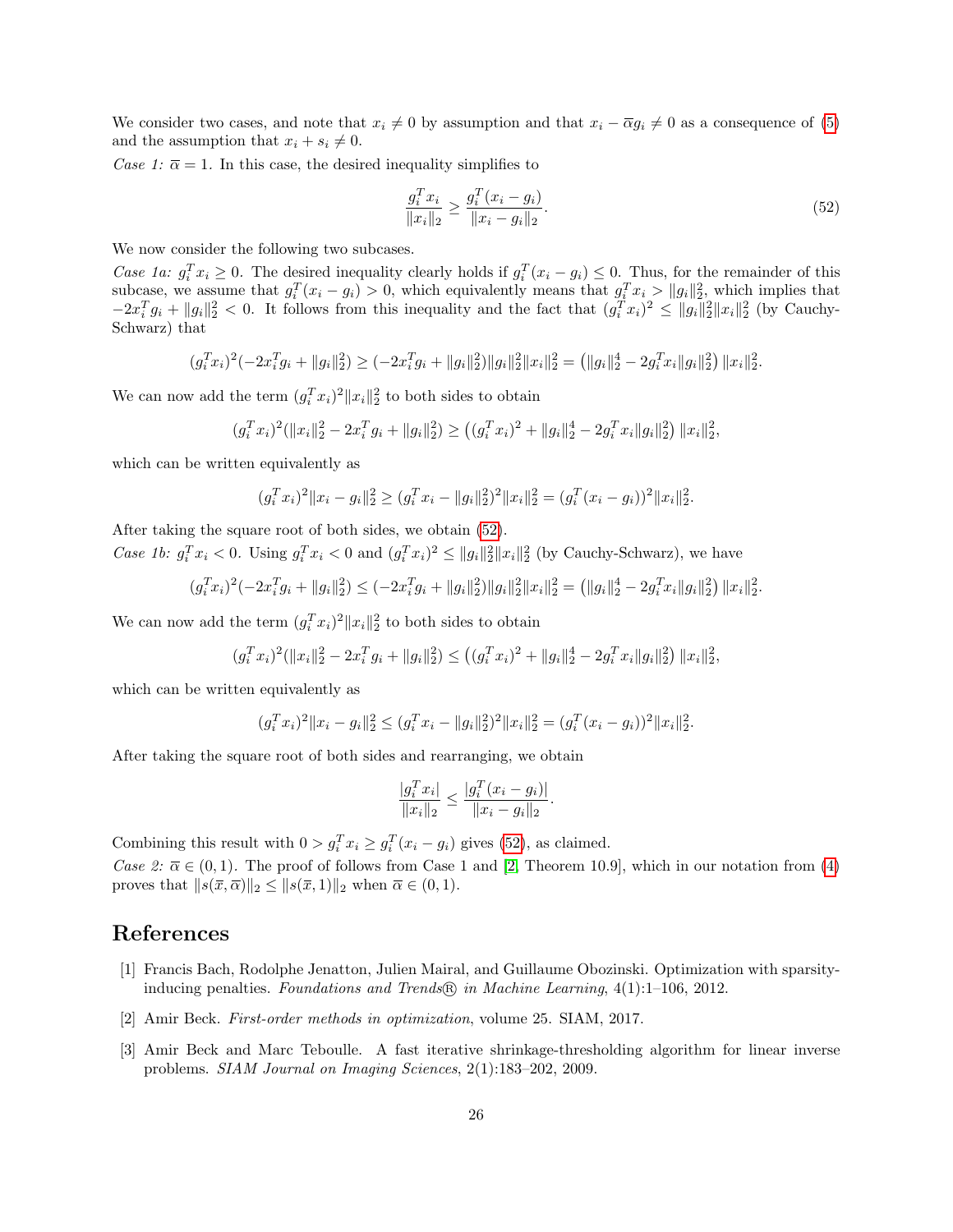We consider two cases, and note that $x_i \neq 0$ by assumption and that $x_i - \overline{\alpha} g_i \neq 0$ as a consequence of (5) and the assumption that $x_i + s_i \neq 0$.

*Case 1:* $\overline{\alpha} = 1$. In this case, the desired inequality simplifies to

$$\frac{g_i^T x_i}{\|x_i\|_2} \geq \frac{g_i^T (x_i - g_i)}{\|x_i - g_i\|_2}. \tag{52}$$

We now consider the following two subcases.

*Case 1a:* $g_i^T x_i \geq 0$. The desired inequality clearly holds if $g_i^T (x_i - g_i) \leq 0$. Thus, for the remainder of this subcase, we assume that $g_i^T (x_i - g_i) > 0$, which equivalently means that $g_i^T x_i > \|g_i\|_2^2$, which implies that $-2x_i^T g_i + \|g_i\|_2^2 < 0$. It follows from this inequality and the fact that $(g_i^T x_i)^2 \leq \|g_i\|_2^2 \|x_i\|_2^2$ (by Cauchy-Schwarz) that

$$(g_i^T x_i)^2 (-2x_i^T g_i + \|g_i\|_2^2) \geq (-2x_i^T g_i + \|g_i\|_2^2) \|g_i\|_2^2 \|x_i\|_2^2 = \left(\|g_i\|_2^4 - 2g_i^T x_i \|g_i\|_2^2\right) \|x_i\|_2^2.$$

We can now add the term $(g_i^T x_i)^2 \|x_i\|_2^2$ to both sides to obtain

$$(g_i^T x_i)^2 (\|x_i\|_2^2 - 2x_i^T g_i + \|g_i\|_2^2) \geq \left((g_i^T x_i)^2 + \|g_i\|_2^4 - 2g_i^T x_i \|g_i\|_2^2\right) \|x_i\|_2^2,$$

which can be written equivalently as

$$(g_i^T x_i)^2 \|x_i - g_i\|_2^2 \geq (g_i^T x_i - \|g_i\|_2^2)^2 \|x_i\|_2^2 = (g_i^T (x_i - g_i))^2 \|x_i\|_2^2.$$

After taking the square root of both sides, we obtain (52).

*Case 1b:* $g_i^T x_i < 0$. Using $g_i^T x_i < 0$ and $(g_i^T x_i)^2 \leq \|g_i\|_2^2 \|x_i\|_2^2$ (by Cauchy-Schwarz), we have

$$(g_i^T x_i)^2 (-2x_i^T g_i + \|g_i\|_2^2) \leq (-2x_i^T g_i + \|g_i\|_2^2) \|g_i\|_2^2 \|x_i\|_2^2 = \left(\|g_i\|_2^4 - 2g_i^T x_i \|g_i\|_2^2\right) \|x_i\|_2^2.$$

We can now add the term $(g_i^T x_i)^2 \|x_i\|_2^2$ to both sides to obtain

$$(g_i^T x_i)^2 (\|x_i\|_2^2 - 2x_i^T g_i + \|g_i\|_2^2) \leq \left((g_i^T x_i)^2 + \|g_i\|_2^4 - 2g_i^T x_i \|g_i\|_2^2\right) \|x_i\|_2^2,$$

which can be written equivalently as

$$(g_i^T x_i)^2 \|x_i - g_i\|_2^2 \leq (g_i^T x_i - \|g_i\|_2^2)^2 \|x_i\|_2^2 = (g_i^T (x_i - g_i))^2 \|x_i\|_2^2.$$

After taking the square root of both sides and rearranging, we obtain

$$\frac{|g_i^T x_i|}{\|x_i\|_2} \leq \frac{|g_i^T (x_i - g_i)|}{\|x_i - g_i\|_2}.$$

Combining this result with $0 > g_i^T x_i \geq g_i^T (x_i - g_i)$ gives (52), as claimed.

*Case 2:* $\overline{\alpha} \in (0, 1)$. The proof of follows from Case 1 and [2, Theorem 10.9], which in our notation from (4) proves that $\|s(\overline{x}, \overline{\alpha})\|_2 \leq \|s(\overline{x}, 1)\|_2$ when $\overline{\alpha} \in (0, 1)$.

# References

[1] Francis Bach, Rodolphe Jenatton, Julien Mairal, and Guillaume Obozinski. Optimization with sparsity-inducing penalties. *Foundations and Trends® in Machine Learning*, 4(1):1–106, 2012.

[2] Amir Beck. *First-order methods in optimization*, volume 25. SIAM, 2017.

[3] Amir Beck and Marc Teboulle. A fast iterative shrinkage-thresholding algorithm for linear inverse problems. *SIAM Journal on Imaging Sciences*, 2(1):183–202, 2009.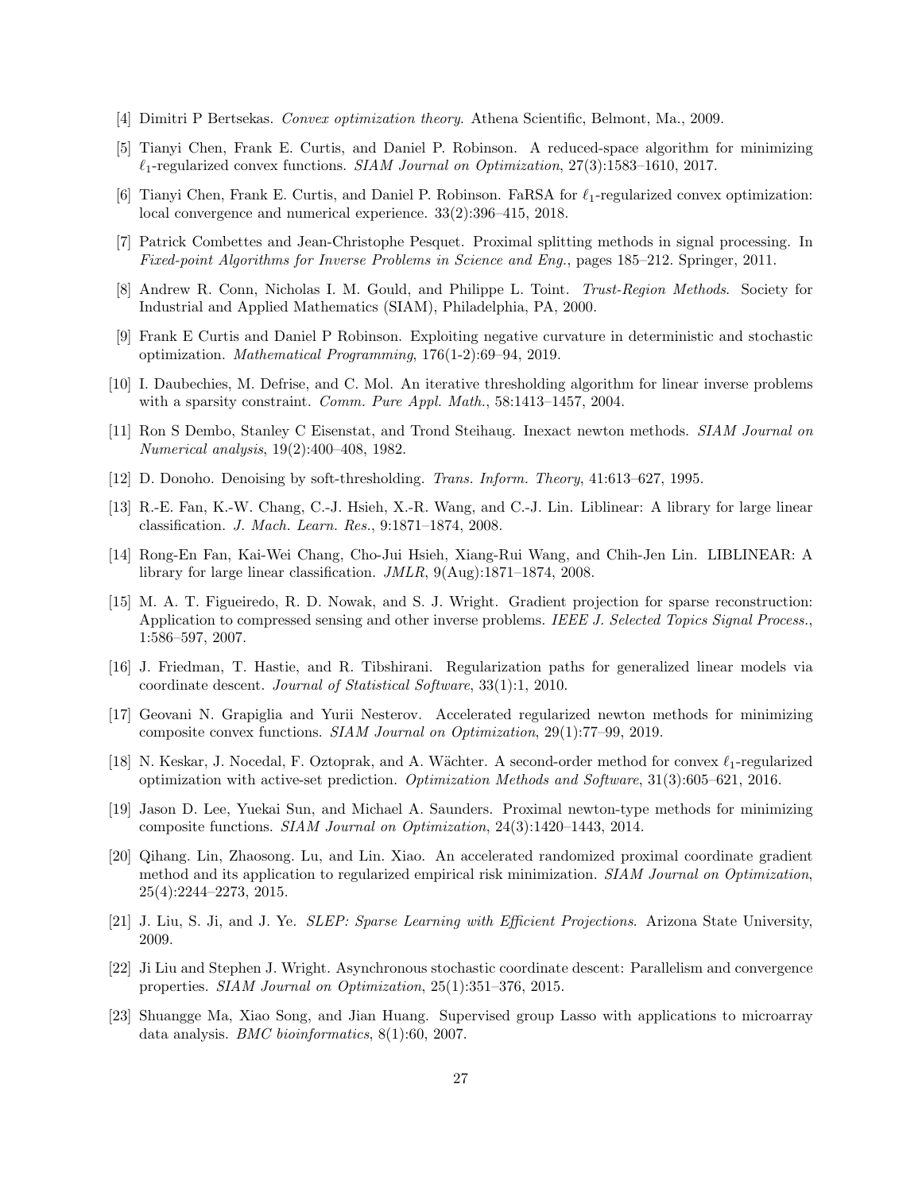[4] Dimitri P Bertsekas. *Convex optimization theory*. Athena Scientific, Belmont, Ma., 2009.

[5] Tianyi Chen, Frank E. Curtis, and Daniel P. Robinson. A reduced-space algorithm for minimizing $\ell_1$-regularized convex functions. *SIAM Journal on Optimization*, 27(3):1583–1610, 2017.

[6] Tianyi Chen, Frank E. Curtis, and Daniel P. Robinson. FaRSA for $\ell_1$-regularized convex optimization: local convergence and numerical experience. 33(2):396–415, 2018.

[7] Patrick Combettes and Jean-Christophe Pesquet. Proximal splitting methods in signal processing. In *Fixed-point Algorithms for Inverse Problems in Science and Eng.*, pages 185–212. Springer, 2011.

[8] Andrew R. Conn, Nicholas I. M. Gould, and Philippe L. Toint. *Trust-Region Methods*. Society for Industrial and Applied Mathematics (SIAM), Philadelphia, PA, 2000.

[9] Frank E Curtis and Daniel P Robinson. Exploiting negative curvature in deterministic and stochastic optimization. *Mathematical Programming*, 176(1-2):69–94, 2019.

[10] I. Daubechies, M. Defrise, and C. Mol. An iterative thresholding algorithm for linear inverse problems with a sparsity constraint. *Comm. Pure Appl. Math.*, 58:1413–1457, 2004.

[11] Ron S Dembo, Stanley C Eisenstat, and Trond Steihaug. Inexact newton methods. *SIAM Journal on Numerical analysis*, 19(2):400–408, 1982.

[12] D. Donoho. Denoising by soft-thresholding. *Trans. Inform. Theory*, 41:613–627, 1995.

[13] R.-E. Fan, K.-W. Chang, C.-J. Hsieh, X.-R. Wang, and C.-J. Lin. Liblinear: A library for large linear classification. *J. Mach. Learn. Res.*, 9:1871–1874, 2008.

[14] Rong-En Fan, Kai-Wei Chang, Cho-Jui Hsieh, Xiang-Rui Wang, and Chih-Jen Lin. LIBLINEAR: A library for large linear classification. *JMLR*, 9(Aug):1871–1874, 2008.

[15] M. A. T. Figueiredo, R. D. Nowak, and S. J. Wright. Gradient projection for sparse reconstruction: Application to compressed sensing and other inverse problems. *IEEE J. Selected Topics Signal Process.*, 1:586–597, 2007.

[16] J. Friedman, T. Hastie, and R. Tibshirani. Regularization paths for generalized linear models via coordinate descent. *Journal of Statistical Software*, 33(1):1, 2010.

[17] Geovani N. Grapiglia and Yurii Nesterov. Accelerated regularized newton methods for minimizing composite convex functions. *SIAM Journal on Optimization*, 29(1):77–99, 2019.

[18] N. Keskar, J. Nocedal, F. Oztoprak, and A. Wächter. A second-order method for convex $\ell_1$-regularized optimization with active-set prediction. *Optimization Methods and Software*, 31(3):605–621, 2016.

[19] Jason D. Lee, Yuekai Sun, and Michael A. Saunders. Proximal newton-type methods for minimizing composite functions. *SIAM Journal on Optimization*, 24(3):1420–1443, 2014.

[20] Qihang. Lin, Zhaosong. Lu, and Lin. Xiao. An accelerated randomized proximal coordinate gradient method and its application to regularized empirical risk minimization. *SIAM Journal on Optimization*, 25(4):2244–2273, 2015.

[21] J. Liu, S. Ji, and J. Ye. *SLEP: Sparse Learning with Efficient Projections*. Arizona State University, 2009.

[22] Ji Liu and Stephen J. Wright. Asynchronous stochastic coordinate descent: Parallelism and convergence properties. *SIAM Journal on Optimization*, 25(1):351–376, 2015.

[23] Shuangge Ma, Xiao Song, and Jian Huang. Supervised group Lasso with applications to microarray data analysis. *BMC bioinformatics*, 8(1):60, 2007.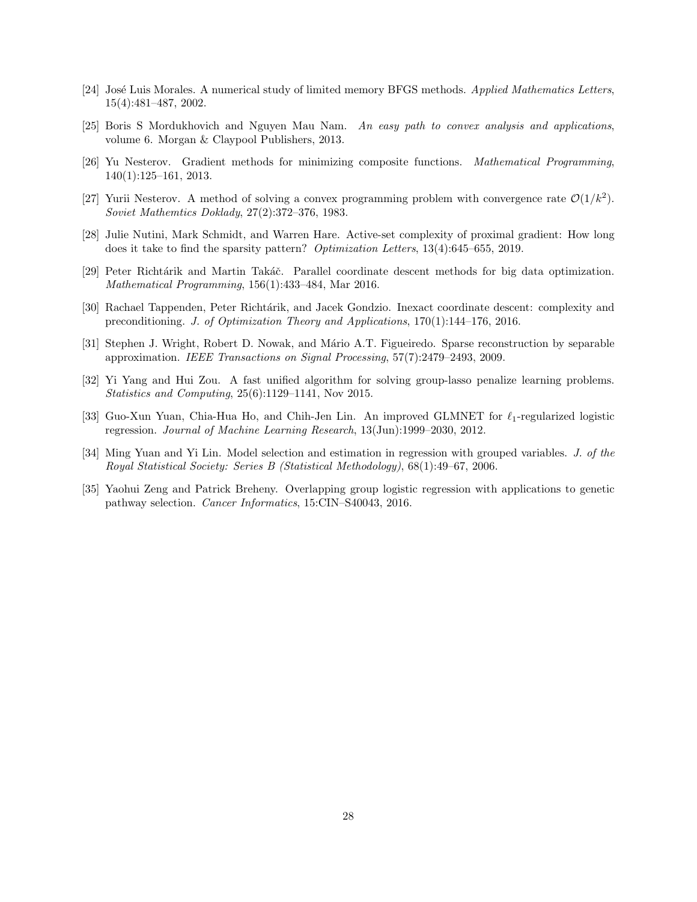[24] José Luis Morales. A numerical study of limited memory BFGS methods. *Applied Mathematics Letters*, 15(4):481–487, 2002.

[25] Boris S Mordukhovich and Nguyen Mau Nam. *An easy path to convex analysis and applications*, volume 6. Morgan & Claypool Publishers, 2013.

[26] Yu Nesterov. Gradient methods for minimizing composite functions. *Mathematical Programming*, 140(1):125–161, 2013.

[27] Yurii Nesterov. A method of solving a convex programming problem with convergence rate $\mathcal{O}(1/k^2)$. *Soviet Mathemtics Doklady*, 27(2):372–376, 1983.

[28] Julie Nutini, Mark Schmidt, and Warren Hare. Active-set complexity of proximal gradient: How long does it take to find the sparsity pattern? *Optimization Letters*, 13(4):645–655, 2019.

[29] Peter Richtárik and Martin Takáč. Parallel coordinate descent methods for big data optimization. *Mathematical Programming*, 156(1):433–484, Mar 2016.

[30] Rachael Tappenden, Peter Richtárik, and Jacek Gondzio. Inexact coordinate descent: complexity and preconditioning. *J. of Optimization Theory and Applications*, 170(1):144–176, 2016.

[31] Stephen J. Wright, Robert D. Nowak, and Mário A.T. Figueiredo. Sparse reconstruction by separable approximation. *IEEE Transactions on Signal Processing*, 57(7):2479–2493, 2009.

[32] Yi Yang and Hui Zou. A fast unified algorithm for solving group-lasso penalize learning problems. *Statistics and Computing*, 25(6):1129–1141, Nov 2015.

[33] Guo-Xun Yuan, Chia-Hua Ho, and Chih-Jen Lin. An improved GLMNET for $\ell_1$-regularized logistic regression. *Journal of Machine Learning Research*, 13(Jun):1999–2030, 2012.

[34] Ming Yuan and Yi Lin. Model selection and estimation in regression with grouped variables. *J. of the Royal Statistical Society: Series B (Statistical Methodology)*, 68(1):49–67, 2006.

[35] Yaohui Zeng and Patrick Breheny. Overlapping group logistic regression with applications to genetic pathway selection. *Cancer Informatics*, 15:CIN–S40043, 2016.